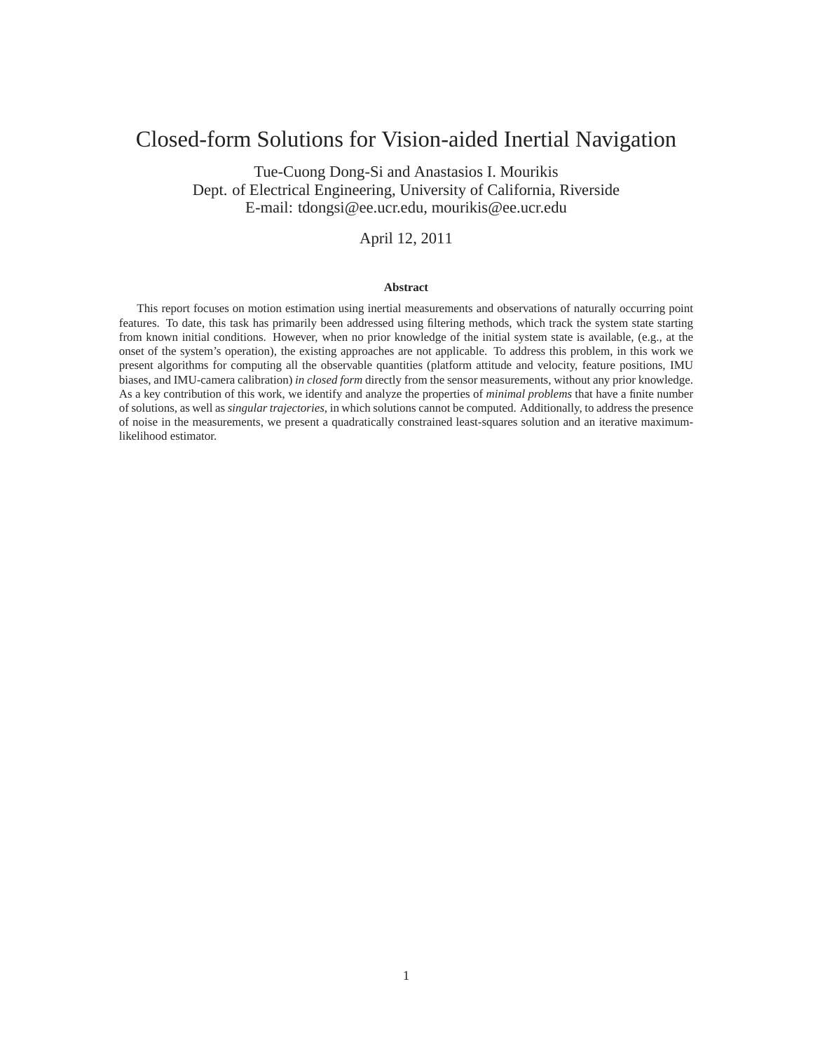# Closed-form Solutions for Vision-aided Inertial Navigation

Tue-Cuong Dong-Si and Anastasios I. Mourikis
Dept. of Electrical Engineering, University of California, Riverside
E-mail: tdongsi@ee.ucr.edu, mourikis@ee.ucr.edu

April 12, 2011

### Abstract

This report focuses on motion estimation using inertial measurements and observations of naturally occurring point features. To date, this task has primarily been addressed using filtering methods, which track the system state starting from known initial conditions. However, when no prior knowledge of the initial system state is available, (e.g., at the onset of the system's operation), the existing approaches are not applicable. To address this problem, in this work we present algorithms for computing all the observable quantities (platform attitude and velocity, feature positions, IMU biases, and IMU-camera calibration) *in closed form* directly from the sensor measurements, without any prior knowledge. As a key contribution of this work, we identify and analyze the properties of *minimal problems* that have a finite number of solutions, as well as *singular trajectories*, in which solutions cannot be computed. Additionally, to address the presence of noise in the measurements, we present a quadratically constrained least-squares solution and an iterative maximum-likelihood estimator.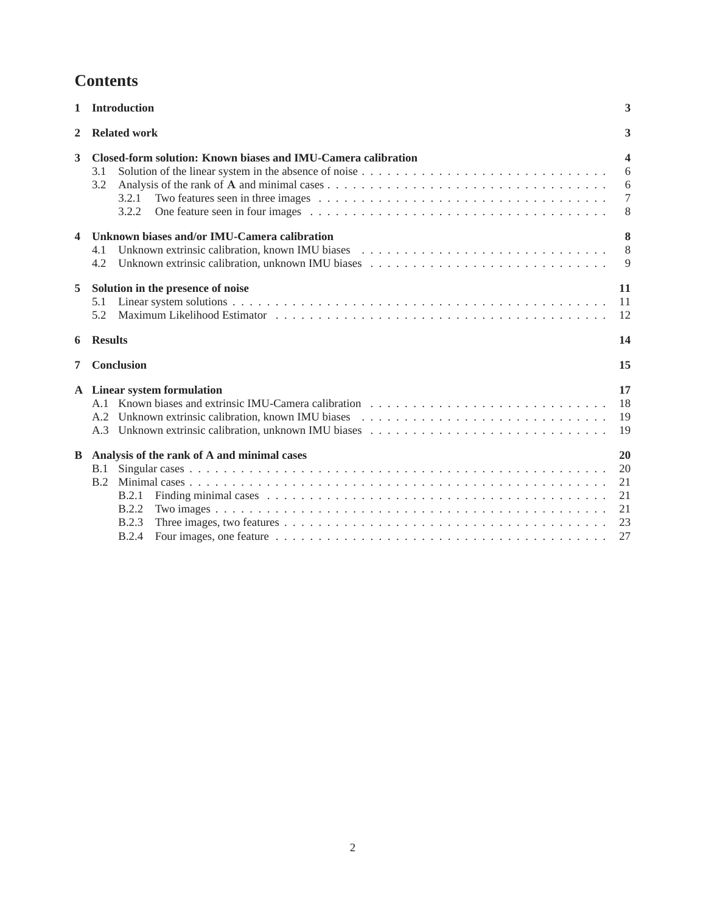# Contents

**1 Introduction** **3**

**2 Related work** **3**

**3 Closed-form solution: Known biases and IMU-Camera calibration** **4**

- 3.1 Solution of the linear system in the absence of noise . . . 6
- 3.2 Analysis of the rank of **A** and minimal cases . . . 6
  - 3.2.1 Two features seen in three images . . . 7
  - 3.2.2 One feature seen in four images . . . 8

**4 Unknown biases and/or IMU-Camera calibration** **8**

- 4.1 Unknown extrinsic calibration, known IMU biases . . . 8
- 4.2 Unknown extrinsic calibration, unknown IMU biases . . . 9

**5 Solution in the presence of noise** **11**

- 5.1 Linear system solutions . . . 11
- 5.2 Maximum Likelihood Estimator . . . 12

**6 Results** **14**

**7 Conclusion** **15**

**A Linear system formulation** **17**

- A.1 Known biases and extrinsic IMU-Camera calibration . . . 18
- A.2 Unknown extrinsic calibration, known IMU biases . . . 19
- A.3 Unknown extrinsic calibration, unknown IMU biases . . . 19

**B Analysis of the rank of A and minimal cases** **20**

- B.1 Singular cases . . . 20
- B.2 Minimal cases . . . 21
  - B.2.1 Finding minimal cases . . . 21
  - B.2.2 Two images . . . 21
  - B.2.3 Three images, two features . . . 23
  - B.2.4 Four images, one feature . . . 27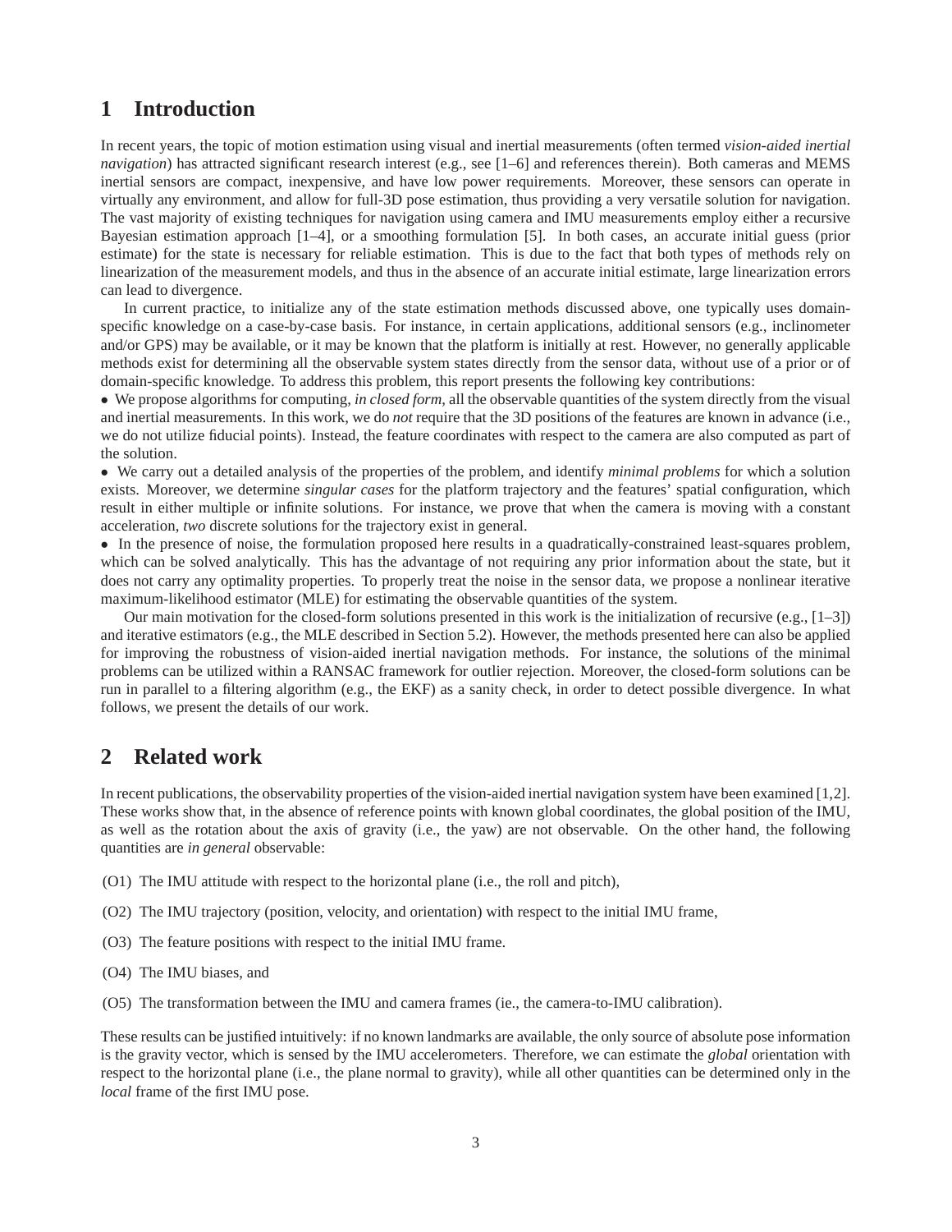# 1 Introduction

In recent years, the topic of motion estimation using visual and inertial measurements (often termed *vision-aided inertial navigation*) has attracted significant research interest (e.g., see [1–6] and references therein). Both cameras and MEMS inertial sensors are compact, inexpensive, and have low power requirements. Moreover, these sensors can operate in virtually any environment, and allow for full-3D pose estimation, thus providing a very versatile solution for navigation. The vast majority of existing techniques for navigation using camera and IMU measurements employ either a recursive Bayesian estimation approach [1–4], or a smoothing formulation [5]. In both cases, an accurate initial guess (prior estimate) for the state is necessary for reliable estimation. This is due to the fact that both types of methods rely on linearization of the measurement models, and thus in the absence of an accurate initial estimate, large linearization errors can lead to divergence.

In current practice, to initialize any of the state estimation methods discussed above, one typically uses domain-specific knowledge on a case-by-case basis. For instance, in certain applications, additional sensors (e.g., inclinometer and/or GPS) may be available, or it may be known that the platform is initially at rest. However, no generally applicable methods exist for determining all the observable system states directly from the sensor data, without use of a prior or of domain-specific knowledge. To address this problem, this report presents the following key contributions:

• We propose algorithms for computing, *in closed form*, all the observable quantities of the system directly from the visual and inertial measurements. In this work, we do *not* require that the 3D positions of the features are known in advance (i.e., we do not utilize fiducial points). Instead, the feature coordinates with respect to the camera are also computed as part of the solution.

• We carry out a detailed analysis of the properties of the problem, and identify *minimal problems* for which a solution exists. Moreover, we determine *singular cases* for the platform trajectory and the features' spatial configuration, which result in either multiple or infinite solutions. For instance, we prove that when the camera is moving with a constant acceleration, *two* discrete solutions for the trajectory exist in general.

• In the presence of noise, the formulation proposed here results in a quadratically-constrained least-squares problem, which can be solved analytically. This has the advantage of not requiring any prior information about the state, but it does not carry any optimality properties. To properly treat the noise in the sensor data, we propose a nonlinear iterative maximum-likelihood estimator (MLE) for estimating the observable quantities of the system.

Our main motivation for the closed-form solutions presented in this work is the initialization of recursive (e.g., [1–3]) and iterative estimators (e.g., the MLE described in Section 5.2). However, the methods presented here can also be applied for improving the robustness of vision-aided inertial navigation methods. For instance, the solutions of the minimal problems can be utilized within a RANSAC framework for outlier rejection. Moreover, the closed-form solutions can be run in parallel to a filtering algorithm (e.g., the EKF) as a sanity check, in order to detect possible divergence. In what follows, we present the details of our work.

# 2 Related work

In recent publications, the observability properties of the vision-aided inertial navigation system have been examined [1,2]. These works show that, in the absence of reference points with known global coordinates, the global position of the IMU, as well as the rotation about the axis of gravity (i.e., the yaw) are not observable. On the other hand, the following quantities are *in general* observable:

(O1) The IMU attitude with respect to the horizontal plane (i.e., the roll and pitch),

(O2) The IMU trajectory (position, velocity, and orientation) with respect to the initial IMU frame,

(O3) The feature positions with respect to the initial IMU frame.

(O4) The IMU biases, and

(O5) The transformation between the IMU and camera frames (ie., the camera-to-IMU calibration).

These results can be justified intuitively: if no known landmarks are available, the only source of absolute pose information is the gravity vector, which is sensed by the IMU accelerometers. Therefore, we can estimate the *global* orientation with respect to the horizontal plane (i.e., the plane normal to gravity), while all other quantities can be determined only in the *local* frame of the first IMU pose.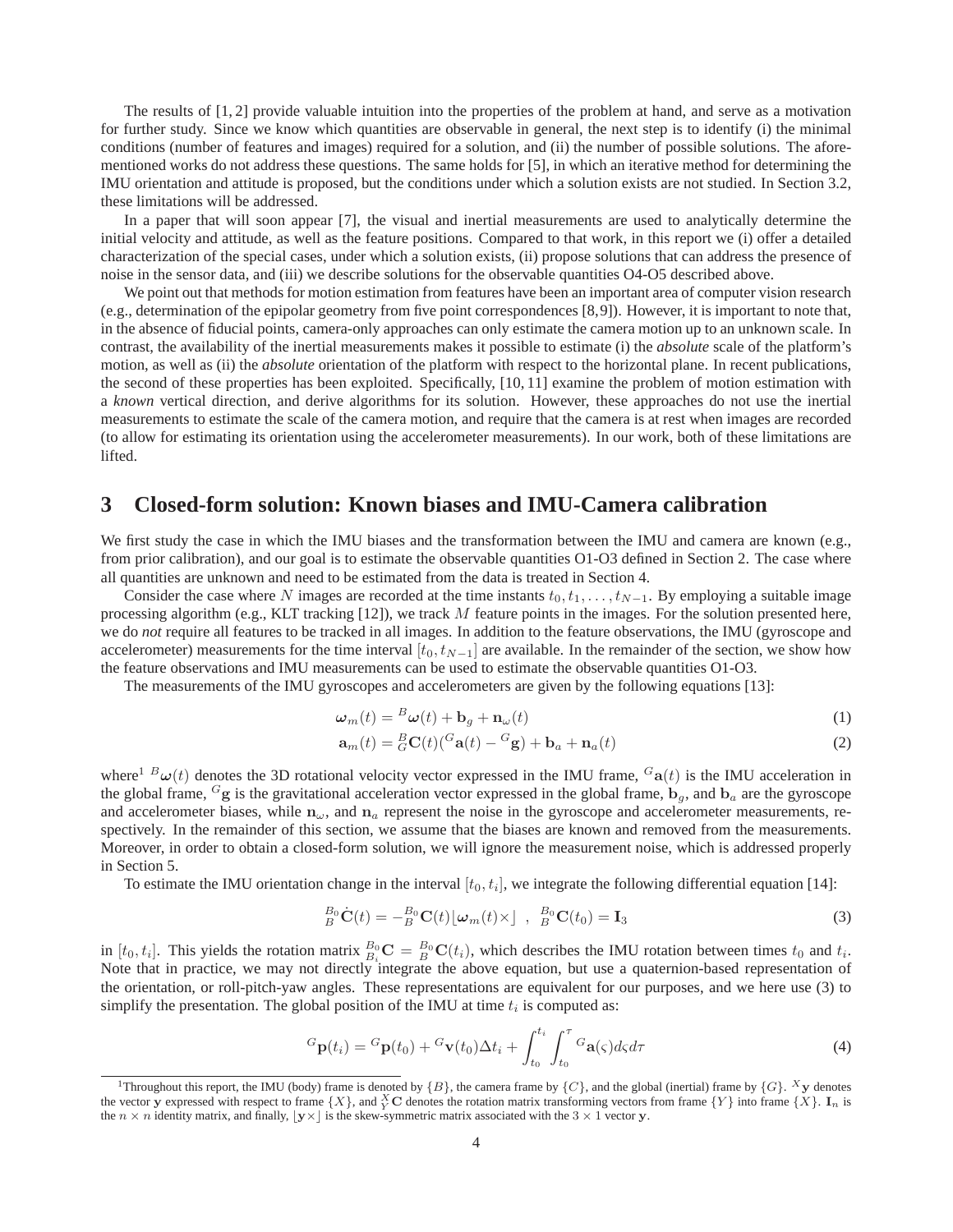The results of [1, 2] provide valuable intuition into the properties of the problem at hand, and serve as a motivation for further study. Since we know which quantities are observable in general, the next step is to identify (i) the minimal conditions (number of features and images) required for a solution, and (ii) the number of possible solutions. The aforementioned works do not address these questions. The same holds for [5], in which an iterative method for determining the IMU orientation and attitude is proposed, but the conditions under which a solution exists are not studied. In Section 3.2, these limitations will be addressed.

In a paper that will soon appear [7], the visual and inertial measurements are used to analytically determine the initial velocity and attitude, as well as the feature positions. Compared to that work, in this report we (i) offer a detailed characterization of the special cases, under which a solution exists, (ii) propose solutions that can address the presence of noise in the sensor data, and (iii) we describe solutions for the observable quantities O4-O5 described above.

We point out that methods for motion estimation from features have been an important area of computer vision research (e.g., determination of the epipolar geometry from five point correspondences [8,9]). However, it is important to note that, in the absence of fiducial points, camera-only approaches can only estimate the camera motion up to an unknown scale. In contrast, the availability of the inertial measurements makes it possible to estimate (i) the *absolute* scale of the platform's motion, as well as (ii) the *absolute* orientation of the platform with respect to the horizontal plane. In recent publications, the second of these properties has been exploited. Specifically, [10, 11] examine the problem of motion estimation with a *known* vertical direction, and derive algorithms for its solution. However, these approaches do not use the inertial measurements to estimate the scale of the camera motion, and require that the camera is at rest when images are recorded (to allow for estimating its orientation using the accelerometer measurements). In our work, both of these limitations are lifted.

# 3 Closed-form solution: Known biases and IMU-Camera calibration

We first study the case in which the IMU biases and the transformation between the IMU and camera are known (e.g., from prior calibration), and our goal is to estimate the observable quantities O1-O3 defined in Section 2. The case where all quantities are unknown and need to be estimated from the data is treated in Section 4.

Consider the case where $N$ images are recorded at the time instants $t_0, t_1, \ldots, t_{N-1}$. By employing a suitable image processing algorithm (e.g., KLT tracking [12]), we track $M$ feature points in the images. For the solution presented here, we do *not* require all features to be tracked in all images. In addition to the feature observations, the IMU (gyroscope and accelerometer) measurements for the time interval $[t_0, t_{N-1}]$ are available. In the remainder of the section, we show how the feature observations and IMU measurements can be used to estimate the observable quantities O1-O3.

The measurements of the IMU gyroscopes and accelerometers are given by the following equations [13]:

$$\boldsymbol{\omega}_m(t) = {}^{B}\boldsymbol{\omega}(t) + \mathbf{b}_g + \mathbf{n}_\omega(t) \tag{1}$$

$$\mathbf{a}_m(t) = {}^{B}_{G}\mathbf{C}(t)({}^{G}\mathbf{a}(t) - {}^{G}\mathbf{g}) + \mathbf{b}_a + \mathbf{n}_a(t) \tag{2}$$

where[1] ${}^{B}\boldsymbol{\omega}(t)$ denotes the 3D rotational velocity vector expressed in the IMU frame, ${}^{G}\mathbf{a}(t)$ is the IMU acceleration in the global frame, ${}^{G}\mathbf{g}$ is the gravitational acceleration vector expressed in the global frame, $\mathbf{b}_g$, and $\mathbf{b}_a$ are the gyroscope and accelerometer biases, while $\mathbf{n}_\omega$, and $\mathbf{n}_a$ represent the noise in the gyroscope and accelerometer measurements, respectively. In the remainder of this section, we assume that the biases are known and removed from the measurements. Moreover, in order to obtain a closed-form solution, we will ignore the measurement noise, which is addressed properly in Section 5.

To estimate the IMU orientation change in the interval $[t_0, t_i]$, we integrate the following differential equation [14]:

$$ {}^{B_0}_{B}\dot{\mathbf{C}}(t) = -{}^{B_0}_{B}\mathbf{C}(t)\lfloor\boldsymbol{\omega}_m(t)\times\rfloor \;\;,\;\; {}^{B_0}_{B}\mathbf{C}(t_0) = \mathbf{I}_3 \tag{3}$$

in $[t_0, t_i]$. This yields the rotation matrix ${}^{B_0}_{B_i}\mathbf{C} = {}^{B_0}_{B}\mathbf{C}(t_i)$, which describes the IMU rotation between times $t_0$ and $t_i$. Note that in practice, we may not directly integrate the above equation, but use a quaternion-based representation of the orientation, or roll-pitch-yaw angles. These representations are equivalent for our purposes, and we here use (3) to simplify the presentation. The global position of the IMU at time $t_i$ is computed as:

$$ {}^{G}\mathbf{p}(t_i) = {}^{G}\mathbf{p}(t_0) + {}^{G}\mathbf{v}(t_0)\Delta t_i + \int_{t_0}^{t_i}\int_{t_0}^{\tau} {}^{G}\mathbf{a}(\varsigma)d\varsigma d\tau \tag{4}$$

[1] Throughout this report, the IMU (body) frame is denoted by $\{B\}$, the camera frame by $\{C\}$, and the global (inertial) frame by $\{G\}$. ${}^{X}\mathbf{y}$ denotes the vector $\mathbf{y}$ expressed with respect to frame $\{X\}$, and ${}^{X}_{Y}\mathbf{C}$ denotes the rotation matrix transforming vectors from frame $\{Y\}$ into frame $\{X\}$. $\mathbf{I}_n$ is the $n \times n$ identity matrix, and finally, $\lfloor\mathbf{y}\times\rfloor$ is the skew-symmetric matrix associated with the $3 \times 1$ vector $\mathbf{y}$.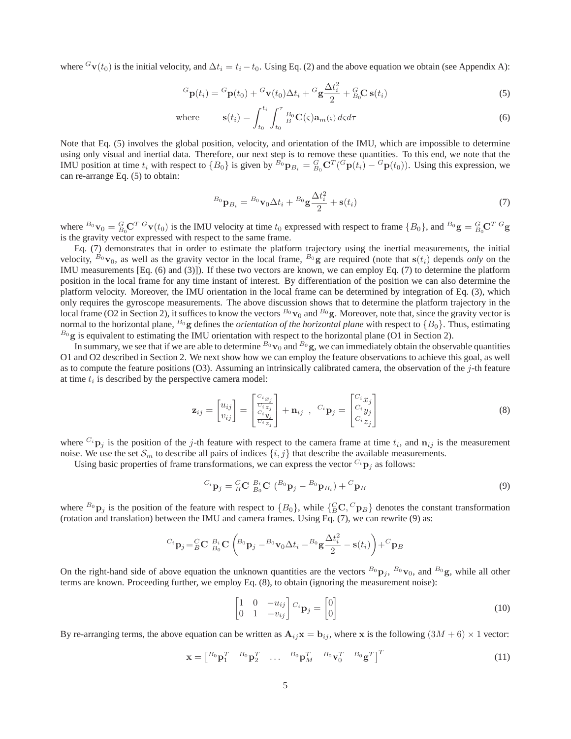where ${}^{G}\mathbf{v}(t_0)$ is the initial velocity, and $\Delta t_i = t_i - t_0$. Using Eq. (2) and the above equation we obtain (see Appendix A):

$$
{}^{G}\mathbf{p}(t_i) = {}^{G}\mathbf{p}(t_0) + {}^{G}\mathbf{v}(t_0)\Delta t_i + {}^{G}\mathbf{g}\frac{\Delta t_i^2}{2} + {}^{G}_{B_0}\mathbf{C}\,\mathbf{s}(t_i) \tag{5}
$$

$$
\text{where} \qquad \mathbf{s}(t_i) = \int_{t_0}^{t_i}\int_{t_0}^{\tau} {}^{B_0}_{B}\mathbf{C}(\varsigma)\mathbf{a}_m(\varsigma)\, d\varsigma d\tau \tag{6}
$$

Note that Eq. (5) involves the global position, velocity, and orientation of the IMU, which are impossible to determine using only visual and inertial data. Therefore, our next step is to remove these quantities. To this end, we note that the IMU position at time $t_i$ with respect to $\{B_0\}$ is given by ${}^{B_0}\mathbf{p}_{B_i} = {}^{G}_{B_0}\mathbf{C}^T({}^{G}\mathbf{p}(t_i) - {}^{G}\mathbf{p}(t_0))$. Using this expression, we can re-arrange Eq. (5) to obtain:

$$
{}^{B_0}\mathbf{p}_{B_i} = {}^{B_0}\mathbf{v}_0\Delta t_i + {}^{B_0}\mathbf{g}\frac{\Delta t_i^2}{2} + \mathbf{s}(t_i) \tag{7}
$$

where ${}^{B_0}\mathbf{v}_0 = {}^{G}_{B_0}\mathbf{C}^T\, {}^{G}\mathbf{v}(t_0)$ is the IMU velocity at time $t_0$ expressed with respect to frame $\{B_0\}$, and ${}^{B_0}\mathbf{g} = {}^{G}_{B_0}\mathbf{C}^T\, {}^{G}\mathbf{g}$ is the gravity vector expressed with respect to the same frame.

Eq. (7) demonstrates that in order to estimate the platform trajectory using the inertial measurements, the initial velocity, ${}^{B_0}\mathbf{v}_0$, as well as the gravity vector in the local frame, ${}^{B_0}\mathbf{g}$ are required (note that $\mathbf{s}(t_i)$ depends *only* on the IMU measurements [Eq. (6) and (3)]). If these two vectors are known, we can employ Eq. (7) to determine the platform position in the local frame for any time instant of interest. By differentiation of the position we can also determine the platform velocity. Moreover, the IMU orientation in the local frame can be determined by integration of Eq. (3), which only requires the gyroscope measurements. The above discussion shows that to determine the platform trajectory in the local frame (O2 in Section 2), it suffices to know the vectors ${}^{B_0}\mathbf{v}_0$ and ${}^{B_0}\mathbf{g}$. Moreover, note that, since the gravity vector is normal to the horizontal plane, ${}^{B_0}\mathbf{g}$ defines the *orientation of the horizontal plane* with respect to $\{B_0\}$. Thus, estimating ${}^{B_0}\mathbf{g}$ is equivalent to estimating the IMU orientation with respect to the horizontal plane (O1 in Section 2).

In summary, we see that if we are able to determine ${}^{B_0}\mathbf{v}_0$ and ${}^{B_0}\mathbf{g}$, we can immediately obtain the observable quantities O1 and O2 described in Section 2. We next show how we can employ the feature observations to achieve this goal, as well as to compute the feature positions (O3). Assuming an intrinsically calibrated camera, the observation of the $j$-th feature at time $t_i$ is described by the perspective camera model:

$$
\mathbf{z}_{ij} = \begin{bmatrix} u_{ij} \\ v_{ij} \end{bmatrix} = \begin{bmatrix} \frac{{}^{C_i}x_j}{{}^{C_i}z_j} \\ \frac{{}^{C_i}y_j}{{}^{C_i}z_j} \end{bmatrix} + \mathbf{n}_{ij} \;\;,\;\; {}^{C_i}\mathbf{p}_j = \begin{bmatrix} {}^{C_i}x_j \\ {}^{C_i}y_j \\ {}^{C_i}z_j \end{bmatrix} \tag{8}
$$

where ${}^{C_i}\mathbf{p}_j$ is the position of the $j$-th feature with respect to the camera frame at time $t_i$, and $\mathbf{n}_{ij}$ is the measurement noise. We use the set $\mathcal{S}_m$ to describe all pairs of indices $\{i, j\}$ that describe the available measurements.

Using basic properties of frame transformations, we can express the vector ${}^{C_i}\mathbf{p}_j$ as follows:

$$
{}^{C_i}\mathbf{p}_j = {}^{C}_{B}\mathbf{C}\;{}^{B_i}_{B_0}\mathbf{C}\;({}^{B_0}\mathbf{p}_j - {}^{B_0}\mathbf{p}_{B_i}) + {}^{C}\mathbf{p}_B \tag{9}
$$

where ${}^{B_0}\mathbf{p}_j$ is the position of the feature with respect to $\{B_0\}$, while $\{{}^{C}_{B}\mathbf{C}, {}^{C}\mathbf{p}_B\}$ denotes the constant transformation (rotation and translation) between the IMU and camera frames. Using Eq. (7), we can rewrite (9) as:

$$
{}^{C_i}\mathbf{p}_j = {}^{C}_{B}\mathbf{C}\;{}^{B_i}_{B_0}\mathbf{C}\left({}^{B_0}\mathbf{p}_j - {}^{B_0}\mathbf{v}_0\Delta t_i - {}^{B_0}\mathbf{g}\frac{\Delta t_i^2}{2} - \mathbf{s}(t_i)\right) + {}^{C}\mathbf{p}_B
$$

On the right-hand side of above equation the unknown quantities are the vectors ${}^{B_0}\mathbf{p}_j$, ${}^{B_0}\mathbf{v}_0$, and ${}^{B_0}\mathbf{g}$, while all other terms are known. Proceeding further, we employ Eq. (8), to obtain (ignoring the measurement noise):

$$
\begin{bmatrix} 1 & 0 & -u_{ij} \\ 0 & 1 & -v_{ij} \end{bmatrix} {}^{C_i}\mathbf{p}_j = \begin{bmatrix} 0 \\ 0 \end{bmatrix} \tag{10}
$$

By re-arranging terms, the above equation can be written as $\mathbf{A}_{ij}\mathbf{x} = \mathbf{b}_{ij}$, where $\mathbf{x}$ is the following $(3M+6)\times 1$ vector:

$$
\mathbf{x} = \begin{bmatrix} {}^{B_0}\mathbf{p}_1^T & {}^{B_0}\mathbf{p}_2^T & \ldots & {}^{B_0}\mathbf{p}_M^T & {}^{B_0}\mathbf{v}_0^T & {}^{B_0}\mathbf{g}^T \end{bmatrix}^T \tag{11}
$$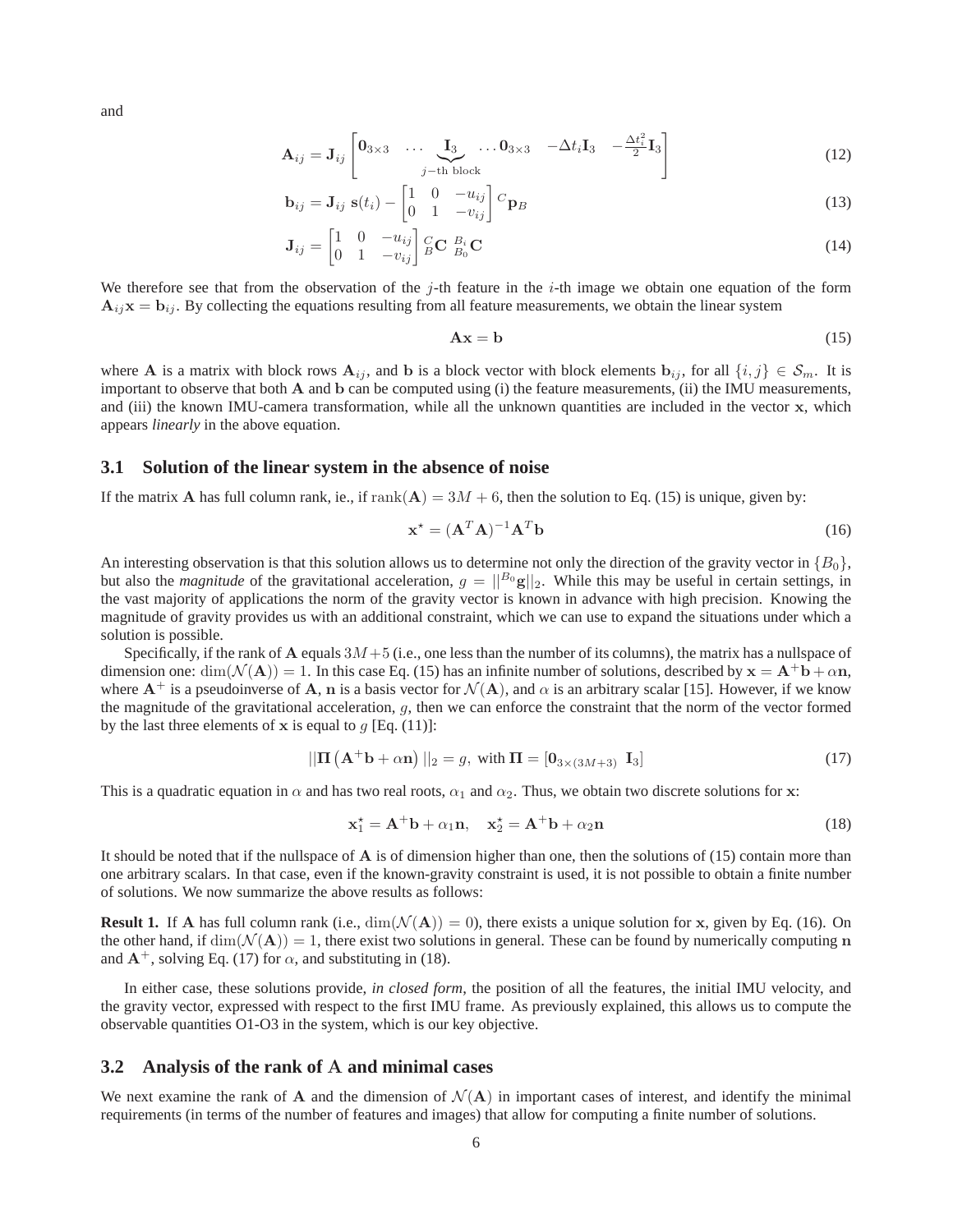and

$$\mathbf{A}_{ij} = \mathbf{J}_{ij} \begin{bmatrix} \mathbf{0}_{3\times 3} & \dots & \underbrace{\mathbf{I}_3}_{j\text{-th block}} & \dots \mathbf{0}_{3\times 3} & -\Delta t_i \mathbf{I}_3 & -\frac{\Delta t_i^2}{2}\mathbf{I}_3 \end{bmatrix} \tag{12}$$

$$\mathbf{b}_{ij} = \mathbf{J}_{ij}\ \mathbf{s}(t_i) - \begin{bmatrix} 1 & 0 & -u_{ij} \\ 0 & 1 & -v_{ij} \end{bmatrix} {}^{C}\mathbf{p}_B \tag{13}$$

$$\mathbf{J}_{ij} = \begin{bmatrix} 1 & 0 & -u_{ij} \\ 0 & 1 & -v_{ij} \end{bmatrix} {}^{C}_{B}\mathbf{C}\ {}^{B_i}_{B_0}\mathbf{C} \tag{14}$$

We therefore see that from the observation of the $j$-th feature in the $i$-th image we obtain one equation of the form $\mathbf{A}_{ij}\mathbf{x} = \mathbf{b}_{ij}$. By collecting the equations resulting from all feature measurements, we obtain the linear system

$$\mathbf{A}\mathbf{x} = \mathbf{b} \tag{15}$$

where $\mathbf{A}$ is a matrix with block rows $\mathbf{A}_{ij}$, and $\mathbf{b}$ is a block vector with block elements $\mathbf{b}_{ij}$, for all $\{i, j\} \in \mathcal{S}_m$. It is important to observe that both $\mathbf{A}$ and $\mathbf{b}$ can be computed using (i) the feature measurements, (ii) the IMU measurements, and (iii) the known IMU-camera transformation, while all the unknown quantities are included in the vector $\mathbf{x}$, which appears *linearly* in the above equation.

## 3.1 Solution of the linear system in the absence of noise

If the matrix $\mathbf{A}$ has full column rank, ie., if $\text{rank}(\mathbf{A}) = 3M + 6$, then the solution to Eq. (15) is unique, given by:

$$\mathbf{x}^\star = (\mathbf{A}^T\mathbf{A})^{-1}\mathbf{A}^T\mathbf{b} \tag{16}$$

An interesting observation is that this solution allows us to determine not only the direction of the gravity vector in $\{B_0\}$, but also the *magnitude* of the gravitational acceleration, $g = ||{}^{B_0}\mathbf{g}||_2$. While this may be useful in certain settings, in the vast majority of applications the norm of the gravity vector is known in advance with high precision. Knowing the magnitude of gravity provides us with an additional constraint, which we can use to expand the situations under which a solution is possible.

Specifically, if the rank of $\mathbf{A}$ equals $3M+5$ (i.e., one less than the number of its columns), the matrix has a nullspace of dimension one: $\dim(\mathcal{N}(\mathbf{A})) = 1$. In this case Eq. (15) has an infinite number of solutions, described by $\mathbf{x} = \mathbf{A}^+\mathbf{b} + \alpha\mathbf{n}$, where $\mathbf{A}^+$ is a pseudoinverse of $\mathbf{A}$, $\mathbf{n}$ is a basis vector for $\mathcal{N}(\mathbf{A})$, and $\alpha$ is an arbitrary scalar [15]. However, if we know the magnitude of the gravitational acceleration, $g$, then we can enforce the constraint that the norm of the vector formed by the last three elements of $\mathbf{x}$ is equal to $g$ [Eq. (11)]:

$$||\mathbf{\Pi}\left(\mathbf{A}^+\mathbf{b} + \alpha\mathbf{n}\right)||_2 = g, \text{ with } \mathbf{\Pi} = [\mathbf{0}_{3\times(3M+3)}\ \ \mathbf{I}_3] \tag{17}$$

This is a quadratic equation in $\alpha$ and has two real roots, $\alpha_1$ and $\alpha_2$. Thus, we obtain two discrete solutions for $\mathbf{x}$:

$$\mathbf{x}_1^\star = \mathbf{A}^+\mathbf{b} + \alpha_1\mathbf{n}, \quad \mathbf{x}_2^\star = \mathbf{A}^+\mathbf{b} + \alpha_2\mathbf{n} \tag{18}$$

It should be noted that if the nullspace of $\mathbf{A}$ is of dimension higher than one, then the solutions of (15) contain more than one arbitrary scalars. In that case, even if the known-gravity constraint is used, it is not possible to obtain a finite number of solutions. We now summarize the above results as follows:

**Result 1.** If $\mathbf{A}$ has full column rank (i.e., $\dim(\mathcal{N}(\mathbf{A})) = 0$), there exists a unique solution for $\mathbf{x}$, given by Eq. (16). On the other hand, if $\dim(\mathcal{N}(\mathbf{A})) = 1$, there exist two solutions in general. These can be found by numerically computing $\mathbf{n}$ and $\mathbf{A}^+$, solving Eq. (17) for $\alpha$, and substituting in (18).

In either case, these solutions provide, *in closed form*, the position of all the features, the initial IMU velocity, and the gravity vector, expressed with respect to the first IMU frame. As previously explained, this allows us to compute the observable quantities O1-O3 in the system, which is our key objective.

## 3.2 Analysis of the rank of $\mathbf{A}$ and minimal cases

We next examine the rank of $\mathbf{A}$ and the dimension of $\mathcal{N}(\mathbf{A})$ in important cases of interest, and identify the minimal requirements (in terms of the number of features and images) that allow for computing a finite number of solutions.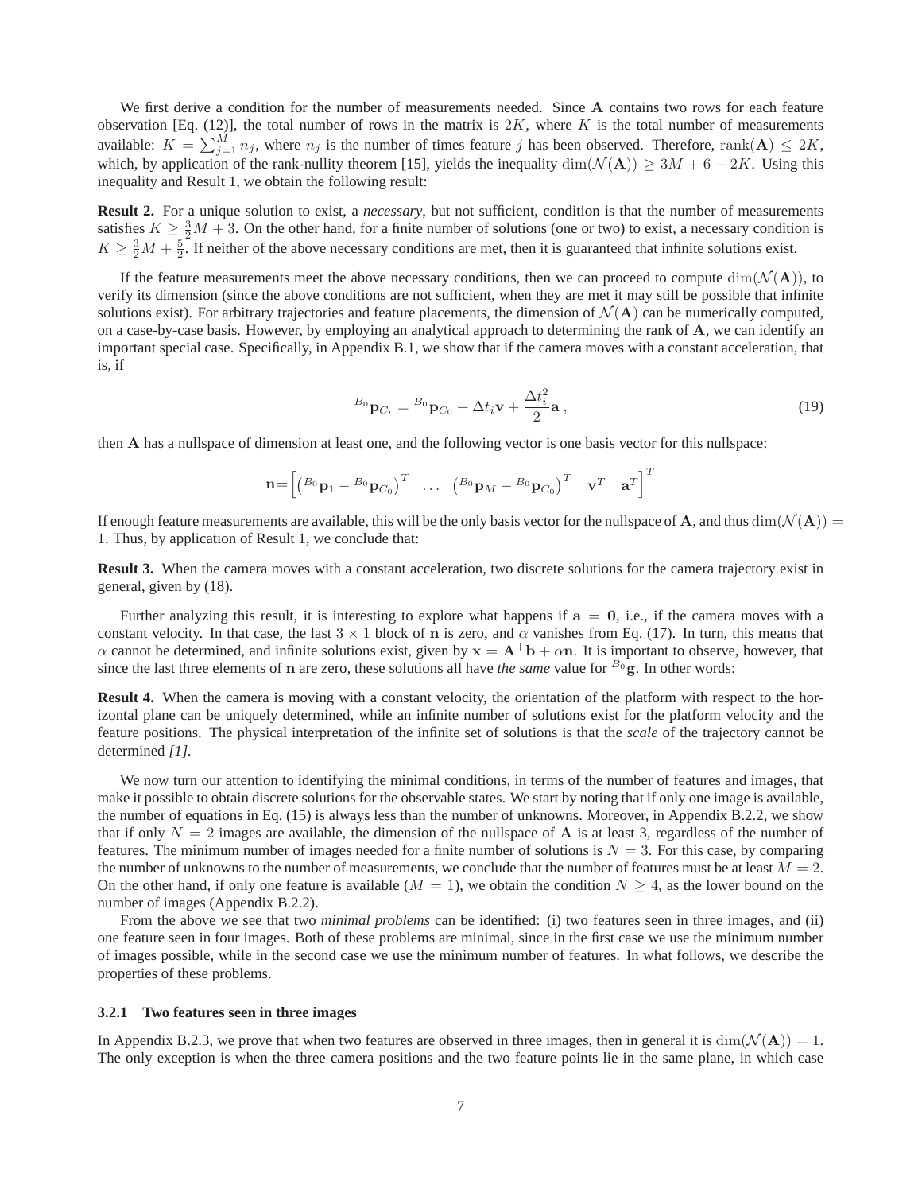We first derive a condition for the number of measurements needed. Since $\mathbf{A}$ contains two rows for each feature observation [Eq. (12)], the total number of rows in the matrix is $2K$, where $K$ is the total number of measurements available: $K = \sum_{j=1}^{M} n_j$, where $n_j$ is the number of times feature $j$ has been observed. Therefore, $\text{rank}(\mathbf{A}) \leq 2K$, which, by application of the rank-nullity theorem [15], yields the inequality $\dim(\mathcal{N}(\mathbf{A})) \geq 3M + 6 - 2K$. Using this inequality and Result 1, we obtain the following result:

**Result 2.** For a unique solution to exist, a *necessary*, but not sufficient, condition is that the number of measurements satisfies $K \geq \frac{3}{2}M + 3$. On the other hand, for a finite number of solutions (one or two) to exist, a necessary condition is $K \geq \frac{3}{2}M + \frac{5}{2}$. If neither of the above necessary conditions are met, then it is guaranteed that infinite solutions exist.

If the feature measurements meet the above necessary conditions, then we can proceed to compute $\dim(\mathcal{N}(\mathbf{A}))$, to verify its dimension (since the above conditions are not sufficient, when they are met it may still be possible that infinite solutions exist). For arbitrary trajectories and feature placements, the dimension of $\mathcal{N}(\mathbf{A})$ can be numerically computed, on a case-by-case basis. However, by employing an analytical approach to determining the rank of $\mathbf{A}$, we can identify an important special case. Specifically, in Appendix B.1, we show that if the camera moves with a constant acceleration, that is, if

$$
{}^{B_0}\mathbf{p}_{C_i} = {}^{B_0}\mathbf{p}_{C_0} + \Delta t_i \mathbf{v} + \frac{\Delta t_i^2}{2}\mathbf{a}\,, \tag{19}
$$

then $\mathbf{A}$ has a nullspace of dimension at least one, and the following vector is one basis vector for this nullspace:

$$
\mathbf{n} = \begin{bmatrix} \left({}^{B_0}\mathbf{p}_1 - {}^{B_0}\mathbf{p}_{C_0}\right)^T & \dots & \left({}^{B_0}\mathbf{p}_M - {}^{B_0}\mathbf{p}_{C_0}\right)^T & \mathbf{v}^T & \mathbf{a}^T \end{bmatrix}^T
$$

If enough feature measurements are available, this will be the only basis vector for the nullspace of $\mathbf{A}$, and thus $\dim(\mathcal{N}(\mathbf{A})) = 1$. Thus, by application of Result 1, we conclude that:

**Result 3.** When the camera moves with a constant acceleration, two discrete solutions for the camera trajectory exist in general, given by (18).

Further analyzing this result, it is interesting to explore what happens if $\mathbf{a} = \mathbf{0}$, i.e., if the camera moves with a constant velocity. In that case, the last $3 \times 1$ block of $\mathbf{n}$ is zero, and $\alpha$ vanishes from Eq. (17). In turn, this means that $\alpha$ cannot be determined, and infinite solutions exist, given by $\mathbf{x} = \mathbf{A}^{+}\mathbf{b} + \alpha\mathbf{n}$. It is important to observe, however, that since the last three elements of $\mathbf{n}$ are zero, these solutions all have *the same* value for ${}^{B_0}\mathbf{g}$. In other words:

**Result 4.** When the camera is moving with a constant velocity, the orientation of the platform with respect to the horizontal plane can be uniquely determined, while an infinite number of solutions exist for the platform velocity and the feature positions. The physical interpretation of the infinite set of solutions is that the *scale* of the trajectory cannot be determined *[1]*.

We now turn our attention to identifying the minimal conditions, in terms of the number of features and images, that make it possible to obtain discrete solutions for the observable states. We start by noting that if only one image is available, the number of equations in Eq. (15) is always less than the number of unknowns. Moreover, in Appendix B.2.2, we show that if only $N = 2$ images are available, the dimension of the nullspace of $\mathbf{A}$ is at least 3, regardless of the number of features. The minimum number of images needed for a finite number of solutions is $N = 3$. For this case, by comparing the number of unknowns to the number of measurements, we conclude that the number of features must be at least $M = 2$. On the other hand, if only one feature is available ($M = 1$), we obtain the condition $N \geq 4$, as the lower bound on the number of images (Appendix B.2.2).

From the above we see that two *minimal problems* can be identified: (i) two features seen in three images, and (ii) one feature seen in four images. Both of these problems are minimal, since in the first case we use the minimum number of images possible, while in the second case we use the minimum number of features. In what follows, we describe the properties of these problems.

### 3.2.1 Two features seen in three images

In Appendix B.2.3, we prove that when two features are observed in three images, then in general it is $\dim(\mathcal{N}(\mathbf{A})) = 1$. The only exception is when the three camera positions and the two feature points lie in the same plane, in which case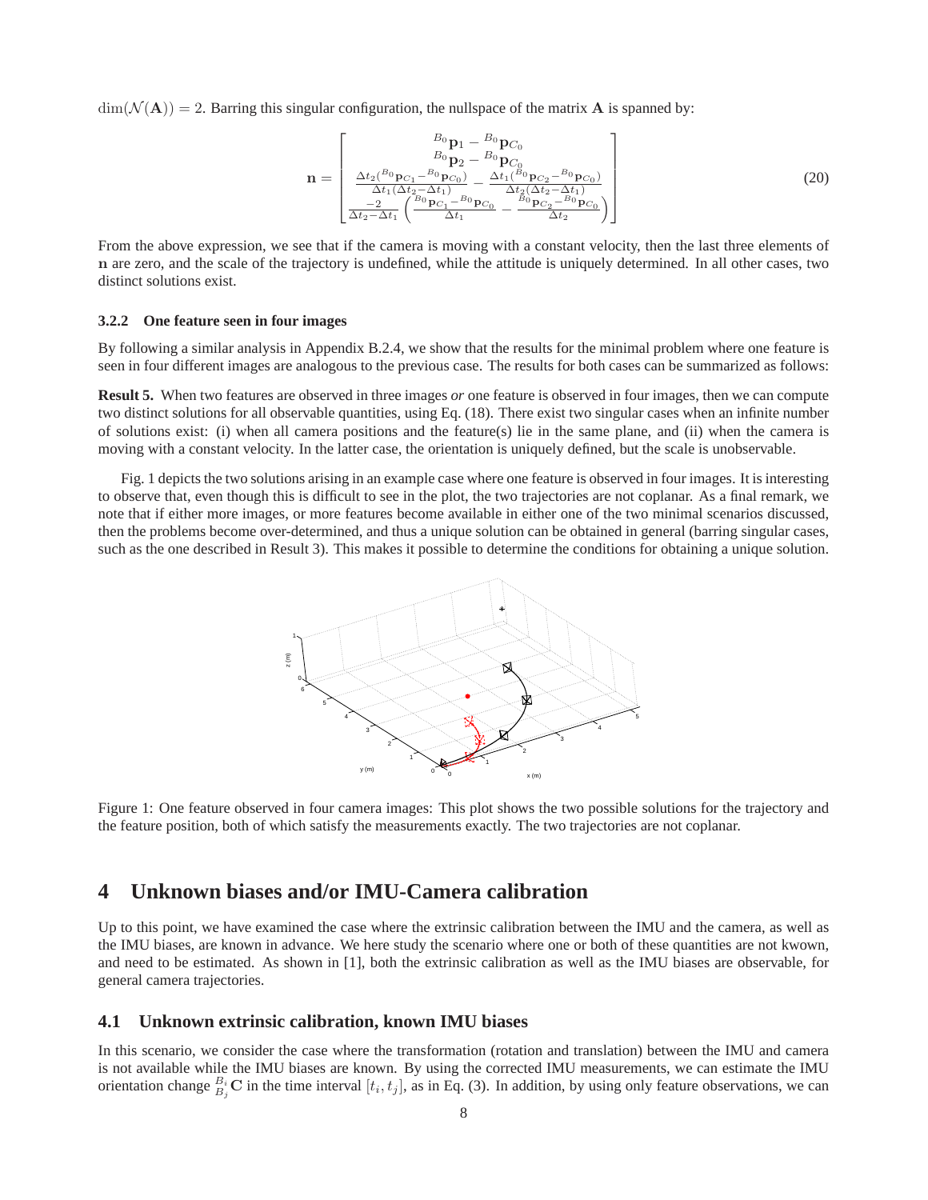$\dim(\mathcal{N}(\mathbf{A})) = 2$. Barring this singular configuration, the nullspace of the matrix $\mathbf{A}$ is spanned by:

$$\mathbf{n} = \begin{bmatrix} {}^{B_0}\mathbf{p}_1 - {}^{B_0}\mathbf{p}_{C_0} \\ {}^{B_0}\mathbf{p}_2 - {}^{B_0}\mathbf{p}_{C_0} \\ \frac{\Delta t_2({}^{B_0}\mathbf{p}_{C_1} - {}^{B_0}\mathbf{p}_{C_0})}{\Delta t_1(\Delta t_2 - \Delta t_1)} - \frac{\Delta t_1({}^{B_0}\mathbf{p}_{C_2} - {}^{B_0}\mathbf{p}_{C_0})}{\Delta t_2(\Delta t_2 - \Delta t_1)} \\ \frac{-2}{\Delta t_2 - \Delta t_1}\left(\frac{{}^{B_0}\mathbf{p}_{C_1} - {}^{B_0}\mathbf{p}_{C_0}}{\Delta t_1} - \frac{{}^{B_0}\mathbf{p}_{C_2} - {}^{B_0}\mathbf{p}_{C_0}}{\Delta t_2}\right) \end{bmatrix} \tag{20}$$

From the above expression, we see that if the camera is moving with a constant velocity, then the last three elements of $\mathbf{n}$ are zero, and the scale of the trajectory is undefined, while the attitude is uniquely determined. In all other cases, two distinct solutions exist.

### 3.2.2 One feature seen in four images

By following a similar analysis in Appendix B.2.4, we show that the results for the minimal problem where one feature is seen in four different images are analogous to the previous case. The results for both cases can be summarized as follows:

**Result 5.** When two features are observed in three images *or* one feature is observed in four images, then we can compute two distinct solutions for all observable quantities, using Eq. (18). There exist two singular cases when an infinite number of solutions exist: (i) when all camera positions and the feature(s) lie in the same plane, and (ii) when the camera is moving with a constant velocity. In the latter case, the orientation is uniquely defined, but the scale is unobservable.

Fig. 1 depicts the two solutions arising in an example case where one feature is observed in four images. It is interesting to observe that, even though this is difficult to see in the plot, the two trajectories are not coplanar. As a final remark, we note that if either more images, or more features become available in either one of the two minimal scenarios discussed, then the problems become over-determined, and thus a unique solution can be obtained in general (barring singular cases, such as the one described in Result 3). This makes it possible to determine the conditions for obtaining a unique solution.

Figure 1: One feature observed in four camera images: This plot shows the two possible solutions for the trajectory and the feature position, both of which satisfy the measurements exactly. The two trajectories are not coplanar.

# 4 Unknown biases and/or IMU-Camera calibration

Up to this point, we have examined the case where the extrinsic calibration between the IMU and the camera, as well as the IMU biases, are known in advance. We here study the scenario where one or both of these quantities are not kwown, and need to be estimated. As shown in [1], both the extrinsic calibration as well as the IMU biases are observable, for general camera trajectories.

## 4.1 Unknown extrinsic calibration, known IMU biases

In this scenario, we consider the case where the transformation (rotation and translation) between the IMU and camera is not available while the IMU biases are known. By using the corrected IMU measurements, we can estimate the IMU orientation change ${}^{B_i}_{B_j}\mathbf{C}$ in the time interval $[t_i, t_j]$, as in Eq. (3). In addition, by using only feature observations, we can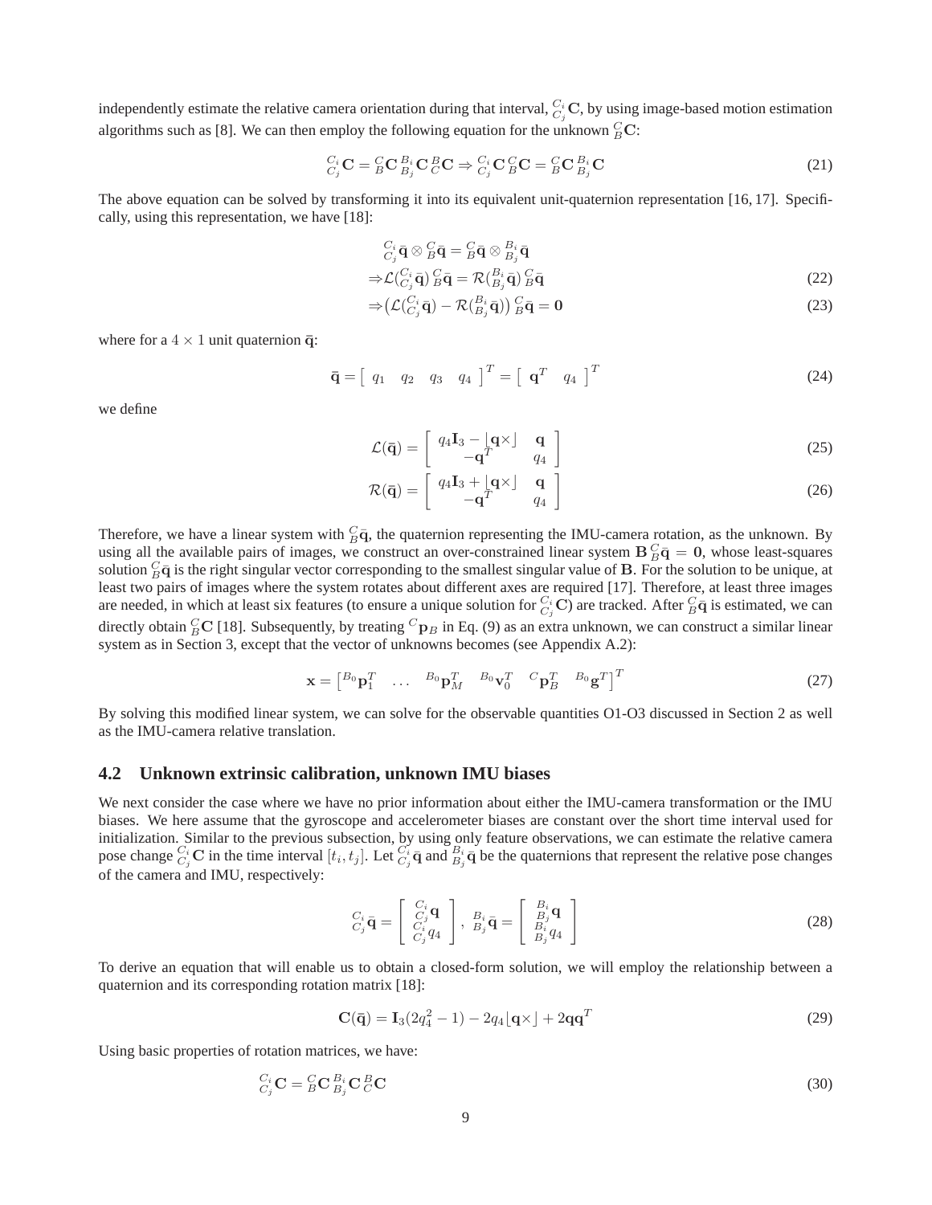independently estimate the relative camera orientation during that interval, ${}^{C_i}_{C_j}\mathbf{C}$, by using image-based motion estimation algorithms such as [8]. We can then employ the following equation for the unknown ${}^{C}_{B}\mathbf{C}$:

$$
{}^{C_i}_{C_j}\mathbf{C} = {}^{C}_{B}\mathbf{C}\,{}^{B_i}_{B_j}\mathbf{C}\,{}^{B}_{C}\mathbf{C} \Rightarrow {}^{C_i}_{C_j}\mathbf{C}\,{}^{C}_{B}\mathbf{C} = {}^{C}_{B}\mathbf{C}\,{}^{B_i}_{B_j}\mathbf{C} \tag{21}
$$

The above equation can be solved by transforming it into its equivalent unit-quaternion representation [16, 17]. Specifically, using this representation, we have [18]:

$$
\begin{aligned}
&{}^{C_i}_{C_j}\bar{\mathbf{q}} \otimes {}^{C}_{B}\bar{\mathbf{q}} = {}^{C}_{B}\bar{\mathbf{q}} \otimes {}^{B_i}_{B_j}\bar{\mathbf{q}} \\
\Rightarrow &\mathcal{L}({}^{C_i}_{C_j}\bar{\mathbf{q}})\,{}^{C}_{B}\bar{\mathbf{q}} = \mathcal{R}({}^{B_i}_{B_j}\bar{\mathbf{q}})\,{}^{C}_{B}\bar{\mathbf{q}} \qquad (22)\\
\Rightarrow &\left(\mathcal{L}({}^{C_i}_{C_j}\bar{\mathbf{q}}) - \mathcal{R}({}^{B_i}_{B_j}\bar{\mathbf{q}})\right){}^{C}_{B}\bar{\mathbf{q}} = \mathbf{0} \qquad (23)
\end{aligned}
$$

where for a $4 \times 1$ unit quaternion $\bar{\mathbf{q}}$:

$$
\bar{\mathbf{q}} = \begin{bmatrix} q_1 & q_2 & q_3 & q_4 \end{bmatrix}^T = \begin{bmatrix} \mathbf{q}^T & q_4 \end{bmatrix}^T \tag{24}
$$

we define

$$
\mathcal{L}(\bar{\mathbf{q}}) = \begin{bmatrix} q_4\mathbf{I}_3 - \lfloor \mathbf{q}\times \rfloor & \mathbf{q} \\ -\mathbf{q}^T & q_4 \end{bmatrix} \tag{25}
$$

$$
\mathcal{R}(\bar{\mathbf{q}}) = \begin{bmatrix} q_4\mathbf{I}_3 + \lfloor \mathbf{q}\times \rfloor & \mathbf{q} \\ -\mathbf{q}^T & q_4 \end{bmatrix} \tag{26}
$$

Therefore, we have a linear system with ${}^{C}_{B}\bar{\mathbf{q}}$, the quaternion representing the IMU-camera rotation, as the unknown. By using all the available pairs of images, we construct an over-constrained linear system $\mathbf{B}\,{}^{C}_{B}\bar{\mathbf{q}} = \mathbf{0}$, whose least-squares solution ${}^{C}_{B}\bar{\mathbf{q}}$ is the right singular vector corresponding to the smallest singular value of $\mathbf{B}$. For the solution to be unique, at least two pairs of images where the system rotates about different axes are required [17]. Therefore, at least three images are needed, in which at least six features (to ensure a unique solution for ${}^{C_i}_{C_j}\mathbf{C}$) are tracked. After ${}^{C}_{B}\bar{\mathbf{q}}$ is estimated, we can directly obtain ${}^{C}_{B}\mathbf{C}$ [18]. Subsequently, by treating ${}^{C}\mathbf{p}_B$ in Eq. (9) as an extra unknown, we can construct a similar linear system as in Section 3, except that the vector of unknowns becomes (see Appendix A.2):

$$
\mathbf{x} = \begin{bmatrix} {}^{B_0}\mathbf{p}_1^T & \dots & {}^{B_0}\mathbf{p}_M^T & {}^{B_0}\mathbf{v}_0^T & {}^{C}\mathbf{p}_B^T & {}^{B_0}\mathbf{g}^T \end{bmatrix}^T \tag{27}
$$

By solving this modified linear system, we can solve for the observable quantities O1-O3 discussed in Section 2 as well as the IMU-camera relative translation.

## 4.2 Unknown extrinsic calibration, unknown IMU biases

We next consider the case where we have no prior information about either the IMU-camera transformation or the IMU biases. We here assume that the gyroscope and accelerometer biases are constant over the short time interval used for initialization. Similar to the previous subsection, by using only feature observations, we can estimate the relative camera pose change ${}^{C_i}_{C_j}\mathbf{C}$ in the time interval $[t_i, t_j]$. Let ${}^{C_i}_{C_j}\bar{\mathbf{q}}$ and ${}^{B_i}_{B_j}\bar{\mathbf{q}}$ be the quaternions that represent the relative pose changes of the camera and IMU, respectively:

$$
{}^{C_i}_{C_j}\bar{\mathbf{q}} = \begin{bmatrix} {}^{C_i}_{C_j}\mathbf{q} \\ {}^{C_i}_{C_j}q_4 \end{bmatrix}, \; {}^{B_i}_{B_j}\bar{\mathbf{q}} = \begin{bmatrix} {}^{B_i}_{B_j}\mathbf{q} \\ {}^{B_i}_{B_j}q_4 \end{bmatrix} \tag{28}
$$

To derive an equation that will enable us to obtain a closed-form solution, we will employ the relationship between a quaternion and its corresponding rotation matrix [18]:

$$
\mathbf{C}(\bar{\mathbf{q}}) = \mathbf{I}_3(2q_4^2 - 1) - 2q_4\lfloor \mathbf{q}\times \rfloor + 2\mathbf{q}\mathbf{q}^T \tag{29}
$$

Using basic properties of rotation matrices, we have:

$$
{}^{C_i}_{C_j}\mathbf{C} = {}^{C}_{B}\mathbf{C}\,{}^{B_i}_{B_j}\mathbf{C}\,{}^{B}_{C}\mathbf{C} \tag{30}
$$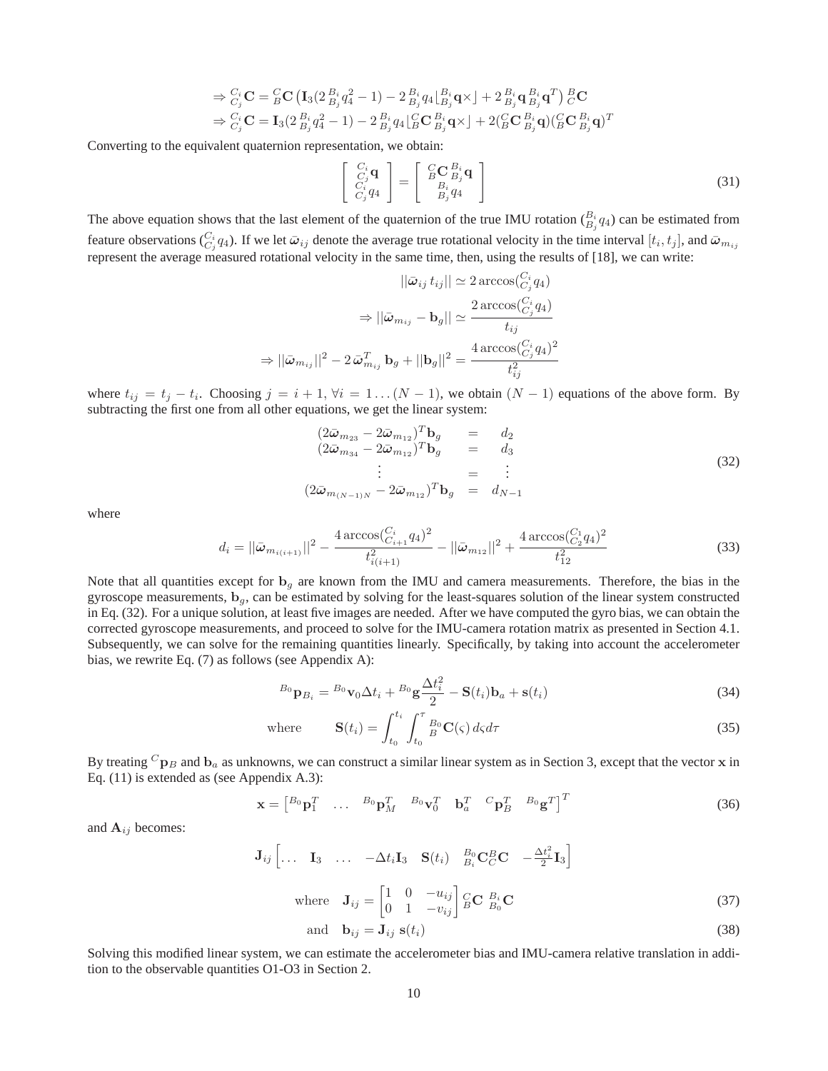$$\Rightarrow {}^{C_i}_{C_j}\mathbf{C} = {}^{C}_{B}\mathbf{C}\left(\mathbf{I}_3(2\,{}^{B_i}_{B_j}q_4^2 - 1) - 2\,{}^{B_i}_{B_j}q_4\lfloor{}^{B_i}_{B_j}\mathbf{q}\times\rfloor + 2\,{}^{B_i}_{B_j}\mathbf{q}\,{}^{B_i}_{B_j}\mathbf{q}^T\right){}^{B}_{C}\mathbf{C}$$
$$\Rightarrow {}^{C_i}_{C_j}\mathbf{C} = \mathbf{I}_3(2\,{}^{B_i}_{B_j}q_4^2 - 1) - 2\,{}^{B_i}_{B_j}q_4\lfloor{}^{C}_{B}\mathbf{C}\,{}^{B_i}_{B_j}\mathbf{q}\times\rfloor + 2({}^{C}_{B}\mathbf{C}\,{}^{B_i}_{B_j}\mathbf{q})({}^{C}_{B}\mathbf{C}\,{}^{B_i}_{B_j}\mathbf{q})^T$$

Converting to the equivalent quaternion representation, we obtain:

$$\begin{bmatrix} {}^{C_i}_{C_j}\mathbf{q} \\ {}^{C_i}_{C_j}q_4 \end{bmatrix} = \begin{bmatrix} {}^{C}_{B}\mathbf{C}\,{}^{B_i}_{B_j}\mathbf{q} \\ {}^{B_i}_{B_j}q_4 \end{bmatrix} \tag{31}$$

The above equation shows that the last element of the quaternion of the true IMU rotation (${}^{B_i}_{B_j}q_4$) can be estimated from feature observations (${}^{C_i}_{C_j}q_4$). If we let $\bar{\boldsymbol{\omega}}_{ij}$ denote the average true rotational velocity in the time interval $[t_i, t_j]$, and $\bar{\boldsymbol{\omega}}_{m_{ij}}$ represent the average measured rotational velocity in the same time, then, using the results of [18], we can write:

$$||\bar{\boldsymbol{\omega}}_{ij}\, t_{ij}|| \simeq 2\arccos({}^{C_i}_{C_j}q_4)$$
$$\Rightarrow ||\bar{\boldsymbol{\omega}}_{m_{ij}} - \mathbf{b}_g|| \simeq \frac{2\arccos({}^{C_i}_{C_j}q_4)}{t_{ij}}$$
$$\Rightarrow ||\bar{\boldsymbol{\omega}}_{m_{ij}}||^2 - 2\,\bar{\boldsymbol{\omega}}_{m_{ij}}^T\,\mathbf{b}_g + ||\mathbf{b}_g||^2 = \frac{4\arccos({}^{C_i}_{C_j}q_4)^2}{t_{ij}^2}$$

where $t_{ij} = t_j - t_i$. Choosing $j = i+1$, $\forall i = 1 \ldots (N-1)$, we obtain $(N-1)$ equations of the above form. By subtracting the first one from all other equations, we get the linear system:

$$\begin{aligned} (2\bar{\boldsymbol{\omega}}_{m_{23}} - 2\bar{\boldsymbol{\omega}}_{m_{12}})^T\mathbf{b}_g &= d_2 \\ (2\bar{\boldsymbol{\omega}}_{m_{34}} - 2\bar{\boldsymbol{\omega}}_{m_{12}})^T\mathbf{b}_g &= d_3 \\ \vdots \quad &= \ \vdots \\ (2\bar{\boldsymbol{\omega}}_{m_{(N-1)N}} - 2\bar{\boldsymbol{\omega}}_{m_{12}})^T\mathbf{b}_g &= d_{N-1} \end{aligned} \tag{32}$$

where

$$d_i = ||\bar{\boldsymbol{\omega}}_{m_{i(i+1)}}||^2 - \frac{4\arccos({}^{C_i}_{C_{i+1}}q_4)^2}{t_{i(i+1)}^2} - ||\bar{\boldsymbol{\omega}}_{m_{12}}||^2 + \frac{4\arccos({}^{C_1}_{C_2}q_4)^2}{t_{12}^2} \tag{33}$$

Note that all quantities except for $\mathbf{b}_g$ are known from the IMU and camera measurements. Therefore, the bias in the gyroscope measurements, $\mathbf{b}_g$, can be estimated by solving for the least-squares solution of the linear system constructed in Eq. (32). For a unique solution, at least five images are needed. After we have computed the gyro bias, we can obtain the corrected gyroscope measurements, and proceed to solve for the IMU-camera rotation matrix as presented in Section 4.1. Subsequently, we can solve for the remaining quantities linearly. Specifically, by taking into account the accelerometer bias, we rewrite Eq. (7) as follows (see Appendix A):

$${}^{B_0}\mathbf{p}_{B_i} = {}^{B_0}\mathbf{v}_0\Delta t_i + {}^{B_0}\mathbf{g}\frac{\Delta t_i^2}{2} - \mathbf{S}(t_i)\mathbf{b}_a + \mathbf{s}(t_i) \tag{34}$$

$$\text{where} \qquad \mathbf{S}(t_i) = \int_{t_0}^{t_i}\int_{t_0}^{\tau} {}^{B_0}_{B}\mathbf{C}(\varsigma)\, d\varsigma d\tau \tag{35}$$

By treating ${}^{C}\mathbf{p}_B$ and $\mathbf{b}_a$ as unknowns, we can construct a similar linear system as in Section 3, except that the vector $\mathbf{x}$ in Eq. (11) is extended as (see Appendix A.3):

$$\mathbf{x} = \begin{bmatrix} {}^{B_0}\mathbf{p}_1^T & \ldots & {}^{B_0}\mathbf{p}_M^T & {}^{B_0}\mathbf{v}_0^T & \mathbf{b}_a^T & {}^{C}\mathbf{p}_B^T & {}^{B_0}\mathbf{g}^T \end{bmatrix}^T \tag{36}$$

and $\mathbf{A}_{ij}$ becomes:

$$\mathbf{J}_{ij}\begin{bmatrix} \ldots & \mathbf{I}_3 & \ldots & -\Delta t_i\mathbf{I}_3 & \mathbf{S}(t_i) & {}^{B_0}_{B_i}\mathbf{C}{}^{B}_{C}\mathbf{C} & -\frac{\Delta t_i^2}{2}\mathbf{I}_3 \end{bmatrix}$$

$$\text{where} \quad \mathbf{J}_{ij} = \begin{bmatrix} 1 & 0 & -u_{ij} \\ 0 & 1 & -v_{ij} \end{bmatrix} {}^{C}_{B}\mathbf{C}\ {}^{B_i}_{B_0}\mathbf{C} \tag{37}$$

$$\text{and} \quad \mathbf{b}_{ij} = \mathbf{J}_{ij}\ \mathbf{s}(t_i) \tag{38}$$

Solving this modified linear system, we can estimate the accelerometer bias and IMU-camera relative translation in addition to the observable quantities O1-O3 in Section 2.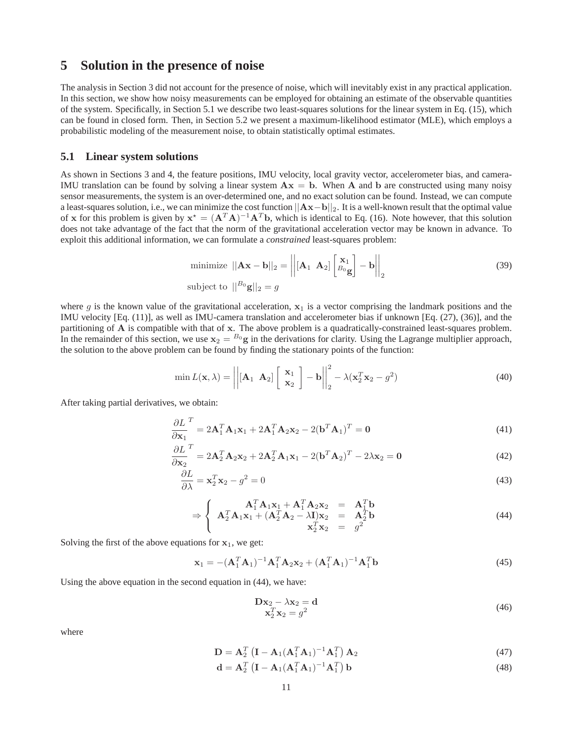# 5 Solution in the presence of noise

The analysis in Section 3 did not account for the presence of noise, which will inevitably exist in any practical application. In this section, we show how noisy measurements can be employed for obtaining an estimate of the observable quantities of the system. Specifically, in Section 5.1 we describe two least-squares solutions for the linear system in Eq. (15), which can be found in closed form. Then, in Section 5.2 we present a maximum-likelihood estimator (MLE), which employs a probabilistic modeling of the measurement noise, to obtain statistically optimal estimates.

## 5.1 Linear system solutions

As shown in Sections 3 and 4, the feature positions, IMU velocity, local gravity vector, accelerometer bias, and camera-IMU translation can be found by solving a linear system $\mathbf{A}\mathbf{x} = \mathbf{b}$. When $\mathbf{A}$ and $\mathbf{b}$ are constructed using many noisy sensor measurements, the system is an over-determined one, and no exact solution can be found. Instead, we can compute a least-squares solution, i.e., we can minimize the cost function $||\mathbf{A}\mathbf{x}-\mathbf{b}||_2$. It is a well-known result that the optimal value of $\mathbf{x}$ for this problem is given by $\mathbf{x}^\star = (\mathbf{A}^T\mathbf{A})^{-1}\mathbf{A}^T\mathbf{b}$, which is identical to Eq. (16). Note however, that this solution does not take advantage of the fact that the norm of the gravitational acceleration vector may be known in advance. To exploit this additional information, we can formulate a *constrained* least-squares problem:

$$
\begin{aligned}
&\text{minimize } \; ||\mathbf{A}\mathbf{x}-\mathbf{b}||_2 = \left|\left| [\mathbf{A}_1 \;\; \mathbf{A}_2] \begin{bmatrix} \mathbf{x}_1 \\ {}^{B_0}\mathbf{g} \end{bmatrix} - \mathbf{b} \right|\right|_2 \\
&\text{subject to } \; ||{}^{B_0}\mathbf{g}||_2 = g
\end{aligned}
\tag{39}
$$

where $g$ is the known value of the gravitational acceleration, $\mathbf{x}_1$ is a vector comprising the landmark positions and the IMU velocity [Eq. (11)], as well as IMU-camera translation and accelerometer bias if unknown [Eq. (27), (36)], and the partitioning of $\mathbf{A}$ is compatible with that of $\mathbf{x}$. The above problem is a quadratically-constrained least-squares problem. In the remainder of this section, we use $\mathbf{x}_2 = {}^{B_0}\mathbf{g}$ in the derivations for clarity. Using the Lagrange multiplier approach, the solution to the above problem can be found by finding the stationary points of the function:

$$
\min L(\mathbf{x}, \lambda) = \left|\left| [\mathbf{A}_1 \;\; \mathbf{A}_2] \begin{bmatrix} \mathbf{x}_1 \\ \mathbf{x}_2 \end{bmatrix} - \mathbf{b} \right|\right|_2^2 - \lambda(\mathbf{x}_2^T\mathbf{x}_2 - g^2)
\tag{40}
$$

After taking partial derivatives, we obtain:

$$
\frac{\partial L}{\partial \mathbf{x}_1}^T = 2\mathbf{A}_1^T\mathbf{A}_1\mathbf{x}_1 + 2\mathbf{A}_1^T\mathbf{A}_2\mathbf{x}_2 - 2(\mathbf{b}^T\mathbf{A}_1)^T = \mathbf{0}
\tag{41}
$$

$$
\frac{\partial L}{\partial \mathbf{x}_2}^T = 2\mathbf{A}_2^T\mathbf{A}_2\mathbf{x}_2 + 2\mathbf{A}_2^T\mathbf{A}_1\mathbf{x}_1 - 2(\mathbf{b}^T\mathbf{A}_2)^T - 2\lambda\mathbf{x}_2 = \mathbf{0}
\tag{42}
$$

$$
\frac{\partial L}{\partial \lambda} = \mathbf{x}_2^T\mathbf{x}_2 - g^2 = 0
\tag{43}
$$

$$
\Rightarrow \left\{ \begin{array}{rcl} \mathbf{A}_1^T\mathbf{A}_1\mathbf{x}_1 + \mathbf{A}_1^T\mathbf{A}_2\mathbf{x}_2 & = & \mathbf{A}_1^T\mathbf{b} \\ \mathbf{A}_2^T\mathbf{A}_1\mathbf{x}_1 + (\mathbf{A}_2^T\mathbf{A}_2 - \lambda\mathbf{I})\mathbf{x}_2 & = & \mathbf{A}_2^T\mathbf{b} \\ \mathbf{x}_2^T\mathbf{x}_2 & = & g^2 \end{array} \right.
\tag{44}
$$

Solving the first of the above equations for $\mathbf{x}_1$, we get:

$$
\mathbf{x}_1 = -(\mathbf{A}_1^T\mathbf{A}_1)^{-1}\mathbf{A}_1^T\mathbf{A}_2\mathbf{x}_2 + (\mathbf{A}_1^T\mathbf{A}_1)^{-1}\mathbf{A}_1^T\mathbf{b}
\tag{45}
$$

Using the above equation in the second equation in (44), we have:

$$
\begin{array}{c} \mathbf{D}\mathbf{x}_2 - \lambda\mathbf{x}_2 = \mathbf{d} \\ \mathbf{x}_2^T\mathbf{x}_2 = g^2 \end{array}
\tag{46}
$$

where

$$
\mathbf{D} = \mathbf{A}_2^T\left(\mathbf{I} - \mathbf{A}_1(\mathbf{A}_1^T\mathbf{A}_1)^{-1}\mathbf{A}_1^T\right)\mathbf{A}_2
\tag{47}
$$

$$
\mathbf{d} = \mathbf{A}_2^T\left(\mathbf{I} - \mathbf{A}_1(\mathbf{A}_1^T\mathbf{A}_1)^{-1}\mathbf{A}_1^T\right)\mathbf{b}
\tag{48}
$$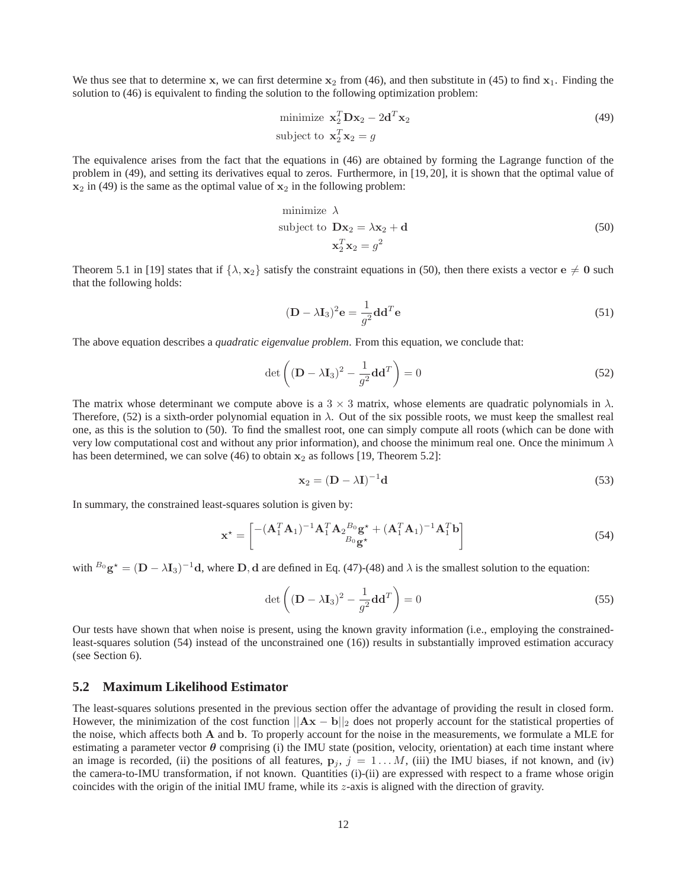We thus see that to determine $\mathbf{x}$, we can first determine $\mathbf{x}_2$ from (46), and then substitute in (45) to find $\mathbf{x}_1$. Finding the solution to (46) is equivalent to finding the solution to the following optimization problem:

$$\begin{aligned} \text{minimize } & \mathbf{x}_2^T \mathbf{D} \mathbf{x}_2 - 2\mathbf{d}^T \mathbf{x}_2 \\ \text{subject to } & \mathbf{x}_2^T \mathbf{x}_2 = g \end{aligned} \tag{49}$$

The equivalence arises from the fact that the equations in (46) are obtained by forming the Lagrange function of the problem in (49), and setting its derivatives equal to zeros. Furthermore, in [19, 20], it is shown that the optimal value of $\mathbf{x}_2$ in (49) is the same as the optimal value of $\mathbf{x}_2$ in the following problem:

$$\begin{aligned} \text{minimize } & \lambda \\ \text{subject to } & \mathbf{D}\mathbf{x}_2 = \lambda \mathbf{x}_2 + \mathbf{d} \\ & \mathbf{x}_2^T \mathbf{x}_2 = g^2 \end{aligned} \tag{50}$$

Theorem 5.1 in [19] states that if $\{\lambda, \mathbf{x}_2\}$ satisfy the constraint equations in (50), then there exists a vector $\mathbf{e} \neq \mathbf{0}$ such that the following holds:

$$(\mathbf{D} - \lambda \mathbf{I}_3)^2 \mathbf{e} = \frac{1}{g^2} \mathbf{d}\mathbf{d}^T \mathbf{e} \tag{51}$$

The above equation describes a *quadratic eigenvalue problem*. From this equation, we conclude that:

$$\det\left( (\mathbf{D} - \lambda \mathbf{I}_3)^2 - \frac{1}{g^2} \mathbf{d}\mathbf{d}^T \right) = 0 \tag{52}$$

The matrix whose determinant we compute above is a $3 \times 3$ matrix, whose elements are quadratic polynomials in $\lambda$. Therefore, (52) is a sixth-order polynomial equation in $\lambda$. Out of the six possible roots, we must keep the smallest real one, as this is the solution to (50). To find the smallest root, one can simply compute all roots (which can be done with very low computational cost and without any prior information), and choose the minimum real one. Once the minimum $\lambda$ has been determined, we can solve (46) to obtain $\mathbf{x}_2$ as follows [19, Theorem 5.2]:

$$\mathbf{x}_2 = (\mathbf{D} - \lambda \mathbf{I})^{-1} \mathbf{d} \tag{53}$$

In summary, the constrained least-squares solution is given by:

$$\mathbf{x}^\star = \begin{bmatrix} -(\mathbf{A}_1^T \mathbf{A}_1)^{-1} \mathbf{A}_1^T \mathbf{A}_2 {}^{B_0}\mathbf{g}^\star + (\mathbf{A}_1^T \mathbf{A}_1)^{-1} \mathbf{A}_1^T \mathbf{b} \\ {}^{B_0}\mathbf{g}^\star \end{bmatrix} \tag{54}$$

with ${}^{B_0}\mathbf{g}^\star = (\mathbf{D} - \lambda \mathbf{I}_3)^{-1} \mathbf{d}$, where $\mathbf{D}, \mathbf{d}$ are defined in Eq. (47)-(48) and $\lambda$ is the smallest solution to the equation:

$$\det\left( (\mathbf{D} - \lambda \mathbf{I}_3)^2 - \frac{1}{g^2} \mathbf{d}\mathbf{d}^T \right) = 0 \tag{55}$$

Our tests have shown that when noise is present, using the known gravity information (i.e., employing the constrained-least-squares solution (54) instead of the unconstrained one (16)) results in substantially improved estimation accuracy (see Section 6).

## 5.2 Maximum Likelihood Estimator

The least-squares solutions presented in the previous section offer the advantage of providing the result in closed form. However, the minimization of the cost function $||\mathbf{A}\mathbf{x} - \mathbf{b}||_2$ does not properly account for the statistical properties of the noise, which affects both $\mathbf{A}$ and $\mathbf{b}$. To properly account for the noise in the measurements, we formulate a MLE for estimating a parameter vector $\boldsymbol{\theta}$ comprising (i) the IMU state (position, velocity, orientation) at each time instant where an image is recorded, (ii) the positions of all features, $\mathbf{p}_j$, $j = 1 \ldots M$, (iii) the IMU biases, if not known, and (iv) the camera-to-IMU transformation, if not known. Quantities (i)-(ii) are expressed with respect to a frame whose origin coincides with the origin of the initial IMU frame, while its $z$-axis is aligned with the direction of gravity.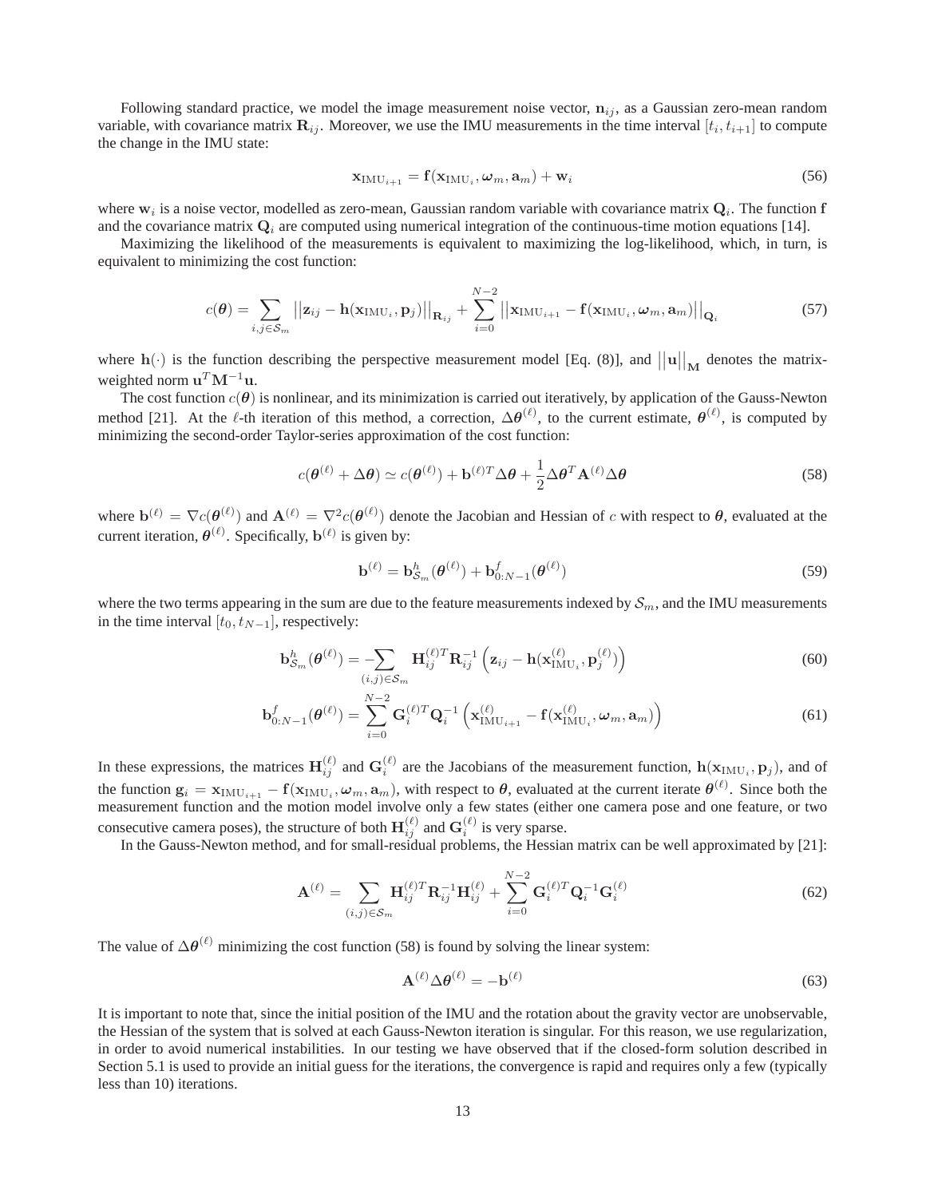Following standard practice, we model the image measurement noise vector, $\mathbf{n}_{ij}$, as a Gaussian zero-mean random variable, with covariance matrix $\mathbf{R}_{ij}$. Moreover, we use the IMU measurements in the time interval $[t_i, t_{i+1}]$ to compute the change in the IMU state:

$$\mathbf{x}_{\text{IMU}_{i+1}} = \mathbf{f}(\mathbf{x}_{\text{IMU}_i}, \boldsymbol{\omega}_m, \mathbf{a}_m) + \mathbf{w}_i \tag{56}$$

where $\mathbf{w}_i$ is a noise vector, modelled as zero-mean, Gaussian random variable with covariance matrix $\mathbf{Q}_i$. The function $\mathbf{f}$ and the covariance matrix $\mathbf{Q}_i$ are computed using numerical integration of the continuous-time motion equations [14].

Maximizing the likelihood of the measurements is equivalent to maximizing the log-likelihood, which, in turn, is equivalent to minimizing the cost function:

$$c(\boldsymbol{\theta}) = \sum_{i,j \in \mathcal{S}_m} \left|\left|\mathbf{z}_{ij} - \mathbf{h}(\mathbf{x}_{\text{IMU}_i}, \mathbf{p}_j)\right|\right|_{\mathbf{R}_{ij}} + \sum_{i=0}^{N-2} \left|\left|\mathbf{x}_{\text{IMU}_{i+1}} - \mathbf{f}(\mathbf{x}_{\text{IMU}_i}, \boldsymbol{\omega}_m, \mathbf{a}_m)\right|\right|_{\mathbf{Q}_i} \tag{57}$$

where $\mathbf{h}(\cdot)$ is the function describing the perspective measurement model [Eq. (8)], and $\left|\left|\mathbf{u}\right|\right|_{\mathbf{M}}$ denotes the matrix-weighted norm $\mathbf{u}^T\mathbf{M}^{-1}\mathbf{u}$.

The cost function $c(\boldsymbol{\theta})$ is nonlinear, and its minimization is carried out iteratively, by application of the Gauss-Newton method [21]. At the $\ell$-th iteration of this method, a correction, $\Delta\boldsymbol{\theta}^{(\ell)}$, to the current estimate, $\boldsymbol{\theta}^{(\ell)}$, is computed by minimizing the second-order Taylor-series approximation of the cost function:

$$c(\boldsymbol{\theta}^{(\ell)} + \Delta\boldsymbol{\theta}) \simeq c(\boldsymbol{\theta}^{(\ell)}) + \mathbf{b}^{(\ell)T}\Delta\boldsymbol{\theta} + \frac{1}{2}\Delta\boldsymbol{\theta}^T\mathbf{A}^{(\ell)}\Delta\boldsymbol{\theta} \tag{58}$$

where $\mathbf{b}^{(\ell)} = \nabla c(\boldsymbol{\theta}^{(\ell)})$ and $\mathbf{A}^{(\ell)} = \nabla^2 c(\boldsymbol{\theta}^{(\ell)})$ denote the Jacobian and Hessian of $c$ with respect to $\boldsymbol{\theta}$, evaluated at the current iteration, $\boldsymbol{\theta}^{(\ell)}$. Specifically, $\mathbf{b}^{(\ell)}$ is given by:

$$\mathbf{b}^{(\ell)} = \mathbf{b}^h_{\mathcal{S}_m}(\boldsymbol{\theta}^{(\ell)}) + \mathbf{b}^f_{0:N-1}(\boldsymbol{\theta}^{(\ell)}) \tag{59}$$

where the two terms appearing in the sum are due to the feature measurements indexed by $\mathcal{S}_m$, and the IMU measurements in the time interval $[t_0, t_{N-1}]$, respectively:

$$\mathbf{b}^h_{\mathcal{S}_m}(\boldsymbol{\theta}^{(\ell)}) = -\sum_{(i,j)\in\mathcal{S}_m} \mathbf{H}_{ij}^{(\ell)T}\mathbf{R}_{ij}^{-1}\left(\mathbf{z}_{ij} - \mathbf{h}(\mathbf{x}^{(\ell)}_{\text{IMU}_i}, \mathbf{p}^{(\ell)}_j)\right) \tag{60}$$

$$\mathbf{b}^f_{0:N-1}(\boldsymbol{\theta}^{(\ell)}) = \sum_{i=0}^{N-2} \mathbf{G}_i^{(\ell)T}\mathbf{Q}_i^{-1}\left(\mathbf{x}^{(\ell)}_{\text{IMU}_{i+1}} - \mathbf{f}(\mathbf{x}^{(\ell)}_{\text{IMU}_i}, \boldsymbol{\omega}_m, \mathbf{a}_m)\right) \tag{61}$$

In these expressions, the matrices $\mathbf{H}_{ij}^{(\ell)}$ and $\mathbf{G}_i^{(\ell)}$ are the Jacobians of the measurement function, $\mathbf{h}(\mathbf{x}_{\text{IMU}_i}, \mathbf{p}_j)$, and of the function $\mathbf{g}_i = \mathbf{x}_{\text{IMU}_{i+1}} - \mathbf{f}(\mathbf{x}_{\text{IMU}_i}, \boldsymbol{\omega}_m, \mathbf{a}_m)$, with respect to $\boldsymbol{\theta}$, evaluated at the current iterate $\boldsymbol{\theta}^{(\ell)}$. Since both the measurement function and the motion model involve only a few states (either one camera pose and one feature, or two consecutive camera poses), the structure of both $\mathbf{H}_{ij}^{(\ell)}$ and $\mathbf{G}_i^{(\ell)}$ is very sparse.

In the Gauss-Newton method, and for small-residual problems, the Hessian matrix can be well approximated by [21]:

$$\mathbf{A}^{(\ell)} = \sum_{(i,j)\in\mathcal{S}_m} \mathbf{H}_{ij}^{(\ell)T}\mathbf{R}_{ij}^{-1}\mathbf{H}_{ij}^{(\ell)} + \sum_{i=0}^{N-2} \mathbf{G}_i^{(\ell)T}\mathbf{Q}_i^{-1}\mathbf{G}_i^{(\ell)} \tag{62}$$

The value of $\Delta\boldsymbol{\theta}^{(\ell)}$ minimizing the cost function (58) is found by solving the linear system:

$$\mathbf{A}^{(\ell)}\Delta\boldsymbol{\theta}^{(\ell)} = -\mathbf{b}^{(\ell)} \tag{63}$$

It is important to note that, since the initial position of the IMU and the rotation about the gravity vector are unobservable, the Hessian of the system that is solved at each Gauss-Newton iteration is singular. For this reason, we use regularization, in order to avoid numerical instabilities. In our testing we have observed that if the closed-form solution described in Section 5.1 is used to provide an initial guess for the iterations, the convergence is rapid and requires only a few (typically less than 10) iterations.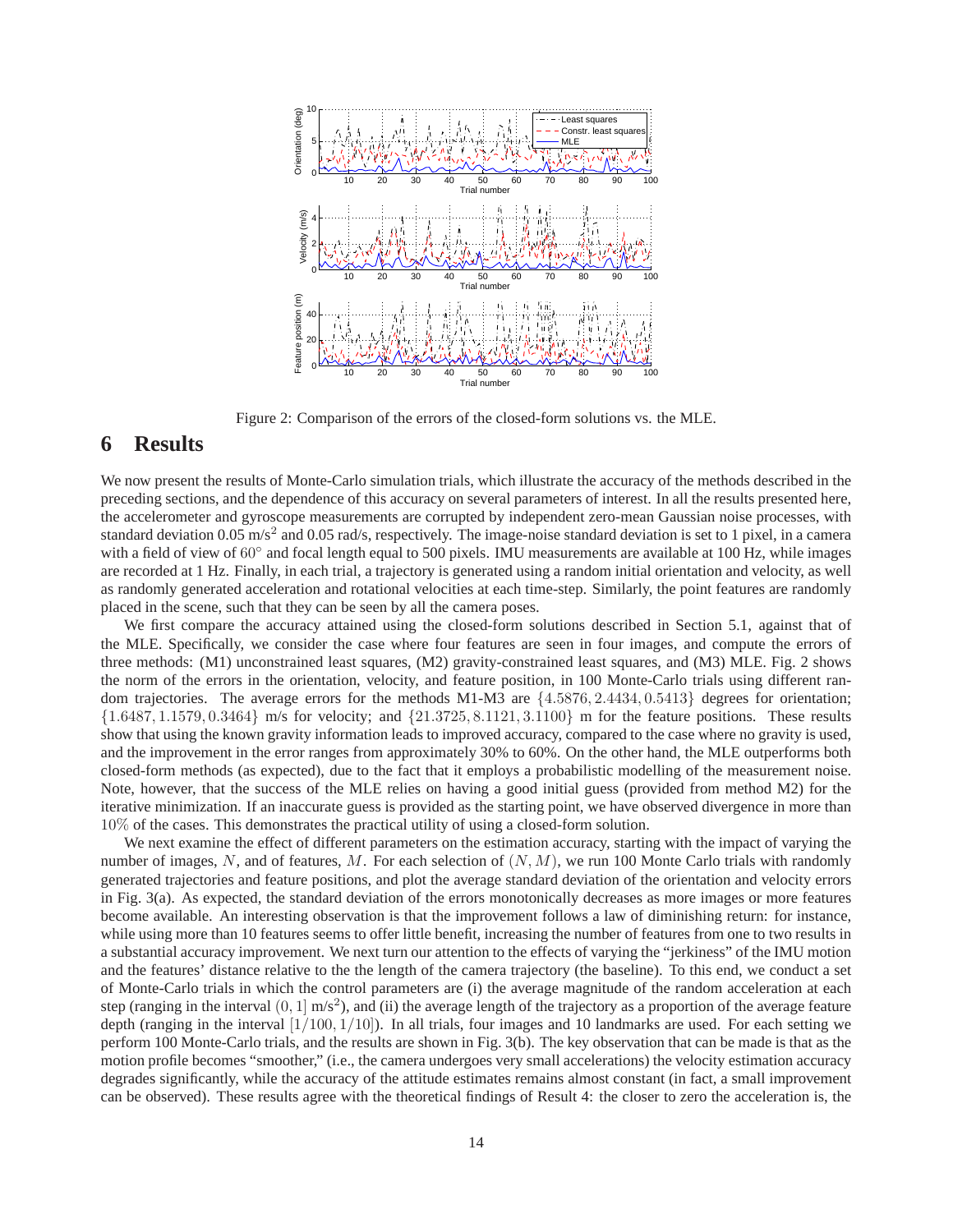Figure 2: Comparison of the errors of the closed-form solutions vs. the MLE.

# 6 Results

We now present the results of Monte-Carlo simulation trials, which illustrate the accuracy of the methods described in the preceding sections, and the dependence of this accuracy on several parameters of interest. In all the results presented here, the accelerometer and gyroscope measurements are corrupted by independent zero-mean Gaussian noise processes, with standard deviation 0.05 m/s$^2$ and 0.05 rad/s, respectively. The image-noise standard deviation is set to 1 pixel, in a camera with a field of view of $60^\circ$ and focal length equal to 500 pixels. IMU measurements are available at 100 Hz, while images are recorded at 1 Hz. Finally, in each trial, a trajectory is generated using a random initial orientation and velocity, as well as randomly generated acceleration and rotational velocities at each time-step. Similarly, the point features are randomly placed in the scene, such that they can be seen by all the camera poses.

We first compare the accuracy attained using the closed-form solutions described in Section 5.1, against that of the MLE. Specifically, we consider the case where four features are seen in four images, and compute the errors of three methods: (M1) unconstrained least squares, (M2) gravity-constrained least squares, and (M3) MLE. Fig. 2 shows the norm of the errors in the orientation, velocity, and feature position, in 100 Monte-Carlo trials using different random trajectories. The average errors for the methods M1-M3 are $\{4.5876, 2.4434, 0.5413\}$ degrees for orientation; $\{1.6487, 1.1579, 0.3464\}$ m/s for velocity; and $\{21.3725, 8.1121, 3.1100\}$ m for the feature positions. These results show that using the known gravity information leads to improved accuracy, compared to the case where no gravity is used, and the improvement in the error ranges from approximately 30% to 60%. On the other hand, the MLE outperforms both closed-form methods (as expected), due to the fact that it employs a probabilistic modelling of the measurement noise. Note, however, that the success of the MLE relies on having a good initial guess (provided from method M2) for the iterative minimization. If an inaccurate guess is provided as the starting point, we have observed divergence in more than $10\%$ of the cases. This demonstrates the practical utility of using a closed-form solution.

We next examine the effect of different parameters on the estimation accuracy, starting with the impact of varying the number of images, $N$, and of features, $M$. For each selection of $(N, M)$, we run 100 Monte Carlo trials with randomly generated trajectories and feature positions, and plot the average standard deviation of the orientation and velocity errors in Fig. 3(a). As expected, the standard deviation of the errors monotonically decreases as more images or more features become available. An interesting observation is that the improvement follows a law of diminishing return: for instance, while using more than 10 features seems to offer little benefit, increasing the number of features from one to two results in a substantial accuracy improvement. We next turn our attention to the effects of varying the "jerkiness" of the IMU motion and the features' distance relative to the the length of the camera trajectory (the baseline). To this end, we conduct a set of Monte-Carlo trials in which the control parameters are (i) the average magnitude of the random acceleration at each step (ranging in the interval $(0, 1]$ m/s$^2$), and (ii) the average length of the trajectory as a proportion of the average feature depth (ranging in the interval $[1/100, 1/10]$). In all trials, four images and 10 landmarks are used. For each setting we perform 100 Monte-Carlo trials, and the results are shown in Fig. 3(b). The key observation that can be made is that as the motion profile becomes "smoother," (i.e., the camera undergoes very small accelerations) the velocity estimation accuracy degrades significantly, while the accuracy of the attitude estimates remains almost constant (in fact, a small improvement can be observed). These results agree with the theoretical findings of Result 4: the closer to zero the acceleration is, the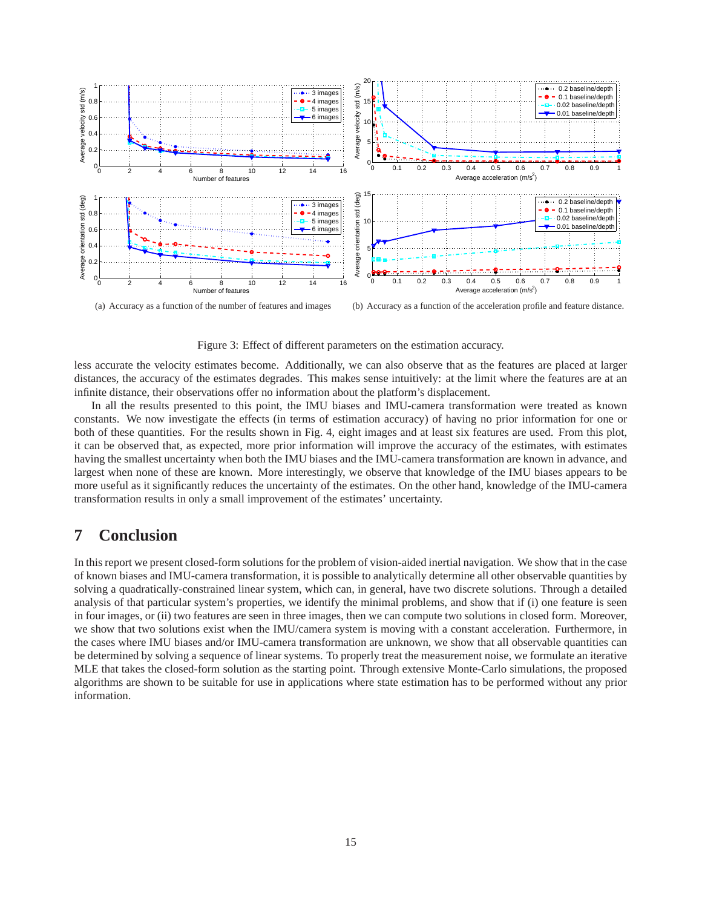(a) Accuracy as a function of the number of features and images

(b) Accuracy as a function of the acceleration profile and feature distance.

Figure 3: Effect of different parameters on the estimation accuracy.

less accurate the velocity estimates become. Additionally, we can also observe that as the features are placed at larger distances, the accuracy of the estimates degrades. This makes sense intuitively: at the limit where the features are at an infinite distance, their observations offer no information about the platform's displacement.

In all the results presented to this point, the IMU biases and IMU-camera transformation were treated as known constants. We now investigate the effects (in terms of estimation accuracy) of having no prior information for one or both of these quantities. For the results shown in Fig. 4, eight images and at least six features are used. From this plot, it can be observed that, as expected, more prior information will improve the accuracy of the estimates, with estimates having the smallest uncertainty when both the IMU biases and the IMU-camera transformation are known in advance, and largest when none of these are known. More interestingly, we observe that knowledge of the IMU biases appears to be more useful as it significantly reduces the uncertainty of the estimates. On the other hand, knowledge of the IMU-camera transformation results in only a small improvement of the estimates' uncertainty.

# 7 Conclusion

In this report we present closed-form solutions for the problem of vision-aided inertial navigation. We show that in the case of known biases and IMU-camera transformation, it is possible to analytically determine all other observable quantities by solving a quadratically-constrained linear system, which can, in general, have two discrete solutions. Through a detailed analysis of that particular system's properties, we identify the minimal problems, and show that if (i) one feature is seen in four images, or (ii) two features are seen in three images, then we can compute two solutions in closed form. Moreover, we show that two solutions exist when the IMU/camera system is moving with a constant acceleration. Furthermore, in the cases where IMU biases and/or IMU-camera transformation are unknown, we show that all observable quantities can be determined by solving a sequence of linear systems. To properly treat the measurement noise, we formulate an iterative MLE that takes the closed-form solution as the starting point. Through extensive Monte-Carlo simulations, the proposed algorithms are shown to be suitable for use in applications where state estimation has to be performed without any prior information.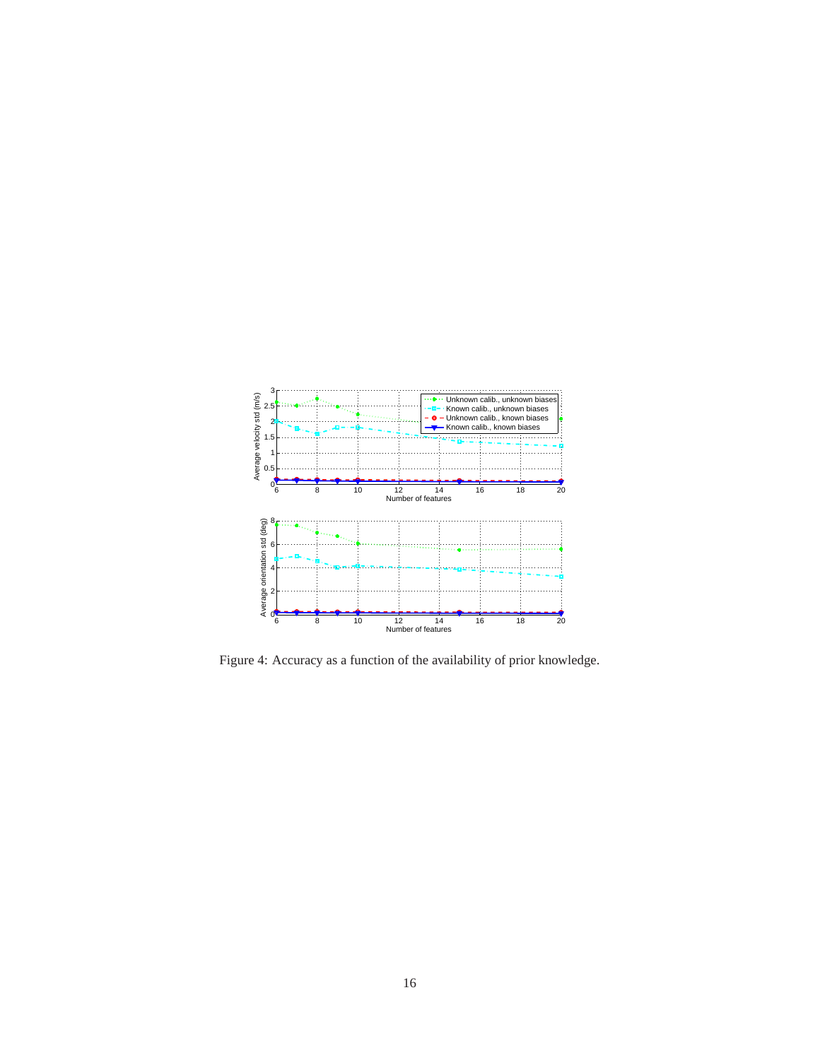Figure 4: Accuracy as a function of the availability of prior knowledge.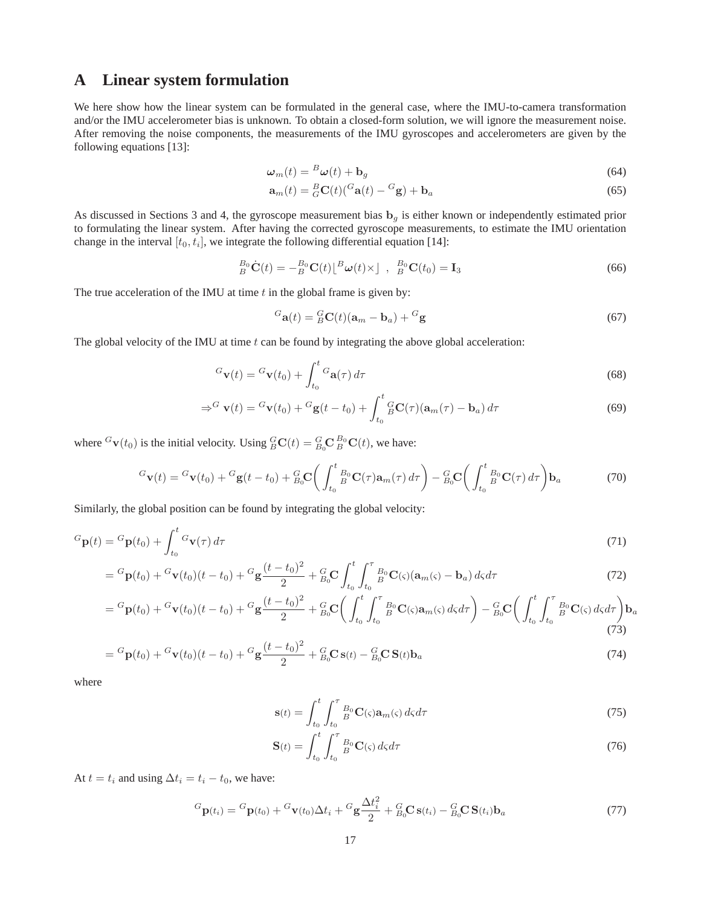# A Linear system formulation

We here show how the linear system can be formulated in the general case, where the IMU-to-camera transformation and/or the IMU accelerometer bias is unknown. To obtain a closed-form solution, we will ignore the measurement noise. After removing the noise components, the measurements of the IMU gyroscopes and accelerometers are given by the following equations [13]:

$$\boldsymbol{\omega}_m(t) = {}^B\boldsymbol{\omega}(t) + \mathbf{b}_g \tag{64}$$

$$\mathbf{a}_m(t) = {}^B_G\mathbf{C}(t)({}^G\mathbf{a}(t) - {}^G\mathbf{g}) + \mathbf{b}_a \tag{65}$$

As discussed in Sections 3 and 4, the gyroscope measurement bias $\mathbf{b}_g$ is either known or independently estimated prior to formulating the linear system. After having the corrected gyroscope measurements, to estimate the IMU orientation change in the interval $[t_0, t_i]$, we integrate the following differential equation [14]:

$${}^{B_0}_B\dot{\mathbf{C}}(t) = -{}^{B_0}_B\mathbf{C}(t)\lfloor {}^B\boldsymbol{\omega}(t)\times\rfloor \;\; , \;\; {}^{B_0}_B\mathbf{C}(t_0) = \mathbf{I}_3 \tag{66}$$

The true acceleration of the IMU at time $t$ in the global frame is given by:

$${}^G\mathbf{a}(t) = {}^G_B\mathbf{C}(t)(\mathbf{a}_m - \mathbf{b}_a) + {}^G\mathbf{g} \tag{67}$$

The global velocity of the IMU at time $t$ can be found by integrating the above global acceleration:

$${}^G\mathbf{v}(t) = {}^G\mathbf{v}(t_0) + \int_{t_0}^{t} {}^G\mathbf{a}(\tau)\, d\tau \tag{68}$$

$$\Rightarrow {}^G\mathbf{v}(t) = {}^G\mathbf{v}(t_0) + {}^G\mathbf{g}(t - t_0) + \int_{t_0}^{t} {}^G_B\mathbf{C}(\tau)(\mathbf{a}_m(\tau) - \mathbf{b}_a)\, d\tau \tag{69}$$

where ${}^G\mathbf{v}(t_0)$ is the initial velocity. Using ${}^G_B\mathbf{C}(t) = {}^G_{B_0}\mathbf{C}\,{}^{B_0}_B\mathbf{C}(t)$, we have:

$${}^G\mathbf{v}(t) = {}^G\mathbf{v}(t_0) + {}^G\mathbf{g}(t - t_0) + {}^G_{B_0}\mathbf{C}\bigg(\int_{t_0}^{t} {}^{B_0}_B\mathbf{C}(\tau)\mathbf{a}_m(\tau)\, d\tau\bigg) - {}^G_{B_0}\mathbf{C}\bigg(\int_{t_0}^{t} {}^{B_0}_B\mathbf{C}(\tau)\, d\tau\bigg)\mathbf{b}_a \tag{70}$$

Similarly, the global position can be found by integrating the global velocity:

$$
\begin{aligned}
{}^G\mathbf{p}(t) &= {}^G\mathbf{p}(t_0) + \int_{t_0}^{t} {}^G\mathbf{v}(\tau)\, d\tau && (71)\\
&= {}^G\mathbf{p}(t_0) + {}^G\mathbf{v}(t_0)(t - t_0) + {}^G\mathbf{g}\frac{(t-t_0)^2}{2} + {}^G_{B_0}\mathbf{C}\int_{t_0}^{t}\int_{t_0}^{\tau} {}^{B_0}_B\mathbf{C}(\varsigma)(\mathbf{a}_m(\varsigma) - \mathbf{b}_a)\, d\varsigma d\tau && (72)\\
&= {}^G\mathbf{p}(t_0) + {}^G\mathbf{v}(t_0)(t - t_0) + {}^G\mathbf{g}\frac{(t-t_0)^2}{2} + {}^G_{B_0}\mathbf{C}\bigg(\int_{t_0}^{t}\int_{t_0}^{\tau} {}^{B_0}_B\mathbf{C}(\varsigma)\mathbf{a}_m(\varsigma)\, d\varsigma d\tau\bigg) - {}^G_{B_0}\mathbf{C}\bigg(\int_{t_0}^{t}\int_{t_0}^{\tau} {}^{B_0}_B\mathbf{C}(\varsigma)\, d\varsigma d\tau\bigg)\mathbf{b}_a && (73)\\
&= {}^G\mathbf{p}(t_0) + {}^G\mathbf{v}(t_0)(t - t_0) + {}^G\mathbf{g}\frac{(t-t_0)^2}{2} + {}^G_{B_0}\mathbf{C}\,\mathbf{s}(t) - {}^G_{B_0}\mathbf{C}\,\mathbf{S}(t)\mathbf{b}_a && (74)
\end{aligned}
$$

where

$$\mathbf{s}(t) = \int_{t_0}^{t}\int_{t_0}^{\tau} {}^{B_0}_B\mathbf{C}(\varsigma)\mathbf{a}_m(\varsigma)\, d\varsigma d\tau \tag{75}$$

$$\mathbf{S}(t) = \int_{t_0}^{t}\int_{t_0}^{\tau} {}^{B_0}_B\mathbf{C}(\varsigma)\, d\varsigma d\tau \tag{76}$$

At $t = t_i$ and using $\Delta t_i = t_i - t_0$, we have:

$${}^G\mathbf{p}(t_i) = {}^G\mathbf{p}(t_0) + {}^G\mathbf{v}(t_0)\Delta t_i + {}^G\mathbf{g}\frac{\Delta t_i^2}{2} + {}^G_{B_0}\mathbf{C}\,\mathbf{s}(t_i) - {}^G_{B_0}\mathbf{C}\,\mathbf{S}(t_i)\mathbf{b}_a \tag{77}$$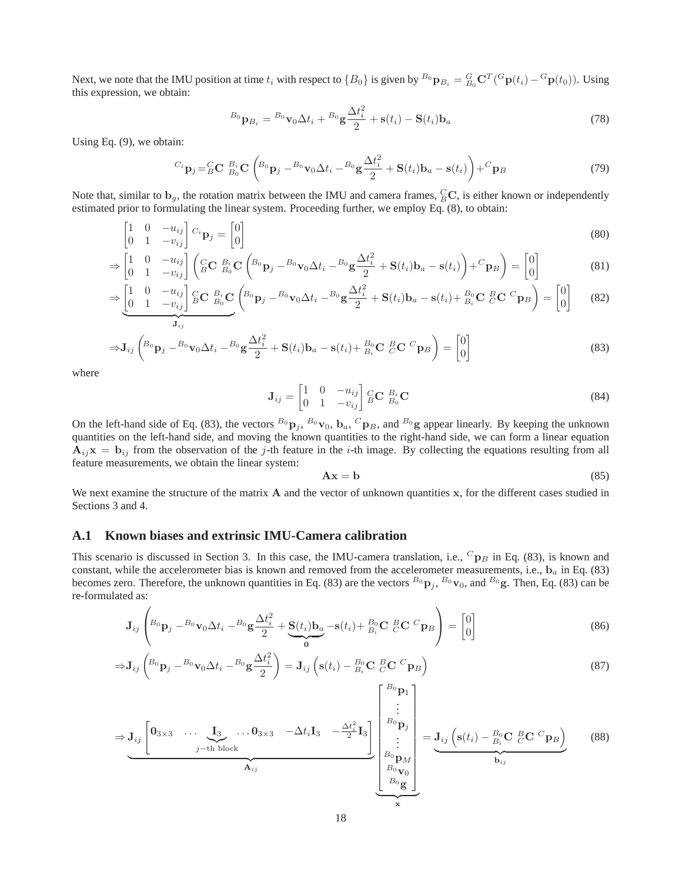Next, we note that the IMU position at time $t_i$ with respect to $\{B_0\}$ is given by ${}^{B_0}\mathbf{p}_{B_i} = {}^{G}_{B_0}\mathbf{C}^T({}^G\mathbf{p}(t_i) - {}^G\mathbf{p}(t_0))$. Using this expression, we obtain:

$$
{}^{B_0}\mathbf{p}_{B_i} = {}^{B_0}\mathbf{v}_0 \Delta t_i + {}^{B_0}\mathbf{g}\frac{\Delta t_i^2}{2} + \mathbf{s}(t_i) - \mathbf{S}(t_i)\mathbf{b}_a \tag{78}
$$

Using Eq. (9), we obtain:

$$
{}^{C_i}\mathbf{p}_j = {}^{C}_{B}\mathbf{C}\ {}^{B_i}_{B_0}\mathbf{C}\left({}^{B_0}\mathbf{p}_j - {}^{B_0}\mathbf{v}_0\Delta t_i - {}^{B_0}\mathbf{g}\frac{\Delta t_i^2}{2} + \mathbf{S}(t_i)\mathbf{b}_a - \mathbf{s}(t_i)\right) + {}^{C}\mathbf{p}_B \tag{79}
$$

Note that, similar to $\mathbf{b}_g$, the rotation matrix between the IMU and camera frames, ${}^{C}_{B}\mathbf{C}$, is either known or independently estimated prior to formulating the linear system. Proceeding further, we employ Eq. (8), to obtain:

$$
\begin{bmatrix} 1 & 0 & -u_{ij} \\ 0 & 1 & -v_{ij} \end{bmatrix} {}^{C_i}\mathbf{p}_j = \begin{bmatrix} 0 \\ 0 \end{bmatrix} \tag{80}
$$

$$
\Rightarrow \begin{bmatrix} 1 & 0 & -u_{ij} \\ 0 & 1 & -v_{ij} \end{bmatrix} \left( {}^{C}_{B}\mathbf{C}\ {}^{B_i}_{B_0}\mathbf{C}\left({}^{B_0}\mathbf{p}_j - {}^{B_0}\mathbf{v}_0\Delta t_i - {}^{B_0}\mathbf{g}\frac{\Delta t_i^2}{2} + \mathbf{S}(t_i)\mathbf{b}_a - \mathbf{s}(t_i)\right) + {}^{C}\mathbf{p}_B \right) = \begin{bmatrix} 0 \\ 0 \end{bmatrix} \tag{81}
$$

$$
\Rightarrow \underbrace{\begin{bmatrix} 1 & 0 & -u_{ij} \\ 0 & 1 & -v_{ij} \end{bmatrix} {}^{C}_{B}\mathbf{C}\ {}^{B_i}_{B_0}\mathbf{C}}_{\mathbf{J}_{ij}} \left({}^{B_0}\mathbf{p}_j - {}^{B_0}\mathbf{v}_0\Delta t_i - {}^{B_0}\mathbf{g}\frac{\Delta t_i^2}{2} + \mathbf{S}(t_i)\mathbf{b}_a - \mathbf{s}(t_i) + {}^{B_0}_{B_i}\mathbf{C}\ {}^{B}_{C}\mathbf{C}\ {}^{C}\mathbf{p}_B\right) = \begin{bmatrix} 0 \\ 0 \end{bmatrix} \tag{82}
$$

$$
\Rightarrow \mathbf{J}_{ij}\left({}^{B_0}\mathbf{p}_j - {}^{B_0}\mathbf{v}_0\Delta t_i - {}^{B_0}\mathbf{g}\frac{\Delta t_i^2}{2} + \mathbf{S}(t_i)\mathbf{b}_a - \mathbf{s}(t_i) + {}^{B_0}_{B_i}\mathbf{C}\ {}^{B}_{C}\mathbf{C}\ {}^{C}\mathbf{p}_B\right) = \begin{bmatrix} 0 \\ 0 \end{bmatrix} \tag{83}
$$

where

$$
\mathbf{J}_{ij} = \begin{bmatrix} 1 & 0 & -u_{ij} \\ 0 & 1 & -v_{ij} \end{bmatrix} {}^{C}_{B}\mathbf{C}\ {}^{B_i}_{B_0}\mathbf{C} \tag{84}
$$

On the left-hand side of Eq. (83), the vectors ${}^{B_0}\mathbf{p}_j$, ${}^{B_0}\mathbf{v}_0$, $\mathbf{b}_a$, ${}^{C}\mathbf{p}_B$, and ${}^{B_0}\mathbf{g}$ appear linearly. By keeping the unknown quantities on the left-hand side, and moving the known quantities to the right-hand side, we can form a linear equation $\mathbf{A}_{ij}\mathbf{x} = \mathbf{b}_{ij}$ from the observation of the $j$-th feature in the $i$-th image. By collecting the equations resulting from all feature measurements, we obtain the linear system:

$$
\mathbf{A}\mathbf{x} = \mathbf{b} \tag{85}
$$

We next examine the structure of the matrix $\mathbf{A}$ and the vector of unknown quantities $\mathbf{x}$, for the different cases studied in Sections 3 and 4.

## A.1 Known biases and extrinsic IMU-Camera calibration

This scenario is discussed in Section 3. In this case, the IMU-camera translation, i.e., ${}^{C}\mathbf{p}_B$ in Eq. (83), is known and constant, while the accelerometer bias is known and removed from the accelerometer measurements, i.e., $\mathbf{b}_a$ in Eq. (83) becomes zero. Therefore, the unknown quantities in Eq. (83) are the vectors ${}^{B_0}\mathbf{p}_j$, ${}^{B_0}\mathbf{v}_0$, and ${}^{B_0}\mathbf{g}$. Then, Eq. (83) can be re-formulated as:

$$
\mathbf{J}_{ij}\left({}^{B_0}\mathbf{p}_j - {}^{B_0}\mathbf{v}_0\Delta t_i - {}^{B_0}\mathbf{g}\frac{\Delta t_i^2}{2} + \underbrace{\mathbf{S}(t_i)\mathbf{b}_a}_{\mathbf{0}} - \mathbf{s}(t_i) + {}^{B_0}_{B_i}\mathbf{C}\ {}^{B}_{C}\mathbf{C}\ {}^{C}\mathbf{p}_B\right) = \begin{bmatrix} 0 \\ 0 \end{bmatrix} \tag{86}
$$

$$
\Rightarrow \mathbf{J}_{ij}\left({}^{B_0}\mathbf{p}_j - {}^{B_0}\mathbf{v}_0\Delta t_i - {}^{B_0}\mathbf{g}\frac{\Delta t_i^2}{2}\right) = \mathbf{J}_{ij}\left(\mathbf{s}(t_i) - {}^{B_0}_{B_i}\mathbf{C}\ {}^{B}_{C}\mathbf{C}\ {}^{C}\mathbf{p}_B\right) \tag{87}
$$

$$
\Rightarrow \underbrace{\mathbf{J}_{ij}\begin{bmatrix} \mathbf{0}_{3\times 3} & \cdots & \underbrace{\mathbf{I}_3}_{j-\text{th block}} & \cdots \mathbf{0}_{3\times 3} & -\Delta t_i \mathbf{I}_3 & -\frac{\Delta t_i^2}{2}\mathbf{I}_3 \end{bmatrix}}_{\mathbf{A}_{ij}} \underbrace{\begin{bmatrix} {}^{B_0}\mathbf{p}_1 \\ \vdots \\ {}^{B_0}\mathbf{p}_j \\ \vdots \\ {}^{B_0}\mathbf{p}_M \\ {}^{B_0}\mathbf{v}_0 \\ {}^{B_0}\mathbf{g} \end{bmatrix}}_{\mathbf{x}} = \underbrace{\mathbf{J}_{ij}\left(\mathbf{s}(t_i) - {}^{B_0}_{B_i}\mathbf{C}\ {}^{B}_{C}\mathbf{C}\ {}^{C}\mathbf{p}_B\right)}_{\mathbf{b}_{ij}} \tag{88}
$$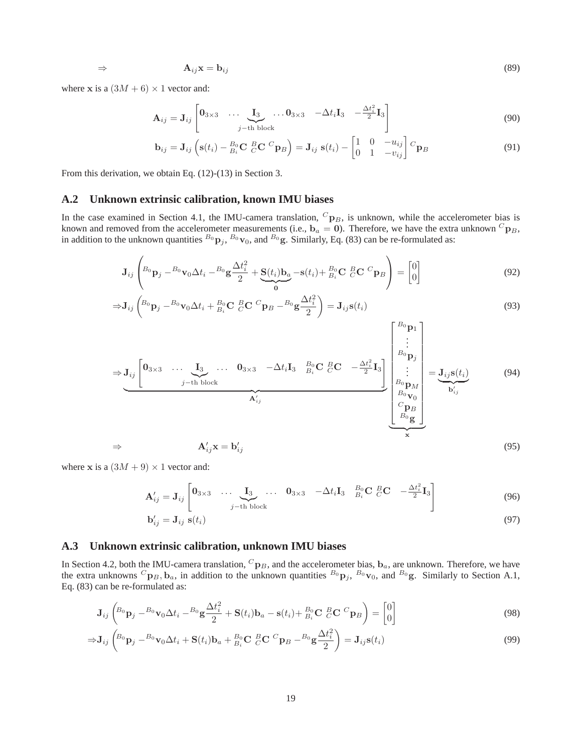$$
\Rightarrow \qquad \mathbf{A}_{ij}\mathbf{x} = \mathbf{b}_{ij} \tag{89}
$$

where $\mathbf{x}$ is a $(3M+6) \times 1$ vector and:

$$
\mathbf{A}_{ij} = \mathbf{J}_{ij} \begin{bmatrix} \mathbf{0}_{3\times 3} & \dots \underbrace{\mathbf{I}_3}_{j-\text{th block}} \dots \mathbf{0}_{3\times 3} & -\Delta t_i \mathbf{I}_3 & -\frac{\Delta t_i^2}{2}\mathbf{I}_3 \end{bmatrix} \tag{90}
$$

$$
\mathbf{b}_{ij} = \mathbf{J}_{ij} \left( \mathbf{s}(t_i) - {}^{B_0}_{B_i}\mathbf{C} \; {}^{B}_{C}\mathbf{C} \; {}^{C}\mathbf{p}_B \right) = \mathbf{J}_{ij} \; \mathbf{s}(t_i) - \begin{bmatrix} 1 & 0 & -u_{ij} \\ 0 & 1 & -v_{ij} \end{bmatrix} {}^{C}\mathbf{p}_B \tag{91}
$$

From this derivation, we obtain Eq. (12)-(13) in Section 3.

## A.2 Unknown extrinsic calibration, known IMU biases

In the case examined in Section 4.1, the IMU-camera translation, ${}^{C}\mathbf{p}_B$, is unknown, while the accelerometer bias is known and removed from the accelerometer measurements (i.e., $\mathbf{b}_a = \mathbf{0}$). Therefore, we have the extra unknown ${}^{C}\mathbf{p}_B$, in addition to the unknown quantities ${}^{B_0}\mathbf{p}_j$, ${}^{B_0}\mathbf{v}_0$, and ${}^{B_0}\mathbf{g}$. Similarly, Eq. (83) can be re-formulated as:

$$
\mathbf{J}_{ij} \left( {}^{B_0}\mathbf{p}_j - {}^{B_0}\mathbf{v}_0 \Delta t_i - {}^{B_0}\mathbf{g}\frac{\Delta t_i^2}{2} + \underbrace{\mathbf{S}(t_i)\mathbf{b}_a}_{\mathbf{0}} - \mathbf{s}(t_i) + {}^{B_0}_{B_i}\mathbf{C} \; {}^{B}_{C}\mathbf{C} \; {}^{C}\mathbf{p}_B \right) = \begin{bmatrix} 0 \\ 0 \end{bmatrix} \tag{92}
$$

$$
\Rightarrow \mathbf{J}_{ij} \left( {}^{B_0}\mathbf{p}_j - {}^{B_0}\mathbf{v}_0 \Delta t_i + {}^{B_0}_{B_i}\mathbf{C} \; {}^{B}_{C}\mathbf{C} \; {}^{C}\mathbf{p}_B - {}^{B_0}\mathbf{g}\frac{\Delta t_i^2}{2} \right) = \mathbf{J}_{ij}\mathbf{s}(t_i) \tag{93}
$$

$$
\Rightarrow \underbrace{\mathbf{J}_{ij} \begin{bmatrix} \mathbf{0}_{3\times 3} & \dots & \underbrace{\mathbf{I}_3}_{j-\text{th block}} & \dots & \mathbf{0}_{3\times 3} & -\Delta t_i \mathbf{I}_3 & {}^{B_0}_{B_i}\mathbf{C} \; {}^{B}_{C}\mathbf{C} & -\frac{\Delta t_i^2}{2}\mathbf{I}_3 \end{bmatrix}}_{\mathbf{A}'_{ij}} \underbrace{\begin{bmatrix} {}^{B_0}\mathbf{p}_1 \\ \vdots \\ {}^{B_0}\mathbf{p}_j \\ \vdots \\ {}^{B_0}\mathbf{p}_M \\ {}^{B_0}\mathbf{v}_0 \\ {}^{C}\mathbf{p}_B \\ {}^{B_0}\mathbf{g} \end{bmatrix}}_{\mathbf{x}} = \underbrace{\mathbf{J}_{ij}\mathbf{s}(t_i)}_{\mathbf{b}'_{ij}} \tag{94}
$$

$$
\Rightarrow \qquad \mathbf{A}'_{ij}\mathbf{x} = \mathbf{b}'_{ij} \tag{95}
$$

where $\mathbf{x}$ is a $(3M+9) \times 1$ vector and:

$$
\mathbf{A}'_{ij} = \mathbf{J}_{ij} \begin{bmatrix} \mathbf{0}_{3\times 3} & \dots & \underbrace{\mathbf{I}_3}_{j-\text{th block}} & \dots & \mathbf{0}_{3\times 3} & -\Delta t_i \mathbf{I}_3 & {}^{B_0}_{B_i}\mathbf{C} \; {}^{B}_{C}\mathbf{C} & -\frac{\Delta t_i^2}{2}\mathbf{I}_3 \end{bmatrix} \tag{96}
$$

$$
\mathbf{b}'_{ij} = \mathbf{J}_{ij} \; \mathbf{s}(t_i) \tag{97}
$$

## A.3 Unknown extrinsic calibration, unknown IMU biases

In Section 4.2, both the IMU-camera translation, ${}^{C}\mathbf{p}_B$, and the accelerometer bias, $\mathbf{b}_a$, are unknown. Therefore, we have the extra unknowns ${}^{C}\mathbf{p}_B, \mathbf{b}_a$, in addition to the unknown quantities ${}^{B_0}\mathbf{p}_j$, ${}^{B_0}\mathbf{v}_0$, and ${}^{B_0}\mathbf{g}$. Similarly to Section A.1, Eq. (83) can be re-formulated as:

$$
\mathbf{J}_{ij} \left( {}^{B_0}\mathbf{p}_j - {}^{B_0}\mathbf{v}_0 \Delta t_i - {}^{B_0}\mathbf{g}\frac{\Delta t_i^2}{2} + \mathbf{S}(t_i)\mathbf{b}_a - \mathbf{s}(t_i) + {}^{B_0}_{B_i}\mathbf{C} \; {}^{B}_{C}\mathbf{C} \; {}^{C}\mathbf{p}_B \right) = \begin{bmatrix} 0 \\ 0 \end{bmatrix} \tag{98}
$$

$$
\Rightarrow \mathbf{J}_{ij} \left( {}^{B_0}\mathbf{p}_j - {}^{B_0}\mathbf{v}_0 \Delta t_i + \mathbf{S}(t_i)\mathbf{b}_a + {}^{B_0}_{B_i}\mathbf{C} \; {}^{B}_{C}\mathbf{C} \; {}^{C}\mathbf{p}_B - {}^{B_0}\mathbf{g}\frac{\Delta t_i^2}{2} \right) = \mathbf{J}_{ij}\mathbf{s}(t_i) \tag{99}
$$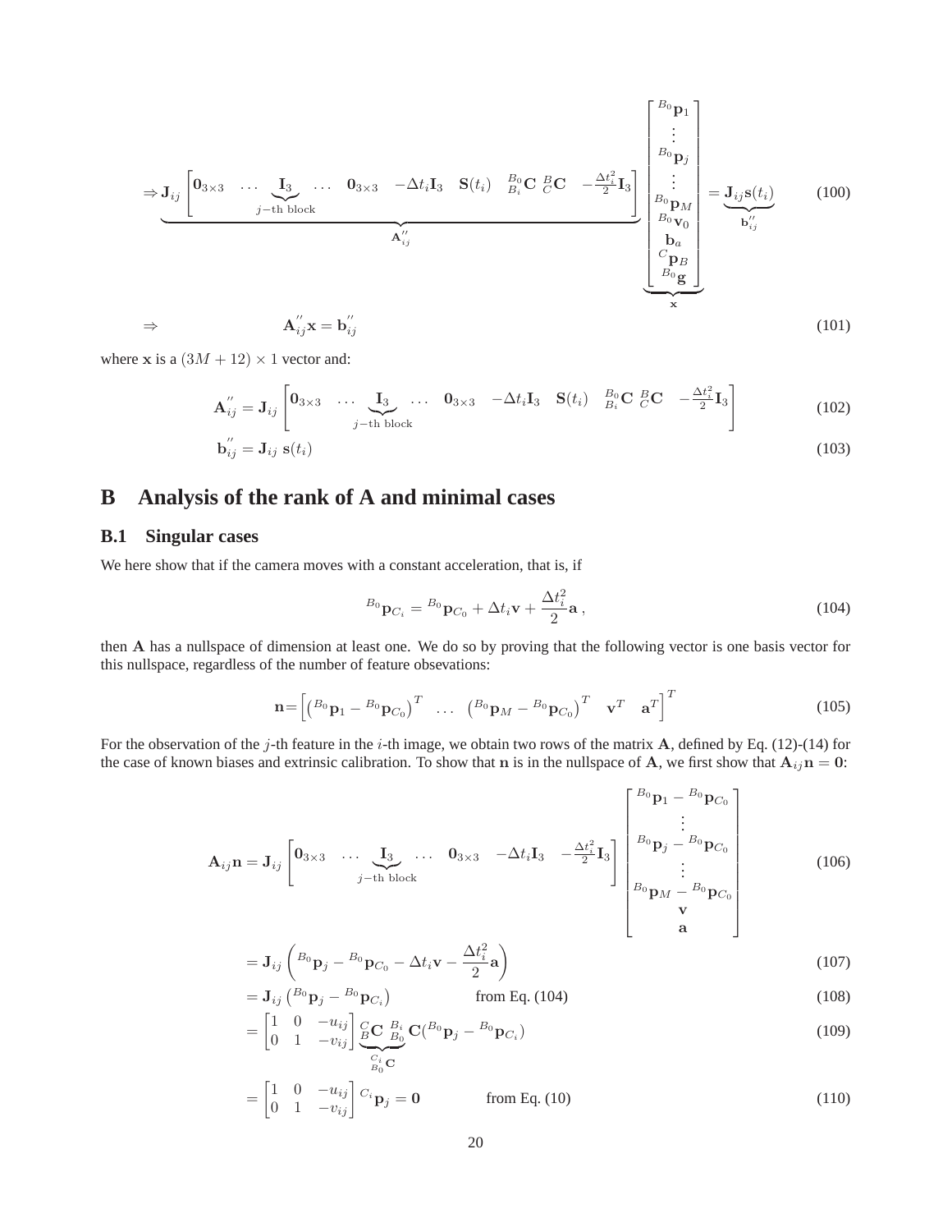$$
\Rightarrow \underbrace{\mathbf{J}_{ij} \begin{bmatrix} \mathbf{0}_{3\times3} & \cdots & \underbrace{\mathbf{I}_3}_{j-\text{th block}} & \cdots & \mathbf{0}_{3\times3} & -\Delta t_i \mathbf{I}_3 & \mathbf{S}(t_i) & {}^{B_0}_{B_i}\mathbf{C}\ {}^{B}_{C}\mathbf{C} & -\frac{\Delta t_i^2}{2}\mathbf{I}_3 \end{bmatrix}}_{\mathbf{A}^{''}_{ij}} \underbrace{\begin{bmatrix} {}^{B_0}\mathbf{p}_1 \\ \vdots \\ {}^{B_0}\mathbf{p}_j \\ \vdots \\ {}^{B_0}\mathbf{p}_M \\ {}^{B_0}\mathbf{v}_0 \\ \mathbf{b}_a \\ {}^{C}\mathbf{p}_B \\ {}^{B_0}\mathbf{g} \end{bmatrix}}_{\mathbf{x}} = \underbrace{\mathbf{J}_{ij}\mathbf{s}(t_i)}_{\mathbf{b}^{''}_{ij}} \tag{100}
$$

$$
\Rightarrow \qquad \mathbf{A}^{''}_{ij}\mathbf{x} = \mathbf{b}^{''}_{ij} \tag{101}
$$

where $\mathbf{x}$ is a $(3M+12)\times 1$ vector and:

$$
\mathbf{A}^{''}_{ij} = \mathbf{J}_{ij} \begin{bmatrix} \mathbf{0}_{3\times3} & \cdots & \underbrace{\mathbf{I}_3}_{j-\text{th block}} & \cdots & \mathbf{0}_{3\times3} & -\Delta t_i \mathbf{I}_3 & \mathbf{S}(t_i) & {}^{B_0}_{B_i}\mathbf{C}\ {}^{B}_{C}\mathbf{C} & -\frac{\Delta t_i^2}{2}\mathbf{I}_3 \end{bmatrix} \tag{102}
$$

$$
\mathbf{b}^{''}_{ij} = \mathbf{J}_{ij}\ \mathbf{s}(t_i) \tag{103}
$$

# B Analysis of the rank of A and minimal cases

## B.1 Singular cases

We here show that if the camera moves with a constant acceleration, that is, if

$$
{}^{B_0}\mathbf{p}_{C_i} = {}^{B_0}\mathbf{p}_{C_0} + \Delta t_i \mathbf{v} + \frac{\Delta t_i^2}{2}\mathbf{a}\,, \tag{104}
$$

then $\mathbf{A}$ has a nullspace of dimension at least one. We do so by proving that the following vector is one basis vector for this nullspace, regardless of the number of feature obsevations:

$$
\mathbf{n} = \begin{bmatrix} \left({}^{B_0}\mathbf{p}_1 - {}^{B_0}\mathbf{p}_{C_0}\right)^T & \ldots & \left({}^{B_0}\mathbf{p}_M - {}^{B_0}\mathbf{p}_{C_0}\right)^T & \mathbf{v}^T & \mathbf{a}^T \end{bmatrix}^T \tag{105}
$$

For the observation of the $j$-th feature in the $i$-th image, we obtain two rows of the matrix $\mathbf{A}$, defined by Eq. (12)-(14) for the case of known biases and extrinsic calibration. To show that $\mathbf{n}$ is in the nullspace of $\mathbf{A}$, we first show that $\mathbf{A}_{ij}\mathbf{n} = \mathbf{0}$:

$$
\mathbf{A}_{ij}\mathbf{n} = \mathbf{J}_{ij} \begin{bmatrix} \mathbf{0}_{3\times3} & \cdots & \underbrace{\mathbf{I}_3}_{j-\text{th block}} & \cdots & \mathbf{0}_{3\times3} & -\Delta t_i \mathbf{I}_3 & -\frac{\Delta t_i^2}{2}\mathbf{I}_3 \end{bmatrix} \begin{bmatrix} {}^{B_0}\mathbf{p}_1 - {}^{B_0}\mathbf{p}_{C_0} \\ \vdots \\ {}^{B_0}\mathbf{p}_j - {}^{B_0}\mathbf{p}_{C_0} \\ \vdots \\ {}^{B_0}\mathbf{p}_M - {}^{B_0}\mathbf{p}_{C_0} \\ \mathbf{v} \\ \mathbf{a} \end{bmatrix} \tag{106}
$$

$$
= \mathbf{J}_{ij}\left({}^{B_0}\mathbf{p}_j - {}^{B_0}\mathbf{p}_{C_0} - \Delta t_i \mathbf{v} - \frac{\Delta t_i^2}{2}\mathbf{a}\right) \tag{107}
$$

$$
= \mathbf{J}_{ij}\left({}^{B_0}\mathbf{p}_j - {}^{B_0}\mathbf{p}_{C_i}\right) \qquad \text{from Eq. (104)} \tag{108}
$$

$$
= \begin{bmatrix} 1 & 0 & -u_{ij} \\ 0 & 1 & -v_{ij} \end{bmatrix} \underbrace{{}^{C}_{B}\mathbf{C}\ {}^{B_i}_{B_0}\mathbf{C}}_{{}^{C_i}_{B_0}\mathbf{C}}\left({}^{B_0}\mathbf{p}_j - {}^{B_0}\mathbf{p}_{C_i}\right) \tag{109}
$$

$$
= \begin{bmatrix} 1 & 0 & -u_{ij} \\ 0 & 1 & -v_{ij} \end{bmatrix} {}^{C_i}\mathbf{p}_j = \mathbf{0} \qquad \text{from Eq. (10)} \tag{110}
$$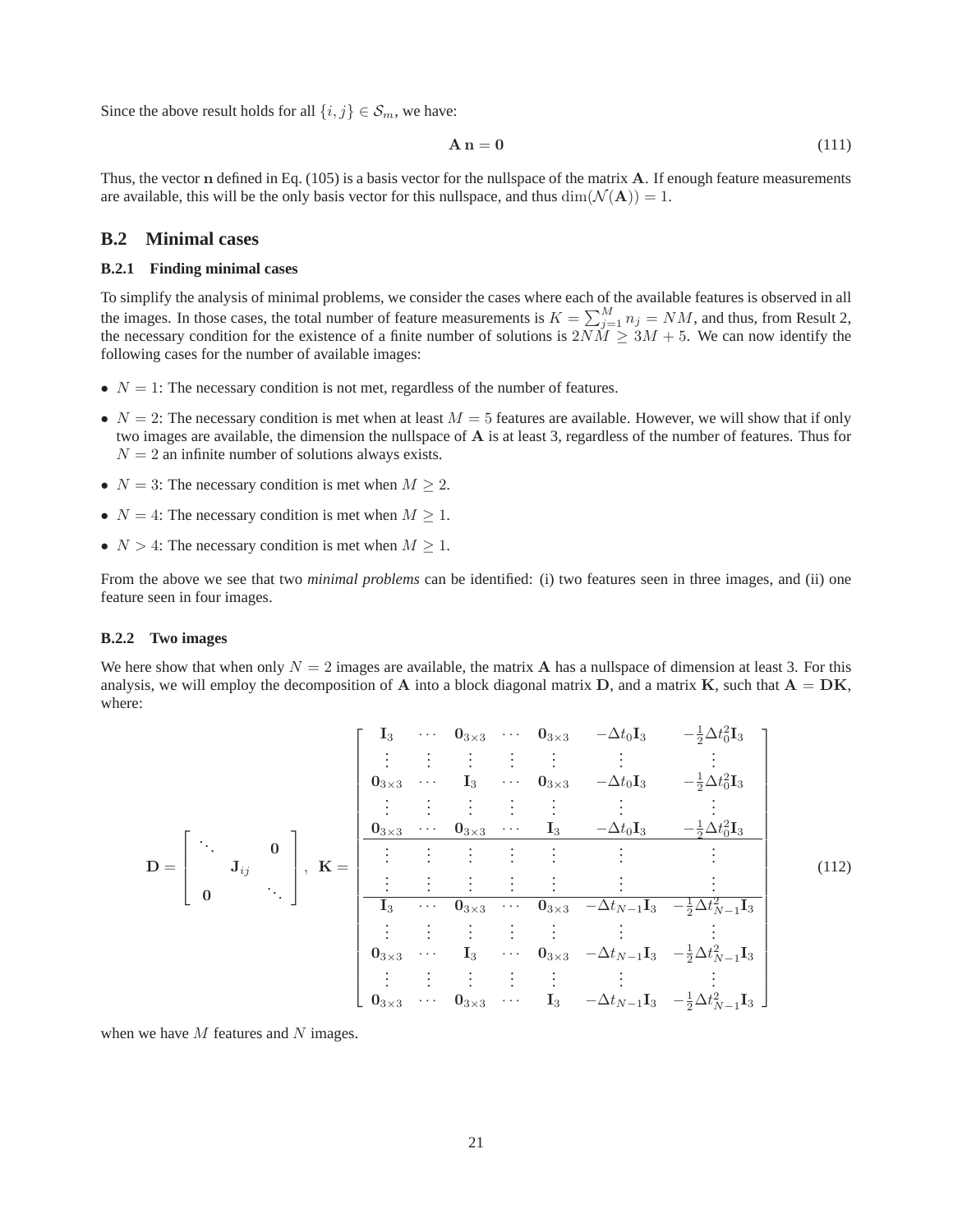Since the above result holds for all $\{i, j\} \in \mathcal{S}_m$, we have:

$$\mathbf{A}\,\mathbf{n} = \mathbf{0} \tag{111}$$

Thus, the vector $\mathbf{n}$ defined in Eq. (105) is a basis vector for the nullspace of the matrix $\mathbf{A}$. If enough feature measurements are available, this will be the only basis vector for this nullspace, and thus $\dim(\mathcal{N}(\mathbf{A})) = 1$.

## B.2 Minimal cases

### B.2.1 Finding minimal cases

To simplify the analysis of minimal problems, we consider the cases where each of the available features is observed in all the images. In those cases, the total number of feature measurements is $K = \sum_{j=1}^{M} n_j = NM$, and thus, from Result 2, the necessary condition for the existence of a finite number of solutions is $2NM \geq 3M + 5$. We can now identify the following cases for the number of available images:

- $N = 1$: The necessary condition is not met, regardless of the number of features.
- $N = 2$: The necessary condition is met when at least $M = 5$ features are available. However, we will show that if only two images are available, the dimension the nullspace of $\mathbf{A}$ is at least 3, regardless of the number of features. Thus for $N = 2$ an infinite number of solutions always exists.
- $N = 3$: The necessary condition is met when $M \geq 2$.
- $N = 4$: The necessary condition is met when $M \geq 1$.
- $N > 4$: The necessary condition is met when $M \geq 1$.

From the above we see that two *minimal problems* can be identified: (i) two features seen in three images, and (ii) one feature seen in four images.

### B.2.2 Two images

We here show that when only $N = 2$ images are available, the matrix $\mathbf{A}$ has a nullspace of dimension at least 3. For this analysis, we will employ the decomposition of $\mathbf{A}$ into a block diagonal matrix $\mathbf{D}$, and a matrix $\mathbf{K}$, such that $\mathbf{A} = \mathbf{D}\mathbf{K}$, where:

$$\mathbf{D} = \begin{bmatrix} \ddots & & \mathbf{0} \\ & \mathbf{J}_{ij} & \\ \mathbf{0} & & \ddots \end{bmatrix}, \quad \mathbf{K} = \left[\begin{array}{ccccccc} \mathbf{I}_3 & \cdots & \mathbf{0}_{3\times 3} & \cdots & \mathbf{0}_{3\times 3} & -\Delta t_0 \mathbf{I}_3 & -\frac{1}{2}\Delta t_0^2 \mathbf{I}_3 \\ \vdots & \vdots & \vdots & \vdots & \vdots & \vdots & \vdots \\ \mathbf{0}_{3\times 3} & \cdots & \mathbf{I}_3 & \cdots & \mathbf{0}_{3\times 3} & -\Delta t_0 \mathbf{I}_3 & -\frac{1}{2}\Delta t_0^2 \mathbf{I}_3 \\ \vdots & \vdots & \vdots & \vdots & \vdots & \vdots & \vdots \\ \mathbf{0}_{3\times 3} & \cdots & \mathbf{0}_{3\times 3} & \cdots & \mathbf{I}_3 & -\Delta t_0 \mathbf{I}_3 & -\frac{1}{2}\Delta t_0^2 \mathbf{I}_3 \\ \hline \vdots & \vdots & \vdots & \vdots & \vdots & \vdots & \vdots \\ \vdots & \vdots & \vdots & \vdots & \vdots & \vdots & \vdots \\ \hline \mathbf{I}_3 & \cdots & \mathbf{0}_{3\times 3} & \cdots & \mathbf{0}_{3\times 3} & -\Delta t_{N-1} \mathbf{I}_3 & -\frac{1}{2}\Delta t_{N-1}^2 \mathbf{I}_3 \\ \vdots & \vdots & \vdots & \vdots & \vdots & \vdots & \vdots \\ \mathbf{0}_{3\times 3} & \cdots & \mathbf{I}_3 & \cdots & \mathbf{0}_{3\times 3} & -\Delta t_{N-1} \mathbf{I}_3 & -\frac{1}{2}\Delta t_{N-1}^2 \mathbf{I}_3 \\ \vdots & \vdots & \vdots & \vdots & \vdots & \vdots & \vdots \\ \mathbf{0}_{3\times 3} & \cdots & \mathbf{0}_{3\times 3} & \cdots & \mathbf{I}_3 & -\Delta t_{N-1} \mathbf{I}_3 & -\frac{1}{2}\Delta t_{N-1}^2 \mathbf{I}_3 \end{array}\right] \tag{112}$$

when we have $M$ features and $N$ images.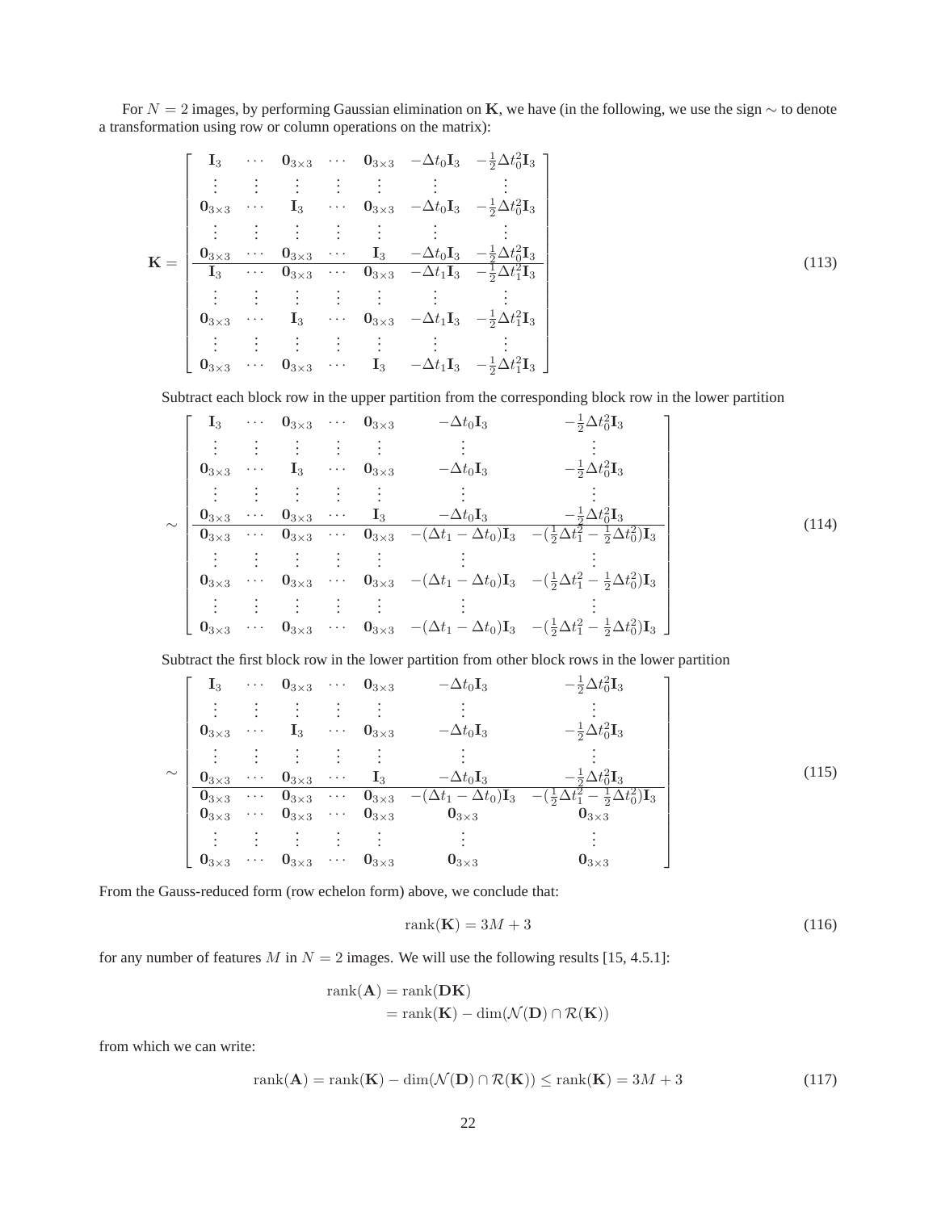For $N = 2$ images, by performing Gaussian elimination on $\mathbf{K}$, we have (in the following, we use the sign $\sim$ to denote a transformation using row or column operations on the matrix):

$$
\mathbf{K} = \left[\begin{array}{ccccccc}
\mathbf{I}_3 & \cdots & \mathbf{0}_{3\times3} & \cdots & \mathbf{0}_{3\times3} & -\Delta t_0 \mathbf{I}_3 & -\frac{1}{2}\Delta t_0^2 \mathbf{I}_3 \\
\vdots & \vdots & \vdots & \vdots & \vdots & \vdots & \vdots \\
\mathbf{0}_{3\times3} & \cdots & \mathbf{I}_3 & \cdots & \mathbf{0}_{3\times3} & -\Delta t_0 \mathbf{I}_3 & -\frac{1}{2}\Delta t_0^2 \mathbf{I}_3 \\
\vdots & \vdots & \vdots & \vdots & \vdots & \vdots & \vdots \\
\mathbf{0}_{3\times3} & \cdots & \mathbf{0}_{3\times3} & \cdots & \mathbf{I}_3 & -\Delta t_0 \mathbf{I}_3 & -\frac{1}{2}\Delta t_0^2 \mathbf{I}_3 \\
\hline
\mathbf{I}_3 & \cdots & \mathbf{0}_{3\times3} & \cdots & \mathbf{0}_{3\times3} & -\Delta t_1 \mathbf{I}_3 & -\frac{1}{2}\Delta t_1^2 \mathbf{I}_3 \\
\vdots & \vdots & \vdots & \vdots & \vdots & \vdots & \vdots \\
\mathbf{0}_{3\times3} & \cdots & \mathbf{I}_3 & \cdots & \mathbf{0}_{3\times3} & -\Delta t_1 \mathbf{I}_3 & -\frac{1}{2}\Delta t_1^2 \mathbf{I}_3 \\
\vdots & \vdots & \vdots & \vdots & \vdots & \vdots & \vdots \\
\mathbf{0}_{3\times3} & \cdots & \mathbf{0}_{3\times3} & \cdots & \mathbf{I}_3 & -\Delta t_1 \mathbf{I}_3 & -\frac{1}{2}\Delta t_1^2 \mathbf{I}_3
\end{array}\right] \tag{113}
$$

Subtract each block row in the upper partition from the corresponding block row in the lower partition

$$
\sim \left[\begin{array}{ccccccc}
\mathbf{I}_3 & \cdots & \mathbf{0}_{3\times3} & \cdots & \mathbf{0}_{3\times3} & -\Delta t_0 \mathbf{I}_3 & -\frac{1}{2}\Delta t_0^2 \mathbf{I}_3 \\
\vdots & \vdots & \vdots & \vdots & \vdots & \vdots & \vdots \\
\mathbf{0}_{3\times3} & \cdots & \mathbf{I}_3 & \cdots & \mathbf{0}_{3\times3} & -\Delta t_0 \mathbf{I}_3 & -\frac{1}{2}\Delta t_0^2 \mathbf{I}_3 \\
\vdots & \vdots & \vdots & \vdots & \vdots & \vdots & \vdots \\
\mathbf{0}_{3\times3} & \cdots & \mathbf{0}_{3\times3} & \cdots & \mathbf{I}_3 & -\Delta t_0 \mathbf{I}_3 & -\frac{1}{2}\Delta t_0^2 \mathbf{I}_3 \\
\hline
\mathbf{0}_{3\times3} & \cdots & \mathbf{0}_{3\times3} & \cdots & \mathbf{0}_{3\times3} & -(\Delta t_1 - \Delta t_0) \mathbf{I}_3 & -(\frac{1}{2}\Delta t_1^2 - \frac{1}{2}\Delta t_0^2) \mathbf{I}_3 \\
\vdots & \vdots & \vdots & \vdots & \vdots & \vdots & \vdots \\
\mathbf{0}_{3\times3} & \cdots & \mathbf{0}_{3\times3} & \cdots & \mathbf{0}_{3\times3} & -(\Delta t_1 - \Delta t_0) \mathbf{I}_3 & -(\frac{1}{2}\Delta t_1^2 - \frac{1}{2}\Delta t_0^2) \mathbf{I}_3 \\
\vdots & \vdots & \vdots & \vdots & \vdots & \vdots & \vdots \\
\mathbf{0}_{3\times3} & \cdots & \mathbf{0}_{3\times3} & \cdots & \mathbf{0}_{3\times3} & -(\Delta t_1 - \Delta t_0) \mathbf{I}_3 & -(\frac{1}{2}\Delta t_1^2 - \frac{1}{2}\Delta t_0^2) \mathbf{I}_3
\end{array}\right] \tag{114}
$$

Subtract the first block row in the lower partition from other block rows in the lower partition

$$
\sim \left[\begin{array}{ccccccc}
\mathbf{I}_3 & \cdots & \mathbf{0}_{3\times3} & \cdots & \mathbf{0}_{3\times3} & -\Delta t_0 \mathbf{I}_3 & -\frac{1}{2}\Delta t_0^2 \mathbf{I}_3 \\
\vdots & \vdots & \vdots & \vdots & \vdots & \vdots & \vdots \\
\mathbf{0}_{3\times3} & \cdots & \mathbf{I}_3 & \cdots & \mathbf{0}_{3\times3} & -\Delta t_0 \mathbf{I}_3 & -\frac{1}{2}\Delta t_0^2 \mathbf{I}_3 \\
\vdots & \vdots & \vdots & \vdots & \vdots & \vdots & \vdots \\
\mathbf{0}_{3\times3} & \cdots & \mathbf{0}_{3\times3} & \cdots & \mathbf{I}_3 & -\Delta t_0 \mathbf{I}_3 & -\frac{1}{2}\Delta t_0^2 \mathbf{I}_3 \\
\hline
\mathbf{0}_{3\times3} & \cdots & \mathbf{0}_{3\times3} & \cdots & \mathbf{0}_{3\times3} & -(\Delta t_1 - \Delta t_0) \mathbf{I}_3 & -(\frac{1}{2}\Delta t_1^2 - \frac{1}{2}\Delta t_0^2) \mathbf{I}_3 \\
\mathbf{0}_{3\times3} & \cdots & \mathbf{0}_{3\times3} & \cdots & \mathbf{0}_{3\times3} & \mathbf{0}_{3\times3} & \mathbf{0}_{3\times3} \\
\vdots & \vdots & \vdots & \vdots & \vdots & \vdots & \vdots \\
\mathbf{0}_{3\times3} & \cdots & \mathbf{0}_{3\times3} & \cdots & \mathbf{0}_{3\times3} & \mathbf{0}_{3\times3} & \mathbf{0}_{3\times3}
\end{array}\right] \tag{115}
$$

From the Gauss-reduced form (row echelon form) above, we conclude that:

$$
\operatorname{rank}(\mathbf{K}) = 3M + 3 \tag{116}
$$

for any number of features $M$ in $N = 2$ images. We will use the following results [15, 4.5.1]:

$$
\begin{aligned}
\operatorname{rank}(\mathbf{A}) &= \operatorname{rank}(\mathbf{DK}) \\
&= \operatorname{rank}(\mathbf{K}) - \dim(\mathcal{N}(\mathbf{D}) \cap \mathcal{R}(\mathbf{K}))
\end{aligned}
$$

from which we can write:

$$
\operatorname{rank}(\mathbf{A}) = \operatorname{rank}(\mathbf{K}) - \dim(\mathcal{N}(\mathbf{D}) \cap \mathcal{R}(\mathbf{K})) \leq \operatorname{rank}(\mathbf{K}) = 3M + 3 \tag{117}
$$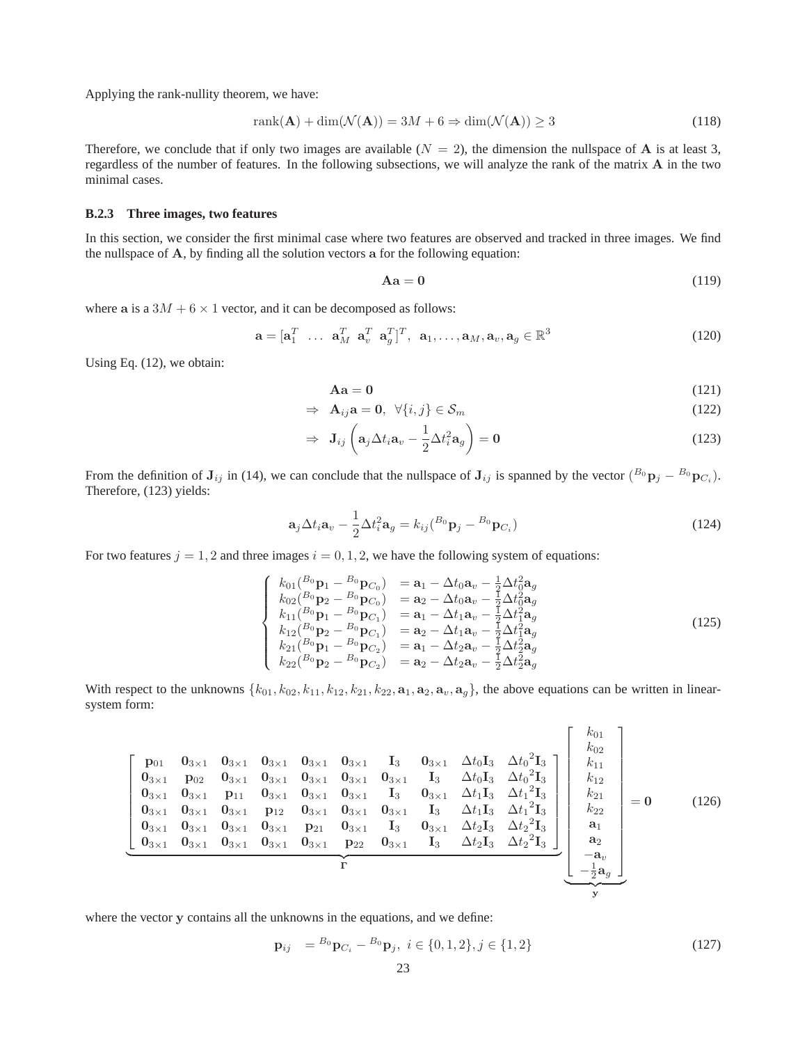Applying the rank-nullity theorem, we have:

$$\text{rank}(\mathbf{A}) + \dim(\mathcal{N}(\mathbf{A})) = 3M + 6 \Rightarrow \dim(\mathcal{N}(\mathbf{A})) \geq 3 \tag{118}$$

Therefore, we conclude that if only two images are available ($N = 2$), the dimension the nullspace of $\mathbf{A}$ is at least 3, regardless of the number of features. In the following subsections, we will analyze the rank of the matrix $\mathbf{A}$ in the two minimal cases.

### B.2.3 Three images, two features

In this section, we consider the first minimal case where two features are observed and tracked in three images. We find the nullspace of $\mathbf{A}$, by finding all the solution vectors $\mathbf{a}$ for the following equation:

$$\mathbf{A}\mathbf{a} = \mathbf{0} \tag{119}$$

where $\mathbf{a}$ is a $3M + 6 \times 1$ vector, and it can be decomposed as follows:

$$\mathbf{a} = [\mathbf{a}_1^T \ \ \ldots \ \ \mathbf{a}_M^T \ \ \mathbf{a}_v^T \ \ \mathbf{a}_g^T]^T, \ \ \mathbf{a}_1, \ldots, \mathbf{a}_M, \mathbf{a}_v, \mathbf{a}_g \in \mathbb{R}^3 \tag{120}$$

Using Eq. (12), we obtain:

$$\mathbf{A}\mathbf{a} = \mathbf{0} \tag{121}$$

$$\Rightarrow \ \ \mathbf{A}_{ij}\mathbf{a} = \mathbf{0}, \ \ \forall \{i,j\} \in \mathcal{S}_m \tag{122}$$

$$\Rightarrow \ \ \mathbf{J}_{ij}\left(\mathbf{a}_j \Delta t_i \mathbf{a}_v - \frac{1}{2}\Delta t_i^2 \mathbf{a}_g\right) = \mathbf{0} \tag{123}$$

From the definition of $\mathbf{J}_{ij}$ in (14), we can conclude that the nullspace of $\mathbf{J}_{ij}$ is spanned by the vector $({}^{B_0}\mathbf{p}_j - {}^{B_0}\mathbf{p}_{C_i})$. Therefore, (123) yields:

$$\mathbf{a}_j \Delta t_i \mathbf{a}_v - \frac{1}{2}\Delta t_i^2 \mathbf{a}_g = k_{ij}({}^{B_0}\mathbf{p}_j - {}^{B_0}\mathbf{p}_{C_i}) \tag{124}$$

For two features $j = 1, 2$ and three images $i = 0, 1, 2$, we have the following system of equations:

$$\left\{ \begin{array}{ll} k_{01}({}^{B_0}\mathbf{p}_1 - {}^{B_0}\mathbf{p}_{C_0}) & = \mathbf{a}_1 - \Delta t_0 \mathbf{a}_v - \frac{1}{2}\Delta t_0^2 \mathbf{a}_g \\ k_{02}({}^{B_0}\mathbf{p}_2 - {}^{B_0}\mathbf{p}_{C_0}) & = \mathbf{a}_2 - \Delta t_0 \mathbf{a}_v - \frac{1}{2}\Delta t_0^2 \mathbf{a}_g \\ k_{11}({}^{B_0}\mathbf{p}_1 - {}^{B_0}\mathbf{p}_{C_1}) & = \mathbf{a}_1 - \Delta t_1 \mathbf{a}_v - \frac{1}{2}\Delta t_1^2 \mathbf{a}_g \\ k_{12}({}^{B_0}\mathbf{p}_2 - {}^{B_0}\mathbf{p}_{C_1}) & = \mathbf{a}_2 - \Delta t_1 \mathbf{a}_v - \frac{1}{2}\Delta t_1^2 \mathbf{a}_g \\ k_{21}({}^{B_0}\mathbf{p}_1 - {}^{B_0}\mathbf{p}_{C_2}) & = \mathbf{a}_1 - \Delta t_2 \mathbf{a}_v - \frac{1}{2}\Delta t_2^2 \mathbf{a}_g \\ k_{22}({}^{B_0}\mathbf{p}_2 - {}^{B_0}\mathbf{p}_{C_2}) & = \mathbf{a}_2 - \Delta t_2 \mathbf{a}_v - \frac{1}{2}\Delta t_2^2 \mathbf{a}_g \end{array} \right. \tag{125}$$

With respect to the unknowns $\{k_{01}, k_{02}, k_{11}, k_{12}, k_{21}, k_{22}, \mathbf{a}_1, \mathbf{a}_2, \mathbf{a}_v, \mathbf{a}_g\}$, the above equations can be written in linear-system form:

$$\underbrace{\begin{bmatrix} \mathbf{p}_{01} & \mathbf{0}_{3\times1} & \mathbf{0}_{3\times1} & \mathbf{0}_{3\times1} & \mathbf{0}_{3\times1} & \mathbf{0}_{3\times1} & \mathbf{I}_3 & \mathbf{0}_{3\times1} & \Delta t_0 \mathbf{I}_3 & {\Delta t_0}^2 \mathbf{I}_3 \\ \mathbf{0}_{3\times1} & \mathbf{p}_{02} & \mathbf{0}_{3\times1} & \mathbf{0}_{3\times1} & \mathbf{0}_{3\times1} & \mathbf{0}_{3\times1} & \mathbf{0}_{3\times1} & \mathbf{I}_3 & \Delta t_0 \mathbf{I}_3 & {\Delta t_0}^2 \mathbf{I}_3 \\ \mathbf{0}_{3\times1} & \mathbf{0}_{3\times1} & \mathbf{p}_{11} & \mathbf{0}_{3\times1} & \mathbf{0}_{3\times1} & \mathbf{0}_{3\times1} & \mathbf{I}_3 & \mathbf{0}_{3\times1} & \Delta t_1 \mathbf{I}_3 & {\Delta t_1}^2 \mathbf{I}_3 \\ \mathbf{0}_{3\times1} & \mathbf{0}_{3\times1} & \mathbf{0}_{3\times1} & \mathbf{p}_{12} & \mathbf{0}_{3\times1} & \mathbf{0}_{3\times1} & \mathbf{0}_{3\times1} & \mathbf{I}_3 & \Delta t_1 \mathbf{I}_3 & {\Delta t_1}^2 \mathbf{I}_3 \\ \mathbf{0}_{3\times1} & \mathbf{0}_{3\times1} & \mathbf{0}_{3\times1} & \mathbf{0}_{3\times1} & \mathbf{p}_{21} & \mathbf{0}_{3\times1} & \mathbf{I}_3 & \mathbf{0}_{3\times1} & \Delta t_2 \mathbf{I}_3 & {\Delta t_2}^2 \mathbf{I}_3 \\ \mathbf{0}_{3\times1} & \mathbf{0}_{3\times1} & \mathbf{0}_{3\times1} & \mathbf{0}_{3\times1} & \mathbf{0}_{3\times1} & \mathbf{p}_{22} & \mathbf{0}_{3\times1} & \mathbf{I}_3 & \Delta t_2 \mathbf{I}_3 & {\Delta t_2}^2 \mathbf{I}_3 \end{bmatrix}}_{\mathbf{\Gamma}} \underbrace{\begin{bmatrix} k_{01} \\ k_{02} \\ k_{11} \\ k_{12} \\ k_{21} \\ k_{22} \\ \mathbf{a}_1 \\ \mathbf{a}_2 \\ -\mathbf{a}_v \\ -\frac{1}{2}\mathbf{a}_g \end{bmatrix}}_{\mathbf{y}} = \mathbf{0} \tag{126}$$

where the vector $\mathbf{y}$ contains all the unknowns in the equations, and we define:

$$\mathbf{p}_{ij} \ \ = {}^{B_0}\mathbf{p}_{C_i} - {}^{B_0}\mathbf{p}_j, \ \ i \in \{0,1,2\}, j \in \{1,2\} \tag{127}$$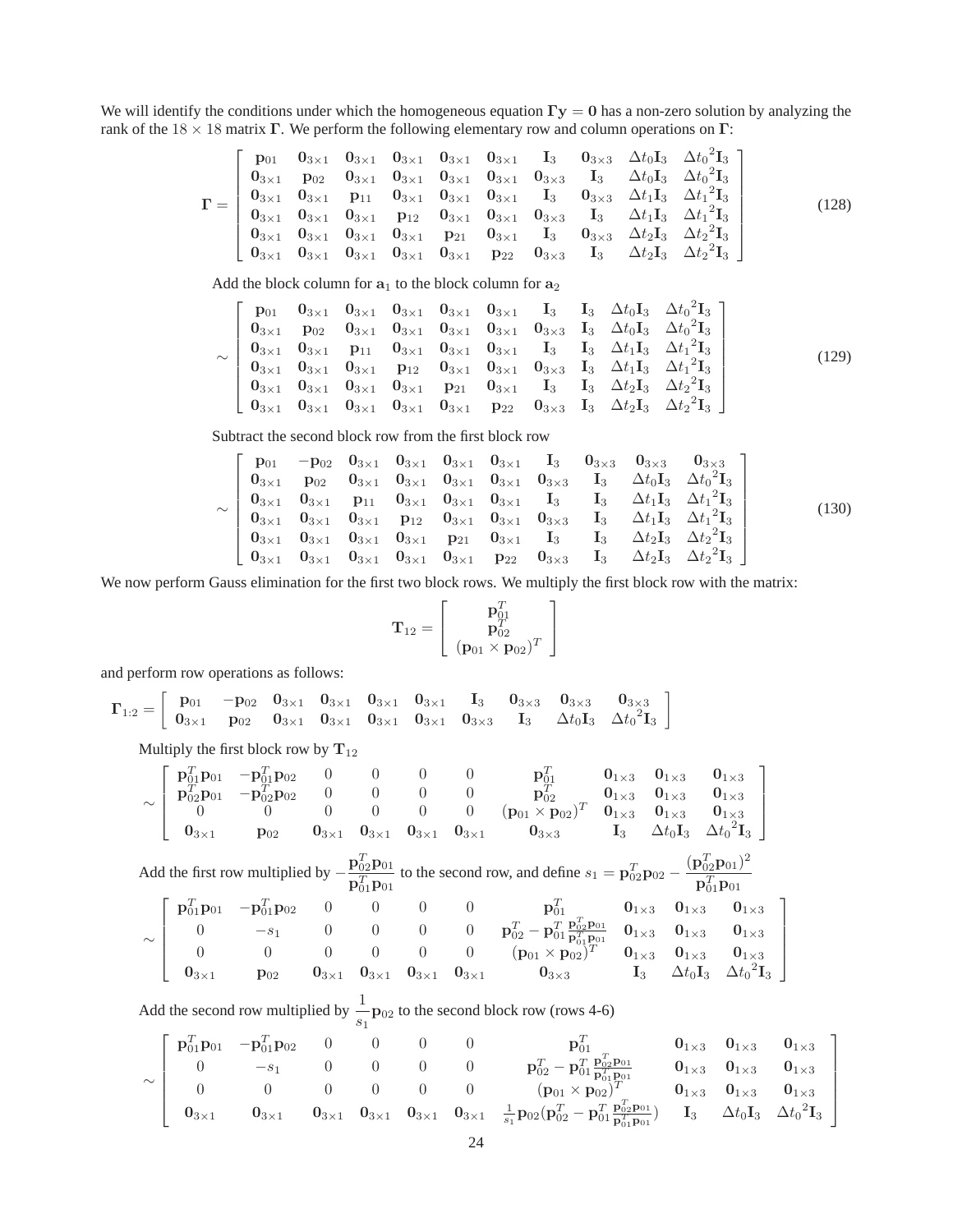We will identify the conditions under which the homogeneous equation $\mathbf{\Gamma y} = \mathbf{0}$ has a non-zero solution by analyzing the rank of the $18 \times 18$ matrix $\mathbf{\Gamma}$. We perform the following elementary row and column operations on $\mathbf{\Gamma}$:

$$
\mathbf{\Gamma} = \begin{bmatrix}
\mathbf{p}_{01} & \mathbf{0}_{3\times1} & \mathbf{0}_{3\times1} & \mathbf{0}_{3\times1} & \mathbf{0}_{3\times1} & \mathbf{0}_{3\times1} & \mathbf{I}_3 & \mathbf{0}_{3\times3} & \Delta t_0 \mathbf{I}_3 & \Delta {t_0}^2 \mathbf{I}_3 \\
\mathbf{0}_{3\times1} & \mathbf{p}_{02} & \mathbf{0}_{3\times1} & \mathbf{0}_{3\times1} & \mathbf{0}_{3\times1} & \mathbf{0}_{3\times1} & \mathbf{0}_{3\times3} & \mathbf{I}_3 & \Delta t_0 \mathbf{I}_3 & \Delta {t_0}^2 \mathbf{I}_3 \\
\mathbf{0}_{3\times1} & \mathbf{0}_{3\times1} & \mathbf{p}_{11} & \mathbf{0}_{3\times1} & \mathbf{0}_{3\times1} & \mathbf{0}_{3\times1} & \mathbf{I}_3 & \mathbf{0}_{3\times3} & \Delta t_1 \mathbf{I}_3 & \Delta {t_1}^2 \mathbf{I}_3 \\
\mathbf{0}_{3\times1} & \mathbf{0}_{3\times1} & \mathbf{0}_{3\times1} & \mathbf{p}_{12} & \mathbf{0}_{3\times1} & \mathbf{0}_{3\times1} & \mathbf{0}_{3\times3} & \mathbf{I}_3 & \Delta t_1 \mathbf{I}_3 & \Delta {t_1}^2 \mathbf{I}_3 \\
\mathbf{0}_{3\times1} & \mathbf{0}_{3\times1} & \mathbf{0}_{3\times1} & \mathbf{0}_{3\times1} & \mathbf{p}_{21} & \mathbf{0}_{3\times1} & \mathbf{I}_3 & \mathbf{0}_{3\times3} & \Delta t_2 \mathbf{I}_3 & \Delta {t_2}^2 \mathbf{I}_3 \\
\mathbf{0}_{3\times1} & \mathbf{0}_{3\times1} & \mathbf{0}_{3\times1} & \mathbf{0}_{3\times1} & \mathbf{0}_{3\times1} & \mathbf{p}_{22} & \mathbf{0}_{3\times3} & \mathbf{I}_3 & \Delta t_2 \mathbf{I}_3 & \Delta {t_2}^2 \mathbf{I}_3
\end{bmatrix} \tag{128}
$$

Add the block column for $\mathbf{a}_1$ to the block column for $\mathbf{a}_2$

$$
\sim \begin{bmatrix}
\mathbf{p}_{01} & \mathbf{0}_{3\times1} & \mathbf{0}_{3\times1} & \mathbf{0}_{3\times1} & \mathbf{0}_{3\times1} & \mathbf{0}_{3\times1} & \mathbf{I}_3 & \mathbf{I}_3 & \Delta t_0 \mathbf{I}_3 & \Delta {t_0}^2 \mathbf{I}_3 \\
\mathbf{0}_{3\times1} & \mathbf{p}_{02} & \mathbf{0}_{3\times1} & \mathbf{0}_{3\times1} & \mathbf{0}_{3\times1} & \mathbf{0}_{3\times1} & \mathbf{0}_{3\times3} & \mathbf{I}_3 & \Delta t_0 \mathbf{I}_3 & \Delta {t_0}^2 \mathbf{I}_3 \\
\mathbf{0}_{3\times1} & \mathbf{0}_{3\times1} & \mathbf{p}_{11} & \mathbf{0}_{3\times1} & \mathbf{0}_{3\times1} & \mathbf{0}_{3\times1} & \mathbf{I}_3 & \mathbf{I}_3 & \Delta t_1 \mathbf{I}_3 & \Delta {t_1}^2 \mathbf{I}_3 \\
\mathbf{0}_{3\times1} & \mathbf{0}_{3\times1} & \mathbf{0}_{3\times1} & \mathbf{p}_{12} & \mathbf{0}_{3\times1} & \mathbf{0}_{3\times1} & \mathbf{0}_{3\times3} & \mathbf{I}_3 & \Delta t_1 \mathbf{I}_3 & \Delta {t_1}^2 \mathbf{I}_3 \\
\mathbf{0}_{3\times1} & \mathbf{0}_{3\times1} & \mathbf{0}_{3\times1} & \mathbf{0}_{3\times1} & \mathbf{p}_{21} & \mathbf{0}_{3\times1} & \mathbf{I}_3 & \mathbf{I}_3 & \Delta t_2 \mathbf{I}_3 & \Delta {t_2}^2 \mathbf{I}_3 \\
\mathbf{0}_{3\times1} & \mathbf{0}_{3\times1} & \mathbf{0}_{3\times1} & \mathbf{0}_{3\times1} & \mathbf{0}_{3\times1} & \mathbf{p}_{22} & \mathbf{0}_{3\times3} & \mathbf{I}_3 & \Delta t_2 \mathbf{I}_3 & \Delta {t_2}^2 \mathbf{I}_3
\end{bmatrix} \tag{129}
$$

Subtract the second block row from the first block row

$$
\sim \begin{bmatrix}
\mathbf{p}_{01} & -\mathbf{p}_{02} & \mathbf{0}_{3\times1} & \mathbf{0}_{3\times1} & \mathbf{0}_{3\times1} & \mathbf{0}_{3\times1} & \mathbf{I}_3 & \mathbf{0}_{3\times3} & \mathbf{0}_{3\times3} & \mathbf{0}_{3\times3} \\
\mathbf{0}_{3\times1} & \mathbf{p}_{02} & \mathbf{0}_{3\times1} & \mathbf{0}_{3\times1} & \mathbf{0}_{3\times1} & \mathbf{0}_{3\times1} & \mathbf{0}_{3\times3} & \mathbf{I}_3 & \Delta t_0 \mathbf{I}_3 & \Delta {t_0}^2 \mathbf{I}_3 \\
\mathbf{0}_{3\times1} & \mathbf{0}_{3\times1} & \mathbf{p}_{11} & \mathbf{0}_{3\times1} & \mathbf{0}_{3\times1} & \mathbf{0}_{3\times1} & \mathbf{I}_3 & \mathbf{I}_3 & \Delta t_1 \mathbf{I}_3 & \Delta {t_1}^2 \mathbf{I}_3 \\
\mathbf{0}_{3\times1} & \mathbf{0}_{3\times1} & \mathbf{0}_{3\times1} & \mathbf{p}_{12} & \mathbf{0}_{3\times1} & \mathbf{0}_{3\times1} & \mathbf{0}_{3\times3} & \mathbf{I}_3 & \Delta t_1 \mathbf{I}_3 & \Delta {t_1}^2 \mathbf{I}_3 \\
\mathbf{0}_{3\times1} & \mathbf{0}_{3\times1} & \mathbf{0}_{3\times1} & \mathbf{0}_{3\times1} & \mathbf{p}_{21} & \mathbf{0}_{3\times1} & \mathbf{I}_3 & \mathbf{I}_3 & \Delta t_2 \mathbf{I}_3 & \Delta {t_2}^2 \mathbf{I}_3 \\
\mathbf{0}_{3\times1} & \mathbf{0}_{3\times1} & \mathbf{0}_{3\times1} & \mathbf{0}_{3\times1} & \mathbf{0}_{3\times1} & \mathbf{p}_{22} & \mathbf{0}_{3\times3} & \mathbf{I}_3 & \Delta t_2 \mathbf{I}_3 & \Delta {t_2}^2 \mathbf{I}_3
\end{bmatrix} \tag{130}
$$

We now perform Gauss elimination for the first two block rows. We multiply the first block row with the matrix:

$$
\mathbf{T}_{12} = \begin{bmatrix} \mathbf{p}_{01}^T \\ \mathbf{p}_{02}^T \\ (\mathbf{p}_{01} \times \mathbf{p}_{02})^T \end{bmatrix}
$$

and perform row operations as follows:

$$
\mathbf{\Gamma}_{1:2} = \begin{bmatrix}
\mathbf{p}_{01} & -\mathbf{p}_{02} & \mathbf{0}_{3\times1} & \mathbf{0}_{3\times1} & \mathbf{0}_{3\times1} & \mathbf{0}_{3\times1} & \mathbf{I}_3 & \mathbf{0}_{3\times3} & \mathbf{0}_{3\times3} & \mathbf{0}_{3\times3} \\
\mathbf{0}_{3\times1} & \mathbf{p}_{02} & \mathbf{0}_{3\times1} & \mathbf{0}_{3\times1} & \mathbf{0}_{3\times1} & \mathbf{0}_{3\times1} & \mathbf{0}_{3\times3} & \mathbf{I}_3 & \Delta t_0 \mathbf{I}_3 & \Delta {t_0}^2 \mathbf{I}_3
\end{bmatrix}
$$

Multiply the first block row by $\mathbf{T}_{12}$

$$
\sim \begin{bmatrix}
\mathbf{p}_{01}^T\mathbf{p}_{01} & -\mathbf{p}_{01}^T\mathbf{p}_{02} & 0 & 0 & 0 & 0 & \mathbf{p}_{01}^T & \mathbf{0}_{1\times3} & \mathbf{0}_{1\times3} & \mathbf{0}_{1\times3} \\
\mathbf{p}_{02}^T\mathbf{p}_{01} & -\mathbf{p}_{02}^T\mathbf{p}_{02} & 0 & 0 & 0 & 0 & \mathbf{p}_{02}^T & \mathbf{0}_{1\times3} & \mathbf{0}_{1\times3} & \mathbf{0}_{1\times3} \\
0 & 0 & 0 & 0 & 0 & 0 & (\mathbf{p}_{01} \times \mathbf{p}_{02})^T & \mathbf{0}_{1\times3} & \mathbf{0}_{1\times3} & \mathbf{0}_{1\times3} \\
\mathbf{0}_{3\times1} & \mathbf{p}_{02} & \mathbf{0}_{3\times1} & \mathbf{0}_{3\times1} & \mathbf{0}_{3\times1} & \mathbf{0}_{3\times1} & \mathbf{0}_{3\times3} & \mathbf{I}_3 & \Delta t_0 \mathbf{I}_3 & \Delta {t_0}^2 \mathbf{I}_3
\end{bmatrix}
$$

Add the first row multiplied by $-\dfrac{\mathbf{p}_{02}^T\mathbf{p}_{01}}{\mathbf{p}_{01}^T\mathbf{p}_{01}}$ to the second row, and define $s_1 = \mathbf{p}_{02}^T\mathbf{p}_{02} - \dfrac{(\mathbf{p}_{02}^T\mathbf{p}_{01})^2}{\mathbf{p}_{01}^T\mathbf{p}_{01}}$

$$
\sim \begin{bmatrix}
\mathbf{p}_{01}^T\mathbf{p}_{01} & -\mathbf{p}_{01}^T\mathbf{p}_{02} & 0 & 0 & 0 & 0 & \mathbf{p}_{01}^T & \mathbf{0}_{1\times3} & \mathbf{0}_{1\times3} & \mathbf{0}_{1\times3} \\
0 & -s_1 & 0 & 0 & 0 & 0 & \mathbf{p}_{02}^T - \mathbf{p}_{01}^T \frac{\mathbf{p}_{02}^T\mathbf{p}_{01}}{\mathbf{p}_{01}^T\mathbf{p}_{01}} & \mathbf{0}_{1\times3} & \mathbf{0}_{1\times3} & \mathbf{0}_{1\times3} \\
0 & 0 & 0 & 0 & 0 & 0 & (\mathbf{p}_{01} \times \mathbf{p}_{02})^T & \mathbf{0}_{1\times3} & \mathbf{0}_{1\times3} & \mathbf{0}_{1\times3} \\
\mathbf{0}_{3\times1} & \mathbf{p}_{02} & \mathbf{0}_{3\times1} & \mathbf{0}_{3\times1} & \mathbf{0}_{3\times1} & \mathbf{0}_{3\times1} & \mathbf{0}_{3\times3} & \mathbf{I}_3 & \Delta t_0 \mathbf{I}_3 & \Delta {t_0}^2 \mathbf{I}_3
\end{bmatrix}
$$

Add the second row multiplied by $\dfrac{1}{s_1}\mathbf{p}_{02}$ to the second block row (rows 4-6)

$$
\sim \begin{bmatrix}
\mathbf{p}_{01}^T\mathbf{p}_{01} & -\mathbf{p}_{01}^T\mathbf{p}_{02} & 0 & 0 & 0 & 0 & \mathbf{p}_{01}^T & \mathbf{0}_{1\times3} & \mathbf{0}_{1\times3} & \mathbf{0}_{1\times3} \\
0 & -s_1 & 0 & 0 & 0 & 0 & \mathbf{p}_{02}^T - \mathbf{p}_{01}^T \frac{\mathbf{p}_{02}^T\mathbf{p}_{01}}{\mathbf{p}_{01}^T\mathbf{p}_{01}} & \mathbf{0}_{1\times3} & \mathbf{0}_{1\times3} & \mathbf{0}_{1\times3} \\
0 & 0 & 0 & 0 & 0 & 0 & (\mathbf{p}_{01} \times \mathbf{p}_{02})^T & \mathbf{0}_{1\times3} & \mathbf{0}_{1\times3} & \mathbf{0}_{1\times3} \\
\mathbf{0}_{3\times1} & \mathbf{0}_{3\times1} & \mathbf{0}_{3\times1} & \mathbf{0}_{3\times1} & \mathbf{0}_{3\times1} & \mathbf{0}_{3\times1} & \frac{1}{s_1}\mathbf{p}_{02}(\mathbf{p}_{02}^T - \mathbf{p}_{01}^T \frac{\mathbf{p}_{02}^T\mathbf{p}_{01}}{\mathbf{p}_{01}^T\mathbf{p}_{01}}) & \mathbf{I}_3 & \Delta t_0 \mathbf{I}_3 & \Delta {t_0}^2 \mathbf{I}_3
\end{bmatrix}
$$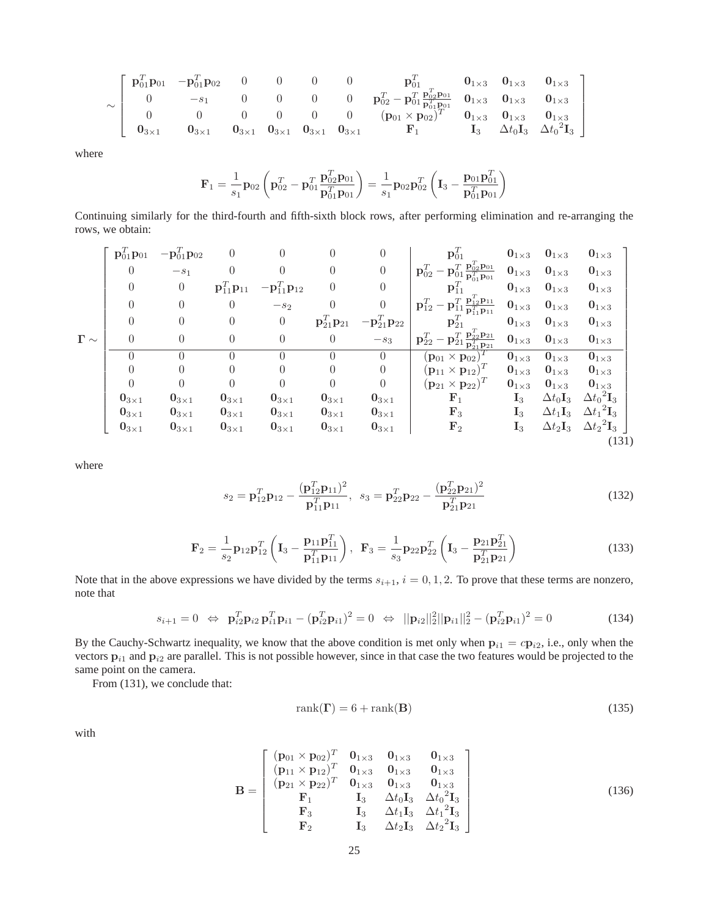$$
\sim \begin{bmatrix}
\mathbf{p}_{01}^T\mathbf{p}_{01} & -\mathbf{p}_{01}^T\mathbf{p}_{02} & 0 & 0 & 0 & 0 & \mathbf{p}_{01}^T & \mathbf{0}_{1\times 3} & \mathbf{0}_{1\times 3} & \mathbf{0}_{1\times 3} \\
0 & -s_1 & 0 & 0 & 0 & 0 & \mathbf{p}_{02}^T - \mathbf{p}_{01}^T\frac{\mathbf{p}_{02}^T\mathbf{p}_{01}}{\mathbf{p}_{01}^T\mathbf{p}_{01}} & \mathbf{0}_{1\times 3} & \mathbf{0}_{1\times 3} & \mathbf{0}_{1\times 3} \\
0 & 0 & 0 & 0 & 0 & 0 & (\mathbf{p}_{01}\times\mathbf{p}_{02})^T & \mathbf{0}_{1\times 3} & \mathbf{0}_{1\times 3} & \mathbf{0}_{1\times 3} \\
\mathbf{0}_{3\times 1} & \mathbf{0}_{3\times 1} & \mathbf{0}_{3\times 1} & \mathbf{0}_{3\times 1} & \mathbf{0}_{3\times 1} & \mathbf{0}_{3\times 1} & \mathbf{F}_1 & \mathbf{I}_3 & \Delta t_0\mathbf{I}_3 & \Delta {t_0}^2\mathbf{I}_3
\end{bmatrix}
$$

where

$$
\mathbf{F}_1 = \frac{1}{s_1}\mathbf{p}_{02}\left(\mathbf{p}_{02}^T - \mathbf{p}_{01}^T\frac{\mathbf{p}_{02}^T\mathbf{p}_{01}}{\mathbf{p}_{01}^T\mathbf{p}_{01}}\right) = \frac{1}{s_1}\mathbf{p}_{02}\mathbf{p}_{02}^T\left(\mathbf{I}_3 - \frac{\mathbf{p}_{01}\mathbf{p}_{01}^T}{\mathbf{p}_{01}^T\mathbf{p}_{01}}\right)
$$

Continuing similarly for the third-fourth and fifth-sixth block rows, after performing elimination and re-arranging the rows, we obtain:

$$
\mathbf{\Gamma} \sim \left[\begin{array}{cccccc|cccc}
\mathbf{p}_{01}^T\mathbf{p}_{01} & -\mathbf{p}_{01}^T\mathbf{p}_{02} & 0 & 0 & 0 & 0 & \mathbf{p}_{01}^T & \mathbf{0}_{1\times 3} & \mathbf{0}_{1\times 3} & \mathbf{0}_{1\times 3} \\
0 & -s_1 & 0 & 0 & 0 & 0 & \mathbf{p}_{02}^T - \mathbf{p}_{01}^T\frac{\mathbf{p}_{02}^T\mathbf{p}_{01}}{\mathbf{p}_{01}^T\mathbf{p}_{01}} & \mathbf{0}_{1\times 3} & \mathbf{0}_{1\times 3} & \mathbf{0}_{1\times 3} \\
0 & 0 & \mathbf{p}_{11}^T\mathbf{p}_{11} & -\mathbf{p}_{11}^T\mathbf{p}_{12} & 0 & 0 & \mathbf{p}_{11}^T & \mathbf{0}_{1\times 3} & \mathbf{0}_{1\times 3} & \mathbf{0}_{1\times 3} \\
0 & 0 & 0 & -s_2 & 0 & 0 & \mathbf{p}_{12}^T - \mathbf{p}_{11}^T\frac{\mathbf{p}_{12}^T\mathbf{p}_{11}}{\mathbf{p}_{11}^T\mathbf{p}_{11}} & \mathbf{0}_{1\times 3} & \mathbf{0}_{1\times 3} & \mathbf{0}_{1\times 3} \\
0 & 0 & 0 & 0 & \mathbf{p}_{21}^T\mathbf{p}_{21} & -\mathbf{p}_{21}^T\mathbf{p}_{22} & \mathbf{p}_{21}^T & \mathbf{0}_{1\times 3} & \mathbf{0}_{1\times 3} & \mathbf{0}_{1\times 3} \\
0 & 0 & 0 & 0 & 0 & -s_3 & \mathbf{p}_{22}^T - \mathbf{p}_{21}^T\frac{\mathbf{p}_{22}^T\mathbf{p}_{21}}{\mathbf{p}_{21}^T\mathbf{p}_{21}} & \mathbf{0}_{1\times 3} & \mathbf{0}_{1\times 3} & \mathbf{0}_{1\times 3} \\
\hline
0 & 0 & 0 & 0 & 0 & 0 & (\mathbf{p}_{01}\times\mathbf{p}_{02})^T & \mathbf{0}_{1\times 3} & \mathbf{0}_{1\times 3} & \mathbf{0}_{1\times 3} \\
0 & 0 & 0 & 0 & 0 & 0 & (\mathbf{p}_{11}\times\mathbf{p}_{12})^T & \mathbf{0}_{1\times 3} & \mathbf{0}_{1\times 3} & \mathbf{0}_{1\times 3} \\
0 & 0 & 0 & 0 & 0 & 0 & (\mathbf{p}_{21}\times\mathbf{p}_{22})^T & \mathbf{0}_{1\times 3} & \mathbf{0}_{1\times 3} & \mathbf{0}_{1\times 3} \\
\mathbf{0}_{3\times 1} & \mathbf{0}_{3\times 1} & \mathbf{0}_{3\times 1} & \mathbf{0}_{3\times 1} & \mathbf{0}_{3\times 1} & \mathbf{0}_{3\times 1} & \mathbf{F}_1 & \mathbf{I}_3 & \Delta t_0\mathbf{I}_3 & \Delta {t_0}^2\mathbf{I}_3 \\
\mathbf{0}_{3\times 1} & \mathbf{0}_{3\times 1} & \mathbf{0}_{3\times 1} & \mathbf{0}_{3\times 1} & \mathbf{0}_{3\times 1} & \mathbf{0}_{3\times 1} & \mathbf{F}_3 & \mathbf{I}_3 & \Delta t_1\mathbf{I}_3 & \Delta {t_1}^2\mathbf{I}_3 \\
\mathbf{0}_{3\times 1} & \mathbf{0}_{3\times 1} & \mathbf{0}_{3\times 1} & \mathbf{0}_{3\times 1} & \mathbf{0}_{3\times 1} & \mathbf{0}_{3\times 1} & \mathbf{F}_2 & \mathbf{I}_3 & \Delta t_2\mathbf{I}_3 & \Delta {t_2}^2\mathbf{I}_3
\end{array}\right] \tag{131}
$$

where

$$
s_2 = \mathbf{p}_{12}^T\mathbf{p}_{12} - \frac{(\mathbf{p}_{12}^T\mathbf{p}_{11})^2}{\mathbf{p}_{11}^T\mathbf{p}_{11}}, \quad s_3 = \mathbf{p}_{22}^T\mathbf{p}_{22} - \frac{(\mathbf{p}_{22}^T\mathbf{p}_{21})^2}{\mathbf{p}_{21}^T\mathbf{p}_{21}} \tag{132}
$$

$$
\mathbf{F}_2 = \frac{1}{s_2}\mathbf{p}_{12}\mathbf{p}_{12}^T\left(\mathbf{I}_3 - \frac{\mathbf{p}_{11}\mathbf{p}_{11}^T}{\mathbf{p}_{11}^T\mathbf{p}_{11}}\right), \quad \mathbf{F}_3 = \frac{1}{s_3}\mathbf{p}_{22}\mathbf{p}_{22}^T\left(\mathbf{I}_3 - \frac{\mathbf{p}_{21}\mathbf{p}_{21}^T}{\mathbf{p}_{21}^T\mathbf{p}_{21}}\right) \tag{133}
$$

Note that in the above expressions we have divided by the terms $s_{i+1}$, $i = 0, 1, 2$. To prove that these terms are nonzero, note that

$$
s_{i+1} = 0 \;\Leftrightarrow\; \mathbf{p}_{i2}^T\mathbf{p}_{i2}\,\mathbf{p}_{i1}^T\mathbf{p}_{i1} - (\mathbf{p}_{i2}^T\mathbf{p}_{i1})^2 = 0 \;\Leftrightarrow\; ||\mathbf{p}_{i2}||_2^2||\mathbf{p}_{i1}||_2^2 - (\mathbf{p}_{i2}^T\mathbf{p}_{i1})^2 = 0 \tag{134}
$$

By the Cauchy-Schwartz inequality, we know that the above condition is met only when $\mathbf{p}_{i1} = c\mathbf{p}_{i2}$, i.e., only when the vectors $\mathbf{p}_{i1}$ and $\mathbf{p}_{i2}$ are parallel. This is not possible however, since in that case the two features would be projected to the same point on the camera.

From (131), we conclude that:

$$
\mathrm{rank}(\mathbf{\Gamma}) = 6 + \mathrm{rank}(\mathbf{B}) \tag{135}
$$

with

$$
\mathbf{B} = \begin{bmatrix}
(\mathbf{p}_{01}\times\mathbf{p}_{02})^T & \mathbf{0}_{1\times 3} & \mathbf{0}_{1\times 3} & \mathbf{0}_{1\times 3} \\
(\mathbf{p}_{11}\times\mathbf{p}_{12})^T & \mathbf{0}_{1\times 3} & \mathbf{0}_{1\times 3} & \mathbf{0}_{1\times 3} \\
(\mathbf{p}_{21}\times\mathbf{p}_{22})^T & \mathbf{0}_{1\times 3} & \mathbf{0}_{1\times 3} & \mathbf{0}_{1\times 3} \\
\mathbf{F}_1 & \mathbf{I}_3 & \Delta t_0\mathbf{I}_3 & \Delta {t_0}^2\mathbf{I}_3 \\
\mathbf{F}_3 & \mathbf{I}_3 & \Delta t_1\mathbf{I}_3 & \Delta {t_1}^2\mathbf{I}_3 \\
\mathbf{F}_2 & \mathbf{I}_3 & \Delta t_2\mathbf{I}_3 & \Delta {t_2}^2\mathbf{I}_3
\end{bmatrix} \tag{136}
$$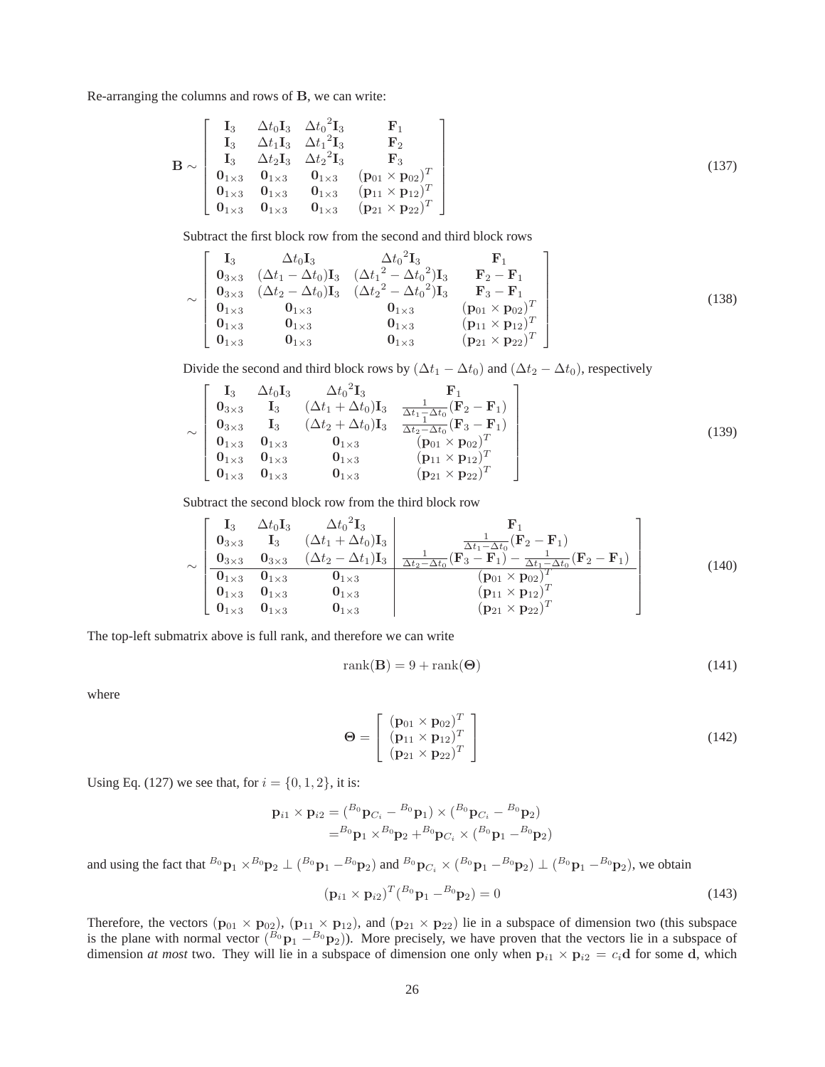Re-arranging the columns and rows of $\mathbf{B}$, we can write:

$$
\mathbf{B} \sim \begin{bmatrix} \mathbf{I}_3 & \Delta t_0 \mathbf{I}_3 & \Delta {t_0}^2 \mathbf{I}_3 & \mathbf{F}_1 \\ \mathbf{I}_3 & \Delta t_1 \mathbf{I}_3 & \Delta {t_1}^2 \mathbf{I}_3 & \mathbf{F}_2 \\ \mathbf{I}_3 & \Delta t_2 \mathbf{I}_3 & \Delta {t_2}^2 \mathbf{I}_3 & \mathbf{F}_3 \\ \mathbf{0}_{1\times 3} & \mathbf{0}_{1\times 3} & \mathbf{0}_{1\times 3} & (\mathbf{p}_{01} \times \mathbf{p}_{02})^T \\ \mathbf{0}_{1\times 3} & \mathbf{0}_{1\times 3} & \mathbf{0}_{1\times 3} & (\mathbf{p}_{11} \times \mathbf{p}_{12})^T \\ \mathbf{0}_{1\times 3} & \mathbf{0}_{1\times 3} & \mathbf{0}_{1\times 3} & (\mathbf{p}_{21} \times \mathbf{p}_{22})^T \end{bmatrix} \tag{137}
$$

Subtract the first block row from the second and third block rows

$$
\sim \begin{bmatrix} \mathbf{I}_3 & \Delta t_0 \mathbf{I}_3 & \Delta {t_0}^2 \mathbf{I}_3 & \mathbf{F}_1 \\ \mathbf{0}_{3\times 3} & (\Delta t_1 - \Delta t_0) \mathbf{I}_3 & ({\Delta t_1}^2 - {\Delta t_0}^2) \mathbf{I}_3 & \mathbf{F}_2 - \mathbf{F}_1 \\ \mathbf{0}_{3\times 3} & (\Delta t_2 - \Delta t_0) \mathbf{I}_3 & ({\Delta t_2}^2 - {\Delta t_0}^2) \mathbf{I}_3 & \mathbf{F}_3 - \mathbf{F}_1 \\ \mathbf{0}_{1\times 3} & \mathbf{0}_{1\times 3} & \mathbf{0}_{1\times 3} & (\mathbf{p}_{01} \times \mathbf{p}_{02})^T \\ \mathbf{0}_{1\times 3} & \mathbf{0}_{1\times 3} & \mathbf{0}_{1\times 3} & (\mathbf{p}_{11} \times \mathbf{p}_{12})^T \\ \mathbf{0}_{1\times 3} & \mathbf{0}_{1\times 3} & \mathbf{0}_{1\times 3} & (\mathbf{p}_{21} \times \mathbf{p}_{22})^T \end{bmatrix} \tag{138}
$$

Divide the second and third block rows by $(\Delta t_1 - \Delta t_0)$ and $(\Delta t_2 - \Delta t_0)$, respectively

$$
\sim \begin{bmatrix} \mathbf{I}_3 & \Delta t_0 \mathbf{I}_3 & \Delta {t_0}^2 \mathbf{I}_3 & \mathbf{F}_1 \\ \mathbf{0}_{3\times 3} & \mathbf{I}_3 & (\Delta t_1 + \Delta t_0) \mathbf{I}_3 & \frac{1}{\Delta t_1 - \Delta t_0}(\mathbf{F}_2 - \mathbf{F}_1) \\ \mathbf{0}_{3\times 3} & \mathbf{I}_3 & (\Delta t_2 + \Delta t_0) \mathbf{I}_3 & \frac{1}{\Delta t_2 - \Delta t_0}(\mathbf{F}_3 - \mathbf{F}_1) \\ \mathbf{0}_{1\times 3} & \mathbf{0}_{1\times 3} & \mathbf{0}_{1\times 3} & (\mathbf{p}_{01} \times \mathbf{p}_{02})^T \\ \mathbf{0}_{1\times 3} & \mathbf{0}_{1\times 3} & \mathbf{0}_{1\times 3} & (\mathbf{p}_{11} \times \mathbf{p}_{12})^T \\ \mathbf{0}_{1\times 3} & \mathbf{0}_{1\times 3} & \mathbf{0}_{1\times 3} & (\mathbf{p}_{21} \times \mathbf{p}_{22})^T \end{bmatrix} \tag{139}
$$

Subtract the second block row from the third block row

$$
\sim \left[\begin{array}{ccc|c} \mathbf{I}_3 & \Delta t_0 \mathbf{I}_3 & \Delta {t_0}^2 \mathbf{I}_3 & \mathbf{F}_1 \\ \mathbf{0}_{3\times 3} & \mathbf{I}_3 & (\Delta t_1 + \Delta t_0) \mathbf{I}_3 & \frac{1}{\Delta t_1 - \Delta t_0}(\mathbf{F}_2 - \mathbf{F}_1) \\ \mathbf{0}_{3\times 3} & \mathbf{0}_{3\times 3} & (\Delta t_2 - \Delta t_1) \mathbf{I}_3 & \frac{1}{\Delta t_2 - \Delta t_0}(\mathbf{F}_3 - \mathbf{F}_1) - \frac{1}{\Delta t_1 - \Delta t_0}(\mathbf{F}_2 - \mathbf{F}_1) \\ \hline \mathbf{0}_{1\times 3} & \mathbf{0}_{1\times 3} & \mathbf{0}_{1\times 3} & (\mathbf{p}_{01} \times \mathbf{p}_{02})^T \\ \mathbf{0}_{1\times 3} & \mathbf{0}_{1\times 3} & \mathbf{0}_{1\times 3} & (\mathbf{p}_{11} \times \mathbf{p}_{12})^T \\ \mathbf{0}_{1\times 3} & \mathbf{0}_{1\times 3} & \mathbf{0}_{1\times 3} & (\mathbf{p}_{21} \times \mathbf{p}_{22})^T \end{array}\right] \tag{140}
$$

The top-left submatrix above is full rank, and therefore we can write

$$
\text{rank}(\mathbf{B}) = 9 + \text{rank}(\mathbf{\Theta}) \tag{141}
$$

where

$$
\mathbf{\Theta} = \begin{bmatrix} (\mathbf{p}_{01} \times \mathbf{p}_{02})^T \\ (\mathbf{p}_{11} \times \mathbf{p}_{12})^T \\ (\mathbf{p}_{21} \times \mathbf{p}_{22})^T \end{bmatrix} \tag{142}
$$

Using Eq. (127) we see that, for $i = \{0, 1, 2\}$, it is:

$$
\begin{aligned}
\mathbf{p}_{i1} \times \mathbf{p}_{i2} &= ({}^{B_0}\mathbf{p}_{C_i} - {}^{B_0}\mathbf{p}_1) \times ({}^{B_0}\mathbf{p}_{C_i} - {}^{B_0}\mathbf{p}_2) \\
&= {}^{B_0}\mathbf{p}_1 \times {}^{B_0}\mathbf{p}_2 + {}^{B_0}\mathbf{p}_{C_i} \times ({}^{B_0}\mathbf{p}_1 - {}^{B_0}\mathbf{p}_2)
\end{aligned}
$$

and using the fact that ${}^{B_0}\mathbf{p}_1 \times {}^{B_0}\mathbf{p}_2 \perp ({}^{B_0}\mathbf{p}_1 - {}^{B_0}\mathbf{p}_2)$ and ${}^{B_0}\mathbf{p}_{C_i} \times ({}^{B_0}\mathbf{p}_1 - {}^{B_0}\mathbf{p}_2) \perp ({}^{B_0}\mathbf{p}_1 - {}^{B_0}\mathbf{p}_2)$, we obtain

$$
(\mathbf{p}_{i1} \times \mathbf{p}_{i2})^T ({}^{B_0}\mathbf{p}_1 - {}^{B_0}\mathbf{p}_2) = 0 \tag{143}
$$

Therefore, the vectors $(\mathbf{p}_{01} \times \mathbf{p}_{02})$, $(\mathbf{p}_{11} \times \mathbf{p}_{12})$, and $(\mathbf{p}_{21} \times \mathbf{p}_{22})$ lie in a subspace of dimension two (this subspace is the plane with normal vector $({}^{B_0}\mathbf{p}_1 - {}^{B_0}\mathbf{p}_2)$). More precisely, we have proven that the vectors lie in a subspace of dimension *at most* two. They will lie in a subspace of dimension one only when $\mathbf{p}_{i1} \times \mathbf{p}_{i2} = c_i \mathbf{d}$ for some $\mathbf{d}$, which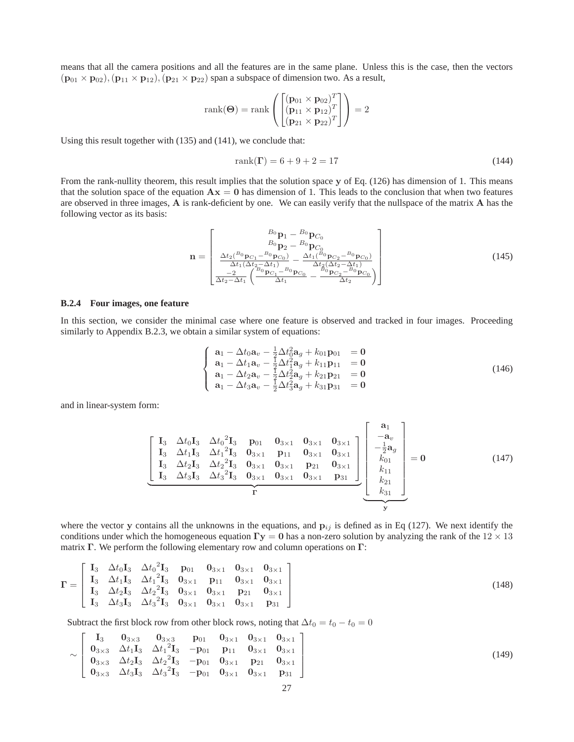means that all the camera positions and all the features are in the same plane. Unless this is the case, then the vectors $(\mathbf{p}_{01} \times \mathbf{p}_{02}), (\mathbf{p}_{11} \times \mathbf{p}_{12}), (\mathbf{p}_{21} \times \mathbf{p}_{22})$ span a subspace of dimension two. As a result,

$$
\text{rank}(\mathbf{\Theta}) = \text{rank}\left(\begin{bmatrix} (\mathbf{p}_{01} \times \mathbf{p}_{02})^T \\ (\mathbf{p}_{11} \times \mathbf{p}_{12})^T \\ (\mathbf{p}_{21} \times \mathbf{p}_{22})^T \end{bmatrix}\right) = 2
$$

Using this result together with (135) and (141), we conclude that:

$$
\text{rank}(\mathbf{\Gamma}) = 6 + 9 + 2 = 17 \tag{144}
$$

From the rank-nullity theorem, this result implies that the solution space $\mathbf{y}$ of Eq. (126) has dimension of 1. This means that the solution space of the equation $\mathbf{A}\mathbf{x} = \mathbf{0}$ has dimension of 1. This leads to the conclusion that when two features are observed in three images, $\mathbf{A}$ is rank-deficient by one. We can easily verify that the nullspace of the matrix $\mathbf{A}$ has the following vector as its basis:

$$
\mathbf{n} = \begin{bmatrix} {}^{B_0}\mathbf{p}_1 - {}^{B_0}\mathbf{p}_{C_0} \\ {}^{B_0}\mathbf{p}_2 - {}^{B_0}\mathbf{p}_{C_0} \\ \frac{\Delta t_2({}^{B_0}\mathbf{p}_{C_1} - {}^{B_0}\mathbf{p}_{C_0})}{\Delta t_1(\Delta t_2 - \Delta t_1)} - \frac{\Delta t_1({}^{B_0}\mathbf{p}_{C_2} - {}^{B_0}\mathbf{p}_{C_0})}{\Delta t_2(\Delta t_2 - \Delta t_1)} \\ \frac{-2}{\Delta t_2 - \Delta t_1}\left(\frac{{}^{B_0}\mathbf{p}_{C_1} - {}^{B_0}\mathbf{p}_{C_0}}{\Delta t_1} - \frac{{}^{B_0}\mathbf{p}_{C_2} - {}^{B_0}\mathbf{p}_{C_0}}{\Delta t_2}\right) \end{bmatrix} \tag{145}
$$

### B.2.4 Four images, one feature

In this section, we consider the minimal case where one feature is observed and tracked in four images. Proceeding similarly to Appendix B.2.3, we obtain a similar system of equations:

$$
\begin{cases} \mathbf{a}_1 - \Delta t_0 \mathbf{a}_v - \frac{1}{2}\Delta t_0^2 \mathbf{a}_g + k_{01}\mathbf{p}_{01} &= \mathbf{0} \\ \mathbf{a}_1 - \Delta t_1 \mathbf{a}_v - \frac{1}{2}\Delta t_1^2 \mathbf{a}_g + k_{11}\mathbf{p}_{11} &= \mathbf{0} \\ \mathbf{a}_1 - \Delta t_2 \mathbf{a}_v - \frac{1}{2}\Delta t_2^2 \mathbf{a}_g + k_{21}\mathbf{p}_{21} &= \mathbf{0} \\ \mathbf{a}_1 - \Delta t_3 \mathbf{a}_v - \frac{1}{2}\Delta t_3^2 \mathbf{a}_g + k_{31}\mathbf{p}_{31} &= \mathbf{0} \end{cases} \tag{146}
$$

and in linear-system form:

$$
\underbrace{\begin{bmatrix} \mathbf{I}_3 & \Delta t_0 \mathbf{I}_3 & {\Delta t_0}^2 \mathbf{I}_3 & \mathbf{p}_{01} & \mathbf{0}_{3\times 1} & \mathbf{0}_{3\times 1} & \mathbf{0}_{3\times 1} \\ \mathbf{I}_3 & \Delta t_1 \mathbf{I}_3 & {\Delta t_1}^2 \mathbf{I}_3 & \mathbf{0}_{3\times 1} & \mathbf{p}_{11} & \mathbf{0}_{3\times 1} & \mathbf{0}_{3\times 1} \\ \mathbf{I}_3 & \Delta t_2 \mathbf{I}_3 & {\Delta t_2}^2 \mathbf{I}_3 & \mathbf{0}_{3\times 1} & \mathbf{0}_{3\times 1} & \mathbf{p}_{21} & \mathbf{0}_{3\times 1} \\ \mathbf{I}_3 & \Delta t_3 \mathbf{I}_3 & {\Delta t_3}^2 \mathbf{I}_3 & \mathbf{0}_{3\times 1} & \mathbf{0}_{3\times 1} & \mathbf{0}_{3\times 1} & \mathbf{p}_{31} \end{bmatrix}}_{\mathbf{\Gamma}} \underbrace{\begin{bmatrix} \mathbf{a}_1 \\ -\mathbf{a}_v \\ -\frac{1}{2}\mathbf{a}_g \\ k_{01} \\ k_{11} \\ k_{21} \\ k_{31} \end{bmatrix}}_{\mathbf{y}} = \mathbf{0} \tag{147}
$$

where the vector $\mathbf{y}$ contains all the unknowns in the equations, and $\mathbf{p}_{ij}$ is defined as in Eq (127). We next identify the conditions under which the homogeneous equation $\mathbf{\Gamma}\mathbf{y} = \mathbf{0}$ has a non-zero solution by analyzing the rank of the $12 \times 13$ matrix $\mathbf{\Gamma}$. We perform the following elementary row and column operations on $\mathbf{\Gamma}$:

$$
\mathbf{\Gamma} = \begin{bmatrix} \mathbf{I}_3 & \Delta t_0 \mathbf{I}_3 & {\Delta t_0}^2 \mathbf{I}_3 & \mathbf{p}_{01} & \mathbf{0}_{3\times 1} & \mathbf{0}_{3\times 1} & \mathbf{0}_{3\times 1} \\ \mathbf{I}_3 & \Delta t_1 \mathbf{I}_3 & {\Delta t_1}^2 \mathbf{I}_3 & \mathbf{0}_{3\times 1} & \mathbf{p}_{11} & \mathbf{0}_{3\times 1} & \mathbf{0}_{3\times 1} \\ \mathbf{I}_3 & \Delta t_2 \mathbf{I}_3 & {\Delta t_2}^2 \mathbf{I}_3 & \mathbf{0}_{3\times 1} & \mathbf{0}_{3\times 1} & \mathbf{p}_{21} & \mathbf{0}_{3\times 1} \\ \mathbf{I}_3 & \Delta t_3 \mathbf{I}_3 & {\Delta t_3}^2 \mathbf{I}_3 & \mathbf{0}_{3\times 1} & \mathbf{0}_{3\times 1} & \mathbf{0}_{3\times 1} & \mathbf{p}_{31} \end{bmatrix} \tag{148}
$$

Subtract the first block row from other block rows, noting that $\Delta t_0 = t_0 - t_0 = 0$

$$
\sim \begin{bmatrix} \mathbf{I}_3 & \mathbf{0}_{3\times 3} & \mathbf{0}_{3\times 3} & \mathbf{p}_{01} & \mathbf{0}_{3\times 1} & \mathbf{0}_{3\times 1} & \mathbf{0}_{3\times 1} \\ \mathbf{0}_{3\times 3} & \Delta t_1 \mathbf{I}_3 & {\Delta t_1}^2 \mathbf{I}_3 & -\mathbf{p}_{01} & \mathbf{p}_{11} & \mathbf{0}_{3\times 1} & \mathbf{0}_{3\times 1} \\ \mathbf{0}_{3\times 3} & \Delta t_2 \mathbf{I}_3 & {\Delta t_2}^2 \mathbf{I}_3 & -\mathbf{p}_{01} & \mathbf{0}_{3\times 1} & \mathbf{p}_{21} & \mathbf{0}_{3\times 1} \\ \mathbf{0}_{3\times 3} & \Delta t_3 \mathbf{I}_3 & {\Delta t_3}^2 \mathbf{I}_3 & -\mathbf{p}_{01} & \mathbf{0}_{3\times 1} & \mathbf{0}_{3\times 1} & \mathbf{p}_{31} \end{bmatrix} \tag{149}
$$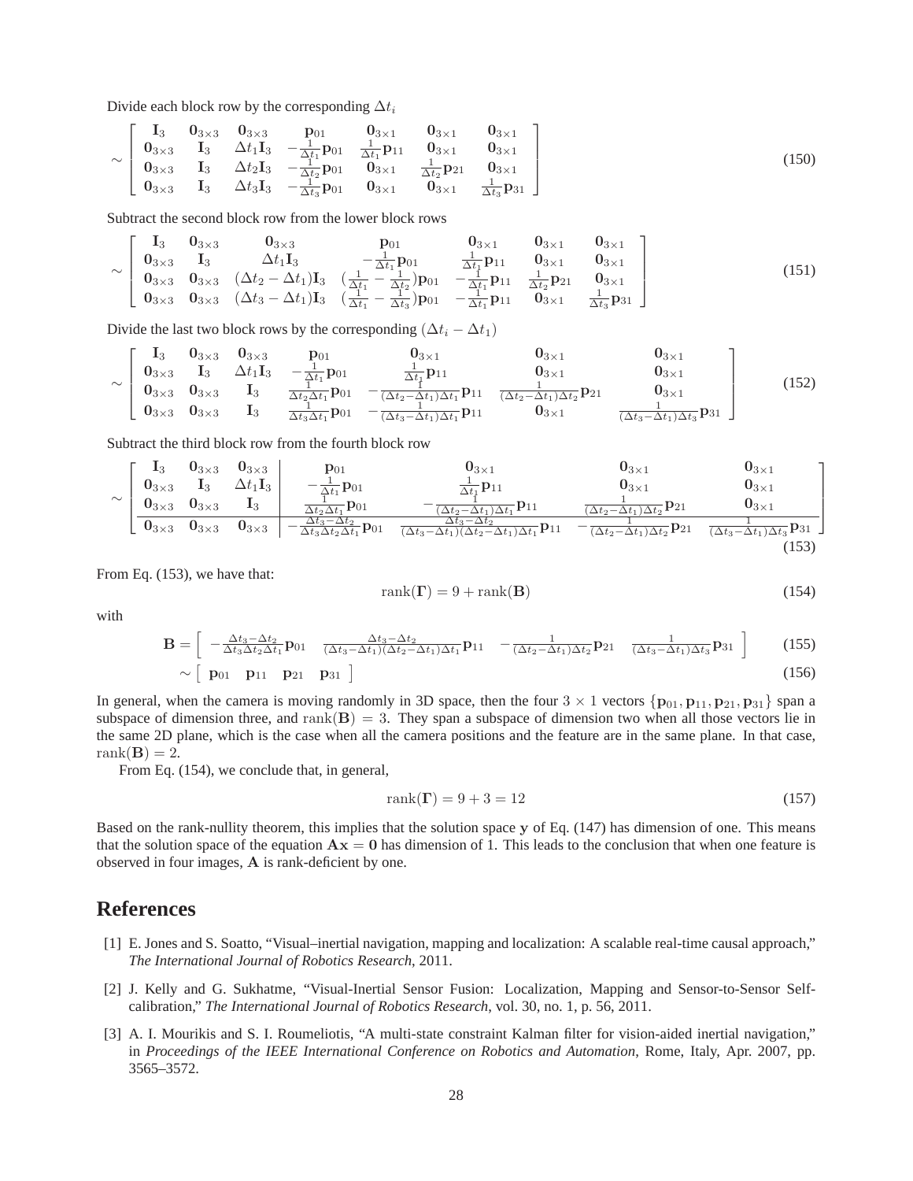Divide each block row by the corresponding $\Delta t_i$

$$
\sim \begin{bmatrix} \mathbf{I}_3 & \mathbf{0}_{3\times3} & \mathbf{0}_{3\times3} & \mathbf{p}_{01} & \mathbf{0}_{3\times1} & \mathbf{0}_{3\times1} & \mathbf{0}_{3\times1} \\ \mathbf{0}_{3\times3} & \mathbf{I}_3 & \Delta t_1 \mathbf{I}_3 & -\frac{1}{\Delta t_1}\mathbf{p}_{01} & \frac{1}{\Delta t_1}\mathbf{p}_{11} & \mathbf{0}_{3\times1} & \mathbf{0}_{3\times1} \\ \mathbf{0}_{3\times3} & \mathbf{I}_3 & \Delta t_2 \mathbf{I}_3 & -\frac{1}{\Delta t_2}\mathbf{p}_{01} & \mathbf{0}_{3\times1} & \frac{1}{\Delta t_2}\mathbf{p}_{21} & \mathbf{0}_{3\times1} \\ \mathbf{0}_{3\times3} & \mathbf{I}_3 & \Delta t_3 \mathbf{I}_3 & -\frac{1}{\Delta t_3}\mathbf{p}_{01} & \mathbf{0}_{3\times1} & \mathbf{0}_{3\times1} & \frac{1}{\Delta t_3}\mathbf{p}_{31} \end{bmatrix} \tag{150}
$$

Subtract the second block row from the lower block rows

$$
\sim \begin{bmatrix} \mathbf{I}_3 & \mathbf{0}_{3\times3} & \mathbf{0}_{3\times3} & \mathbf{p}_{01} & \mathbf{0}_{3\times1} & \mathbf{0}_{3\times1} & \mathbf{0}_{3\times1} \\ \mathbf{0}_{3\times3} & \mathbf{I}_3 & \Delta t_1 \mathbf{I}_3 & -\frac{1}{\Delta t_1}\mathbf{p}_{01} & \frac{1}{\Delta t_1}\mathbf{p}_{11} & \mathbf{0}_{3\times1} & \mathbf{0}_{3\times1} \\ \mathbf{0}_{3\times3} & \mathbf{0}_{3\times3} & (\Delta t_2 - \Delta t_1)\mathbf{I}_3 & (\frac{1}{\Delta t_1} - \frac{1}{\Delta t_2})\mathbf{p}_{01} & -\frac{1}{\Delta t_1}\mathbf{p}_{11} & \frac{1}{\Delta t_2}\mathbf{p}_{21} & \mathbf{0}_{3\times1} \\ \mathbf{0}_{3\times3} & \mathbf{0}_{3\times3} & (\Delta t_3 - \Delta t_1)\mathbf{I}_3 & (\frac{1}{\Delta t_1} - \frac{1}{\Delta t_3})\mathbf{p}_{01} & -\frac{1}{\Delta t_1}\mathbf{p}_{11} & \mathbf{0}_{3\times1} & \frac{1}{\Delta t_3}\mathbf{p}_{31} \end{bmatrix} \tag{151}
$$

Divide the last two block rows by the corresponding $(\Delta t_i - \Delta t_1)$

$$
\sim \begin{bmatrix} \mathbf{I}_3 & \mathbf{0}_{3\times3} & \mathbf{0}_{3\times3} & \mathbf{p}_{01} & \mathbf{0}_{3\times1} & \mathbf{0}_{3\times1} & \mathbf{0}_{3\times1} \\ \mathbf{0}_{3\times3} & \mathbf{I}_3 & \Delta t_1 \mathbf{I}_3 & -\frac{1}{\Delta t_1}\mathbf{p}_{01} & \frac{1}{\Delta t_1}\mathbf{p}_{11} & \mathbf{0}_{3\times1} & \mathbf{0}_{3\times1} \\ \mathbf{0}_{3\times3} & \mathbf{0}_{3\times3} & \mathbf{I}_3 & \frac{1}{\Delta t_2 \Delta t_1}\mathbf{p}_{01} & -\frac{1}{(\Delta t_2 - \Delta t_1)\Delta t_1}\mathbf{p}_{11} & \frac{1}{(\Delta t_2 - \Delta t_1)\Delta t_2}\mathbf{p}_{21} & \mathbf{0}_{3\times1} \\ \mathbf{0}_{3\times3} & \mathbf{0}_{3\times3} & \mathbf{I}_3 & \frac{1}{\Delta t_3 \Delta t_1}\mathbf{p}_{01} & -\frac{1}{(\Delta t_3 - \Delta t_1)\Delta t_1}\mathbf{p}_{11} & \mathbf{0}_{3\times1} & \frac{1}{(\Delta t_3 - \Delta t_1)\Delta t_3}\mathbf{p}_{31} \end{bmatrix} \tag{152}
$$

Subtract the third block row from the fourth block row

$$
\sim \left[\begin{array}{ccc|cccc} \mathbf{I}_3 & \mathbf{0}_{3\times3} & \mathbf{0}_{3\times3} & \mathbf{p}_{01} & \mathbf{0}_{3\times1} & \mathbf{0}_{3\times1} & \mathbf{0}_{3\times1} \\ \mathbf{0}_{3\times3} & \mathbf{I}_3 & \Delta t_1 \mathbf{I}_3 & -\frac{1}{\Delta t_1}\mathbf{p}_{01} & \frac{1}{\Delta t_1}\mathbf{p}_{11} & \mathbf{0}_{3\times1} & \mathbf{0}_{3\times1} \\ \mathbf{0}_{3\times3} & \mathbf{0}_{3\times3} & \mathbf{I}_3 & \frac{1}{\Delta t_2 \Delta t_1}\mathbf{p}_{01} & -\frac{1}{(\Delta t_2 - \Delta t_1)\Delta t_1}\mathbf{p}_{11} & \frac{1}{(\Delta t_2 - \Delta t_1)\Delta t_2}\mathbf{p}_{21} & \mathbf{0}_{3\times1} \\ \hline \mathbf{0}_{3\times3} & \mathbf{0}_{3\times3} & \mathbf{0}_{3\times3} & -\frac{\Delta t_3 - \Delta t_2}{\Delta t_3 \Delta t_2 \Delta t_1}\mathbf{p}_{01} & \frac{\Delta t_3 - \Delta t_2}{(\Delta t_3 - \Delta t_1)(\Delta t_2 - \Delta t_1)\Delta t_1}\mathbf{p}_{11} & -\frac{1}{(\Delta t_2 - \Delta t_1)\Delta t_2}\mathbf{p}_{21} & \frac{1}{(\Delta t_3 - \Delta t_1)\Delta t_3}\mathbf{p}_{31} \end{array}\right] \tag{153}
$$

From Eq. (153), we have that:

$$
\text{rank}(\mathbf{\Gamma}) = 9 + \text{rank}(\mathbf{B}) \tag{154}
$$

with

$$
\mathbf{B} = \begin{bmatrix} -\frac{\Delta t_3 - \Delta t_2}{\Delta t_3 \Delta t_2 \Delta t_1}\mathbf{p}_{01} & \frac{\Delta t_3 - \Delta t_2}{(\Delta t_3 - \Delta t_1)(\Delta t_2 - \Delta t_1)\Delta t_1}\mathbf{p}_{11} & -\frac{1}{(\Delta t_2 - \Delta t_1)\Delta t_2}\mathbf{p}_{21} & \frac{1}{(\Delta t_3 - \Delta t_1)\Delta t_3}\mathbf{p}_{31} \end{bmatrix} \tag{155}
$$

$$
\sim \begin{bmatrix} \mathbf{p}_{01} & \mathbf{p}_{11} & \mathbf{p}_{21} & \mathbf{p}_{31} \end{bmatrix} \tag{156}
$$

In general, when the camera is moving randomly in 3D space, then the four $3 \times 1$ vectors $\{\mathbf{p}_{01}, \mathbf{p}_{11}, \mathbf{p}_{21}, \mathbf{p}_{31}\}$ span a subspace of dimension three, and $\text{rank}(\mathbf{B}) = 3$. They span a subspace of dimension two when all those vectors lie in the same 2D plane, which is the case when all the camera positions and the feature are in the same plane. In that case, $\text{rank}(\mathbf{B}) = 2$.

From Eq. (154), we conclude that, in general,

$$
\text{rank}(\mathbf{\Gamma}) = 9 + 3 = 12 \tag{157}
$$

Based on the rank-nullity theorem, this implies that the solution space $\mathbf{y}$ of Eq. (147) has dimension of one. This means that the solution space of the equation $\mathbf{A}\mathbf{x} = \mathbf{0}$ has dimension of 1. This leads to the conclusion that when one feature is observed in four images, $\mathbf{A}$ is rank-deficient by one.

# References

[1] E. Jones and S. Soatto, "Visual–inertial navigation, mapping and localization: A scalable real-time causal approach," *The International Journal of Robotics Research*, 2011.

[2] J. Kelly and G. Sukhatme, "Visual-Inertial Sensor Fusion: Localization, Mapping and Sensor-to-Sensor Self-calibration," *The International Journal of Robotics Research*, vol. 30, no. 1, p. 56, 2011.

[3] A. I. Mourikis and S. I. Roumeliotis, "A multi-state constraint Kalman filter for vision-aided inertial navigation," in *Proceedings of the IEEE International Conference on Robotics and Automation*, Rome, Italy, Apr. 2007, pp. 3565–3572.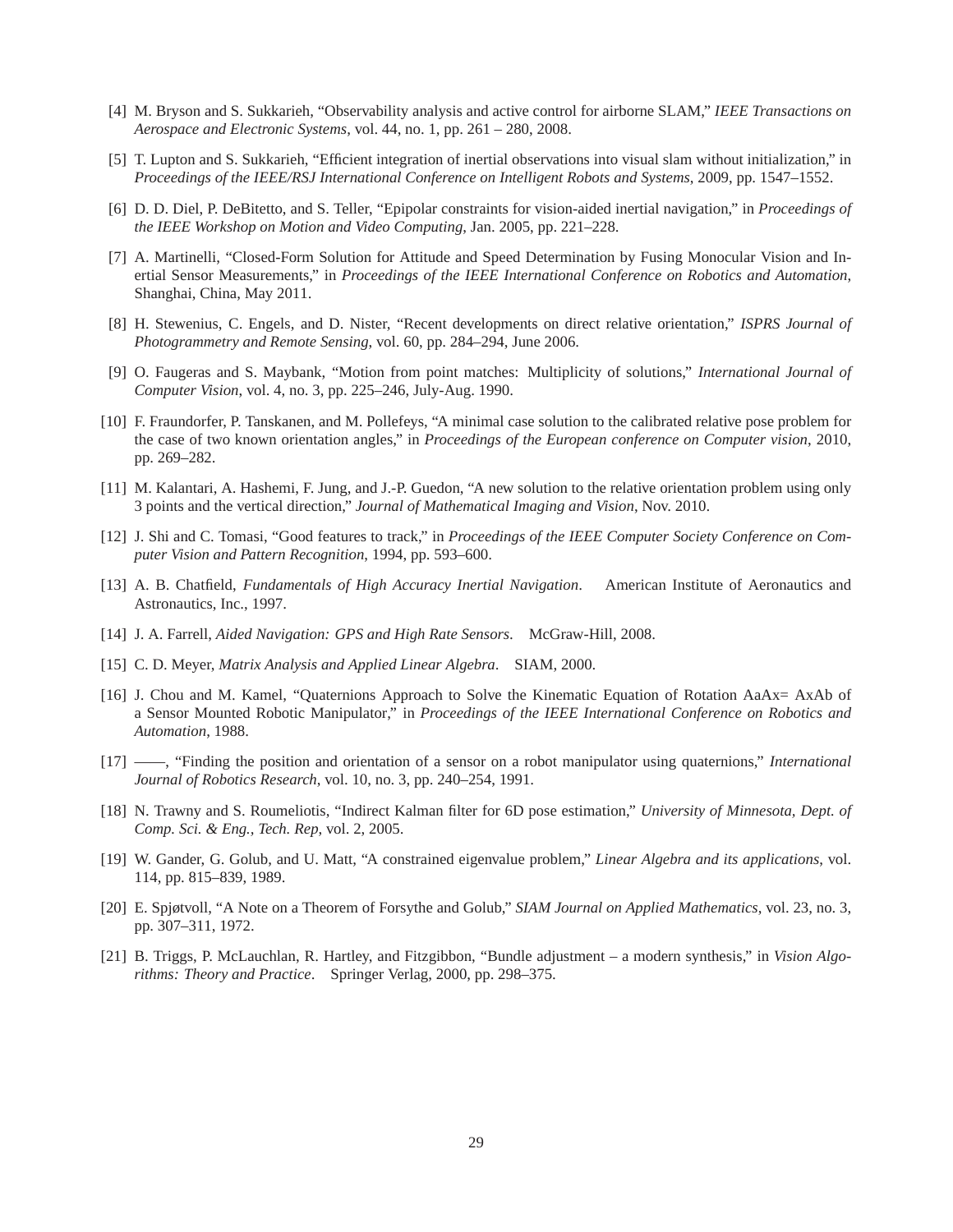[4] M. Bryson and S. Sukkarieh, “Observability analysis and active control for airborne SLAM,” *IEEE Transactions on Aerospace and Electronic Systems*, vol. 44, no. 1, pp. 261 – 280, 2008.

[5] T. Lupton and S. Sukkarieh, “Efficient integration of inertial observations into visual slam without initialization,” in *Proceedings of the IEEE/RSJ International Conference on Intelligent Robots and Systems*, 2009, pp. 1547–1552.

[6] D. D. Diel, P. DeBitetto, and S. Teller, “Epipolar constraints for vision-aided inertial navigation,” in *Proceedings of the IEEE Workshop on Motion and Video Computing*, Jan. 2005, pp. 221–228.

[7] A. Martinelli, “Closed-Form Solution for Attitude and Speed Determination by Fusing Monocular Vision and Inertial Sensor Measurements,” in *Proceedings of the IEEE International Conference on Robotics and Automation*, Shanghai, China, May 2011.

[8] H. Stewenius, C. Engels, and D. Nister, “Recent developments on direct relative orientation,” *ISPRS Journal of Photogrammetry and Remote Sensing*, vol. 60, pp. 284–294, June 2006.

[9] O. Faugeras and S. Maybank, “Motion from point matches: Multiplicity of solutions,” *International Journal of Computer Vision*, vol. 4, no. 3, pp. 225–246, July-Aug. 1990.

[10] F. Fraundorfer, P. Tanskanen, and M. Pollefeys, “A minimal case solution to the calibrated relative pose problem for the case of two known orientation angles,” in *Proceedings of the European conference on Computer vision*, 2010, pp. 269–282.

[11] M. Kalantari, A. Hashemi, F. Jung, and J.-P. Guedon, “A new solution to the relative orientation problem using only 3 points and the vertical direction,” *Journal of Mathematical Imaging and Vision*, Nov. 2010.

[12] J. Shi and C. Tomasi, “Good features to track,” in *Proceedings of the IEEE Computer Society Conference on Computer Vision and Pattern Recognition*, 1994, pp. 593–600.

[13] A. B. Chatfield, *Fundamentals of High Accuracy Inertial Navigation*. American Institute of Aeronautics and Astronautics, Inc., 1997.

[14] J. A. Farrell, *Aided Navigation: GPS and High Rate Sensors*. McGraw-Hill, 2008.

[15] C. D. Meyer, *Matrix Analysis and Applied Linear Algebra*. SIAM, 2000.

[16] J. Chou and M. Kamel, “Quaternions Approach to Solve the Kinematic Equation of Rotation AaAx= AxAb of a Sensor Mounted Robotic Manipulator,” in *Proceedings of the IEEE International Conference on Robotics and Automation*, 1988.

[17] ——, “Finding the position and orientation of a sensor on a robot manipulator using quaternions,” *International Journal of Robotics Research*, vol. 10, no. 3, pp. 240–254, 1991.

[18] N. Trawny and S. Roumeliotis, “Indirect Kalman filter for 6D pose estimation,” *University of Minnesota, Dept. of Comp. Sci. & Eng., Tech. Rep*, vol. 2, 2005.

[19] W. Gander, G. Golub, and U. Matt, “A constrained eigenvalue problem,” *Linear Algebra and its applications*, vol. 114, pp. 815–839, 1989.

[20] E. Spjøtvoll, “A Note on a Theorem of Forsythe and Golub,” *SIAM Journal on Applied Mathematics*, vol. 23, no. 3, pp. 307–311, 1972.

[21] B. Triggs, P. McLauchlan, R. Hartley, and Fitzgibbon, “Bundle adjustment – a modern synthesis,” in *Vision Algorithms: Theory and Practice*. Springer Verlag, 2000, pp. 298–375.